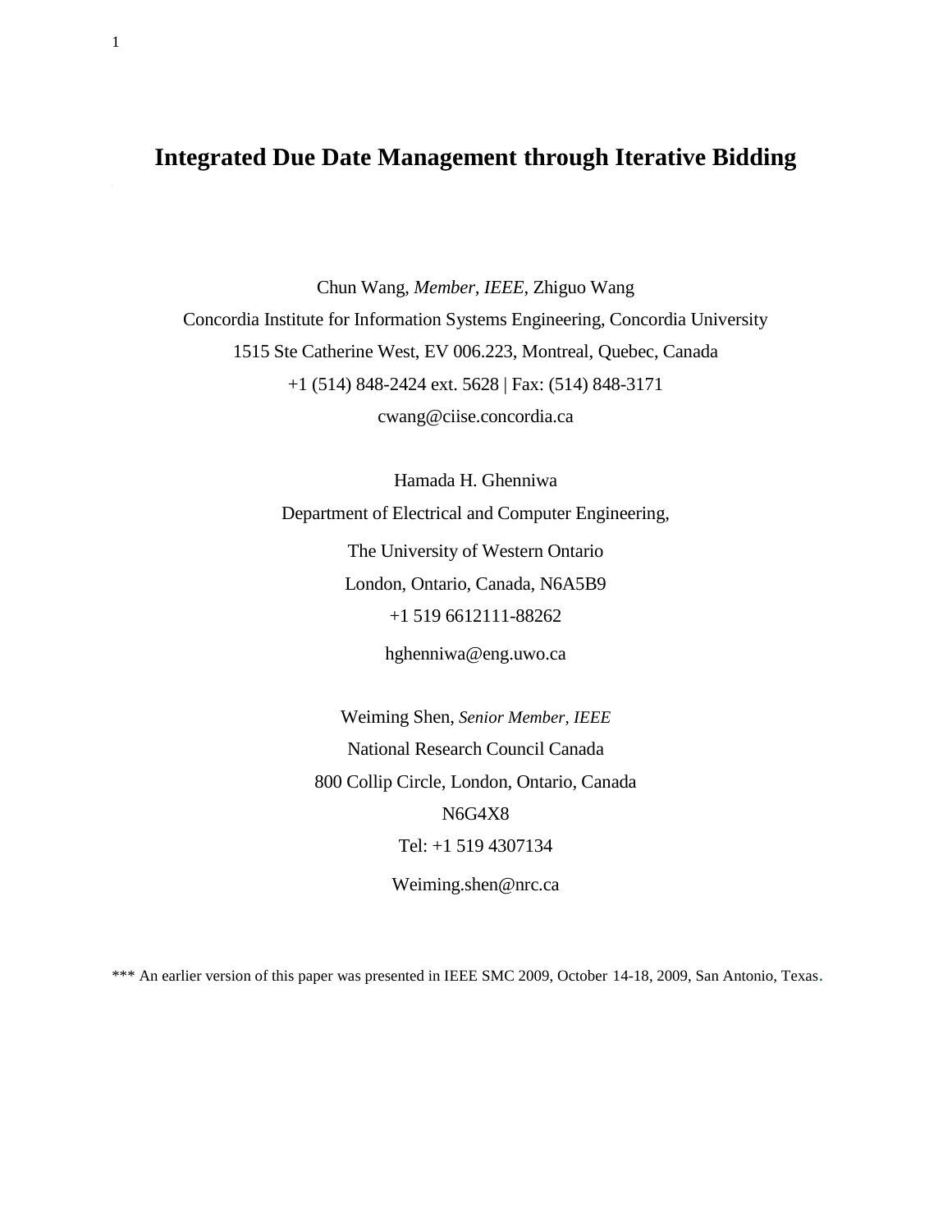# Integrated Due Date Management through Iterative Bidding

Chun Wang, *Member, IEEE*, Zhiguo Wang

Concordia Institute for Information Systems Engineering, Concordia University

1515 Ste Catherine West, EV 006.223, Montreal, Quebec, Canada

+1 (514) 848-2424 ext. 5628 | Fax: (514) 848-3171

cwang@ciise.concordia.ca

Hamada H. Ghenniwa

Department of Electrical and Computer Engineering,

The University of Western Ontario

London, Ontario, Canada, N6A5B9

+1 519 6612111-88262

hghenniwa@eng.uwo.ca

Weiming Shen, *Senior Member, IEEE*

National Research Council Canada

800 Collip Circle, London, Ontario, Canada

N6G4X8

Tel: +1 519 4307134

Weiming.shen@nrc.ca

*** An earlier version of this paper was presented in IEEE SMC 2009, October 14-18, 2009, San Antonio, Texas.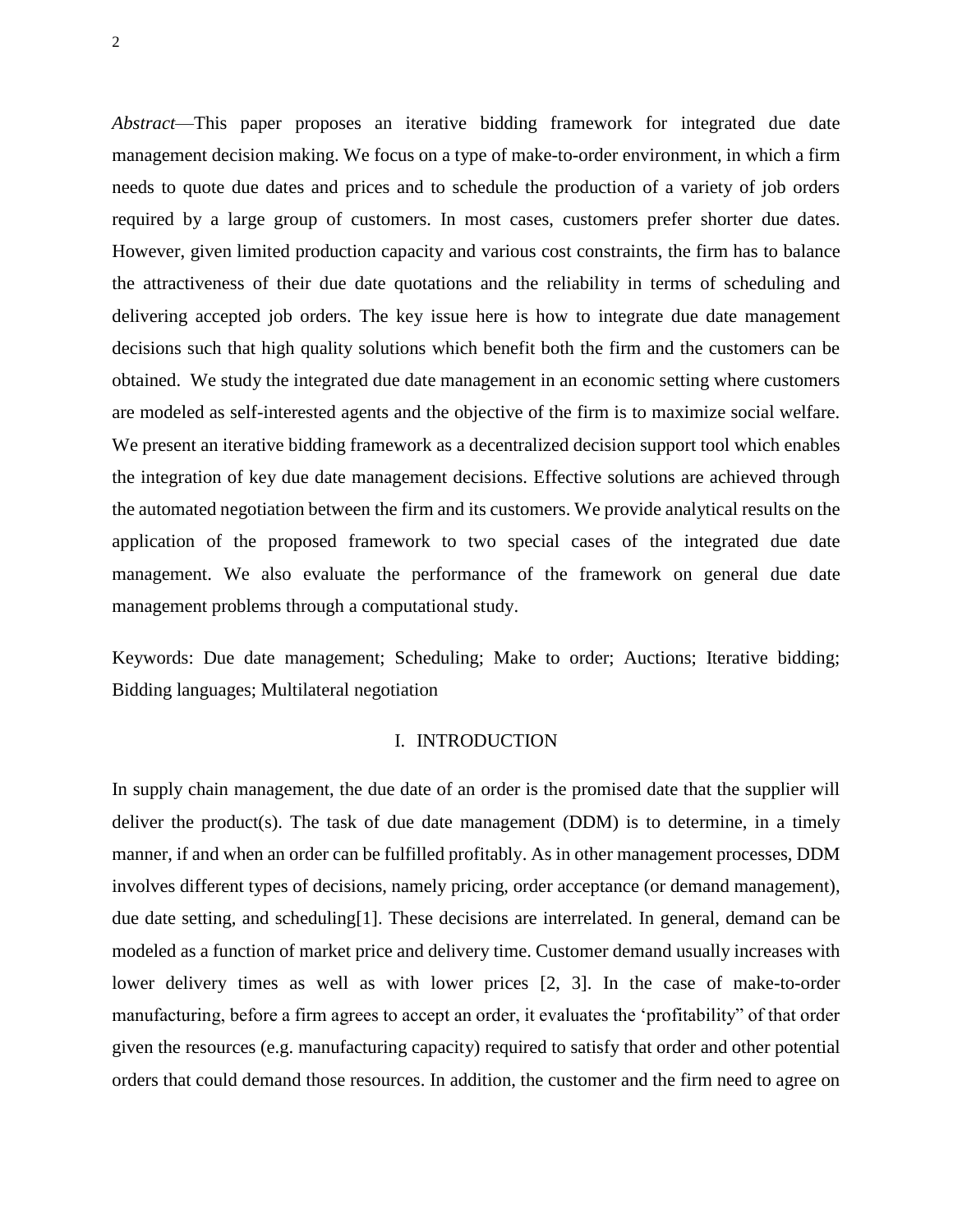*Abstract*—This paper proposes an iterative bidding framework for integrated due date management decision making. We focus on a type of make-to-order environment, in which a firm needs to quote due dates and prices and to schedule the production of a variety of job orders required by a large group of customers. In most cases, customers prefer shorter due dates. However, given limited production capacity and various cost constraints, the firm has to balance the attractiveness of their due date quotations and the reliability in terms of scheduling and delivering accepted job orders. The key issue here is how to integrate due date management decisions such that high quality solutions which benefit both the firm and the customers can be obtained. We study the integrated due date management in an economic setting where customers are modeled as self-interested agents and the objective of the firm is to maximize social welfare. We present an iterative bidding framework as a decentralized decision support tool which enables the integration of key due date management decisions. Effective solutions are achieved through the automated negotiation between the firm and its customers. We provide analytical results on the application of the proposed framework to two special cases of the integrated due date management. We also evaluate the performance of the framework on general due date management problems through a computational study.

Keywords: Due date management; Scheduling; Make to order; Auctions; Iterative bidding; Bidding languages; Multilateral negotiation

# I. INTRODUCTION

In supply chain management, the due date of an order is the promised date that the supplier will deliver the product(s). The task of due date management (DDM) is to determine, in a timely manner, if and when an order can be fulfilled profitably. As in other management processes, DDM involves different types of decisions, namely pricing, order acceptance (or demand management), due date setting, and scheduling[1]. These decisions are interrelated. In general, demand can be modeled as a function of market price and delivery time. Customer demand usually increases with lower delivery times as well as with lower prices [2, 3]. In the case of make-to-order manufacturing, before a firm agrees to accept an order, it evaluates the 'profitability" of that order given the resources (e.g. manufacturing capacity) required to satisfy that order and other potential orders that could demand those resources. In addition, the customer and the firm need to agree on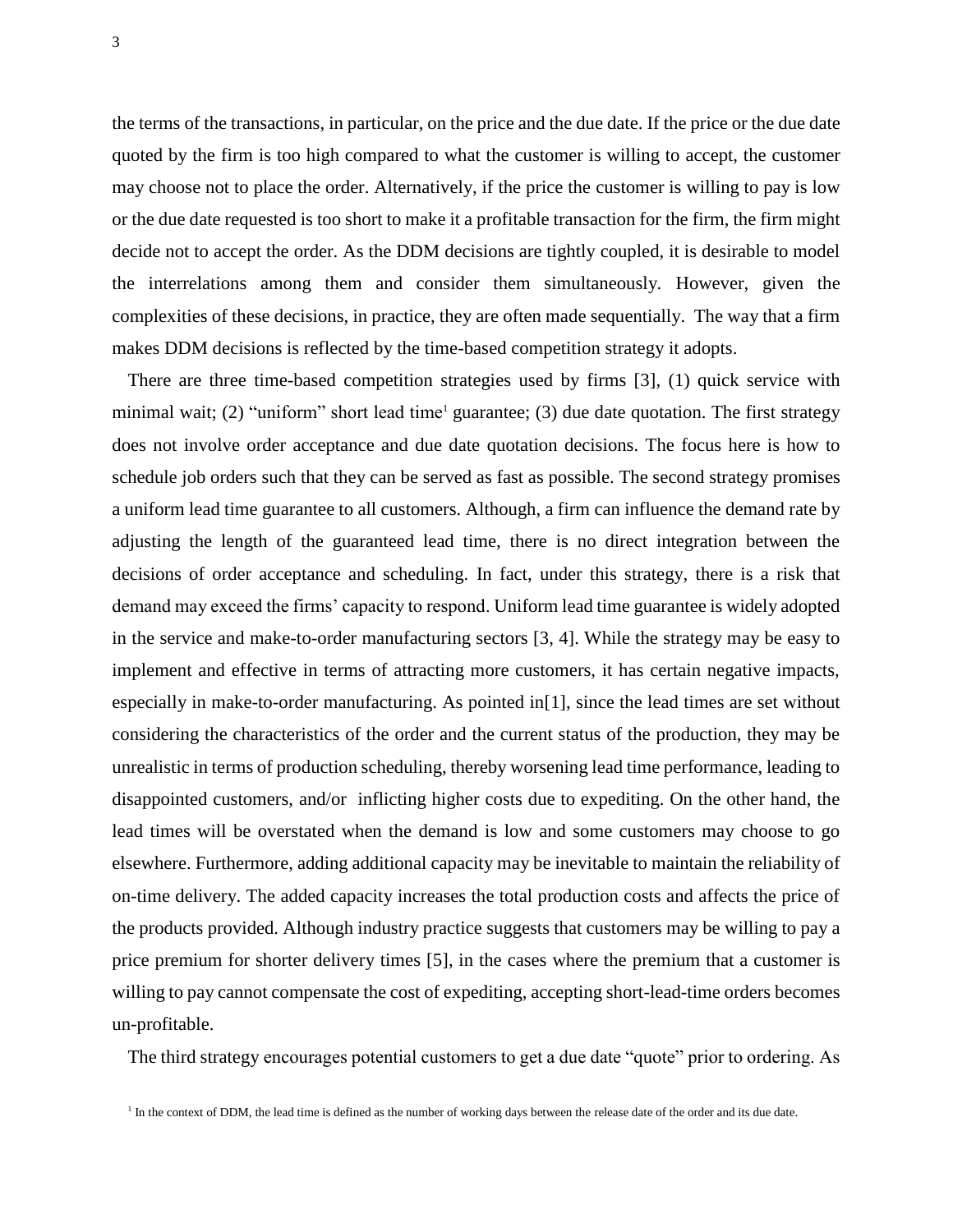the terms of the transactions, in particular, on the price and the due date. If the price or the due date quoted by the firm is too high compared to what the customer is willing to accept, the customer may choose not to place the order. Alternatively, if the price the customer is willing to pay is low or the due date requested is too short to make it a profitable transaction for the firm, the firm might decide not to accept the order. As the DDM decisions are tightly coupled, it is desirable to model the interrelations among them and consider them simultaneously. However, given the complexities of these decisions, in practice, they are often made sequentially. The way that a firm makes DDM decisions is reflected by the time-based competition strategy it adopts.

There are three time-based competition strategies used by firms [3], (1) quick service with minimal wait; (2) "uniform" short lead time[1] guarantee; (3) due date quotation. The first strategy does not involve order acceptance and due date quotation decisions. The focus here is how to schedule job orders such that they can be served as fast as possible. The second strategy promises a uniform lead time guarantee to all customers. Although, a firm can influence the demand rate by adjusting the length of the guaranteed lead time, there is no direct integration between the decisions of order acceptance and scheduling. In fact, under this strategy, there is a risk that demand may exceed the firms' capacity to respond. Uniform lead time guarantee is widely adopted in the service and make-to-order manufacturing sectors [3, 4]. While the strategy may be easy to implement and effective in terms of attracting more customers, it has certain negative impacts, especially in make-to-order manufacturing. As pointed in[1], since the lead times are set without considering the characteristics of the order and the current status of the production, they may be unrealistic in terms of production scheduling, thereby worsening lead time performance, leading to disappointed customers, and/or inflicting higher costs due to expediting. On the other hand, the lead times will be overstated when the demand is low and some customers may choose to go elsewhere. Furthermore, adding additional capacity may be inevitable to maintain the reliability of on-time delivery. The added capacity increases the total production costs and affects the price of the products provided. Although industry practice suggests that customers may be willing to pay a price premium for shorter delivery times [5], in the cases where the premium that a customer is willing to pay cannot compensate the cost of expediting, accepting short-lead-time orders becomes un-profitable.

The third strategy encourages potential customers to get a due date "quote" prior to ordering. As

[1] In the context of DDM, the lead time is defined as the number of working days between the release date of the order and its due date.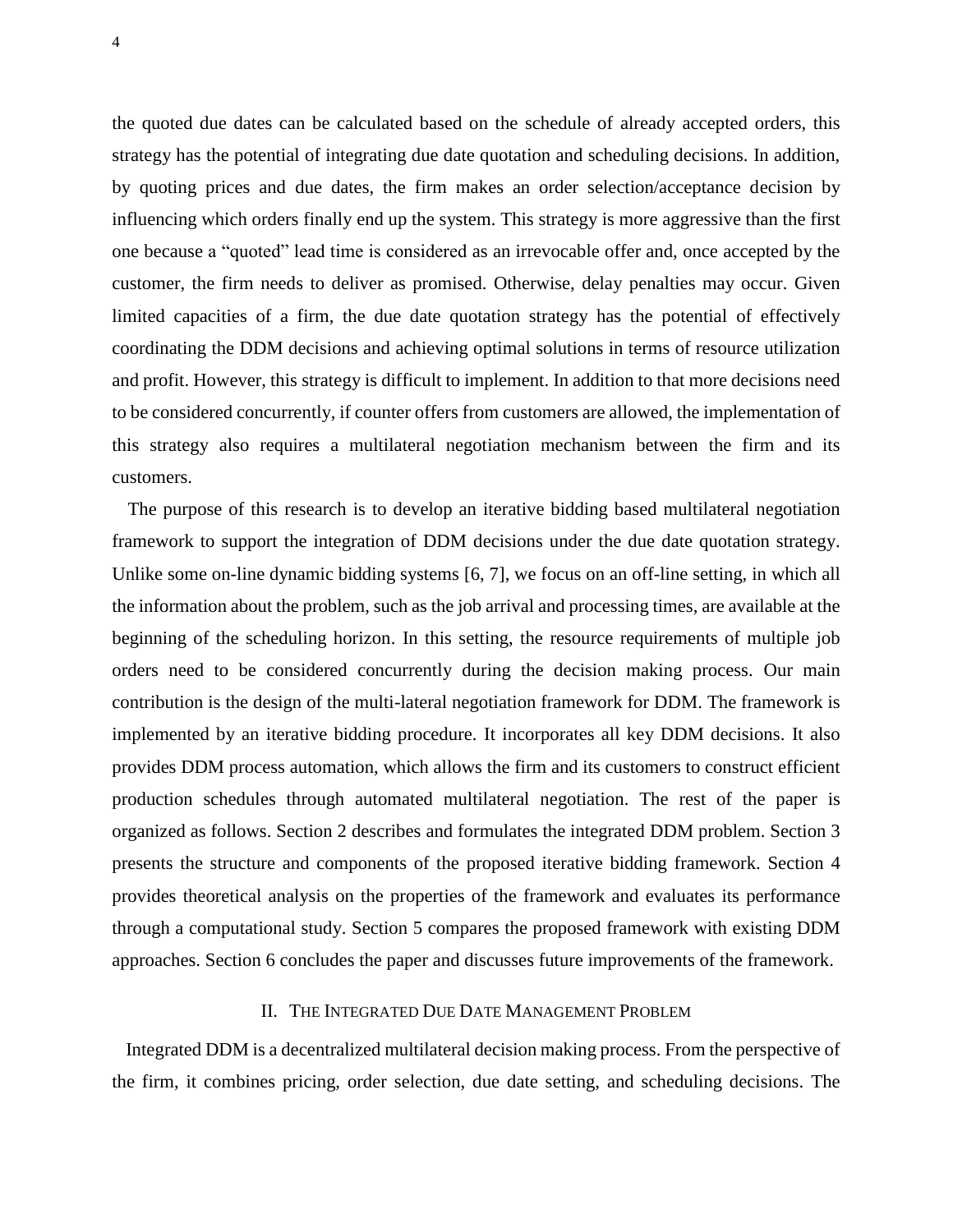the quoted due dates can be calculated based on the schedule of already accepted orders, this strategy has the potential of integrating due date quotation and scheduling decisions. In addition, by quoting prices and due dates, the firm makes an order selection/acceptance decision by influencing which orders finally end up the system. This strategy is more aggressive than the first one because a "quoted" lead time is considered as an irrevocable offer and, once accepted by the customer, the firm needs to deliver as promised. Otherwise, delay penalties may occur. Given limited capacities of a firm, the due date quotation strategy has the potential of effectively coordinating the DDM decisions and achieving optimal solutions in terms of resource utilization and profit. However, this strategy is difficult to implement. In addition to that more decisions need to be considered concurrently, if counter offers from customers are allowed, the implementation of this strategy also requires a multilateral negotiation mechanism between the firm and its customers.

The purpose of this research is to develop an iterative bidding based multilateral negotiation framework to support the integration of DDM decisions under the due date quotation strategy. Unlike some on-line dynamic bidding systems [6, 7], we focus on an off-line setting, in which all the information about the problem, such as the job arrival and processing times, are available at the beginning of the scheduling horizon. In this setting, the resource requirements of multiple job orders need to be considered concurrently during the decision making process. Our main contribution is the design of the multi-lateral negotiation framework for DDM. The framework is implemented by an iterative bidding procedure. It incorporates all key DDM decisions. It also provides DDM process automation, which allows the firm and its customers to construct efficient production schedules through automated multilateral negotiation. The rest of the paper is organized as follows. Section 2 describes and formulates the integrated DDM problem. Section 3 presents the structure and components of the proposed iterative bidding framework. Section 4 provides theoretical analysis on the properties of the framework and evaluates its performance through a computational study. Section 5 compares the proposed framework with existing DDM approaches. Section 6 concludes the paper and discusses future improvements of the framework.

## II. The Integrated Due Date Management Problem

Integrated DDM is a decentralized multilateral decision making process. From the perspective of the firm, it combines pricing, order selection, due date setting, and scheduling decisions. The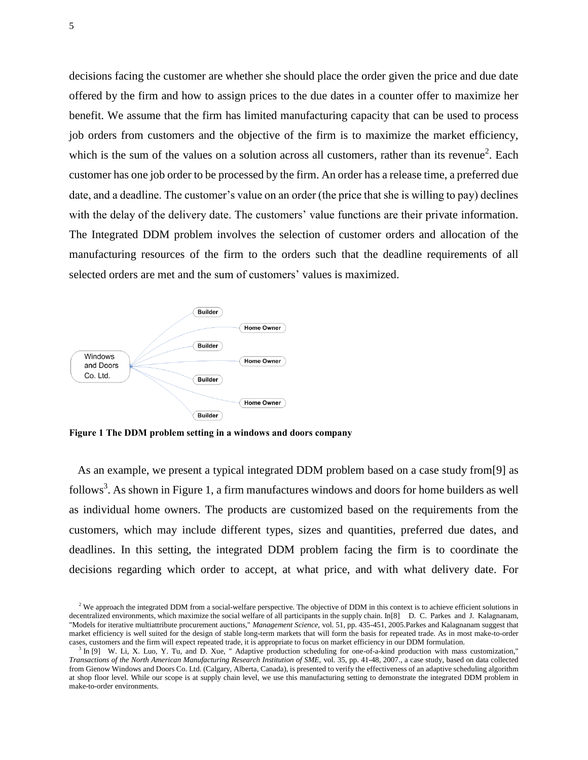decisions facing the customer are whether she should place the order given the price and due date offered by the firm and how to assign prices to the due dates in a counter offer to maximize her benefit. We assume that the firm has limited manufacturing capacity that can be used to process job orders from customers and the objective of the firm is to maximize the market efficiency, which is the sum of the values on a solution across all customers, rather than its revenue[2]. Each customer has one job order to be processed by the firm. An order has a release time, a preferred due date, and a deadline. The customer's value on an order (the price that she is willing to pay) declines with the delay of the delivery date. The customers' value functions are their private information. The Integrated DDM problem involves the selection of customer orders and allocation of the manufacturing resources of the firm to the orders such that the deadline requirements of all selected orders are met and the sum of customers' values is maximized.

**Figure 1 The DDM problem setting in a windows and doors company**

As an example, we present a typical integrated DDM problem based on a case study from[9] as follows[3]. As shown in Figure 1, a firm manufactures windows and doors for home builders as well as individual home owners. The products are customized based on the requirements from the customers, which may include different types, sizes and quantities, preferred due dates, and deadlines. In this setting, the integrated DDM problem facing the firm is to coordinate the decisions regarding which order to accept, at what price, and with what delivery date. For

[2] We approach the integrated DDM from a social-welfare perspective. The objective of DDM in this context is to achieve efficient solutions in decentralized environments, which maximize the social welfare of all participants in the supply chain. In[8] D. C. Parkes and J. Kalagnanam, "Models for iterative multiattribute procurement auctions," *Management Science*, vol. 51, pp. 435-451, 2005.Parkes and Kalagnanam suggest that market efficiency is well suited for the design of stable long-term markets that will form the basis for repeated trade. As in most make-to-order cases, customers and the firm will expect repeated trade, it is appropriate to focus on market efficiency in our DDM formulation.

[3] In [9] W. Li, X. Luo, Y. Tu, and D. Xue, " Adaptive production scheduling for one-of-a-kind production with mass customization," *Transactions of the North American Manufacturing Research Institution of SME*, vol. 35, pp. 41-48, 2007., a case study, based on data collected from Gienow Windows and Doors Co. Ltd. (Calgary, Alberta, Canada), is presented to verify the effectiveness of an adaptive scheduling algorithm at shop floor level. While our scope is at supply chain level, we use this manufacturing setting to demonstrate the integrated DDM problem in make-to-order environments.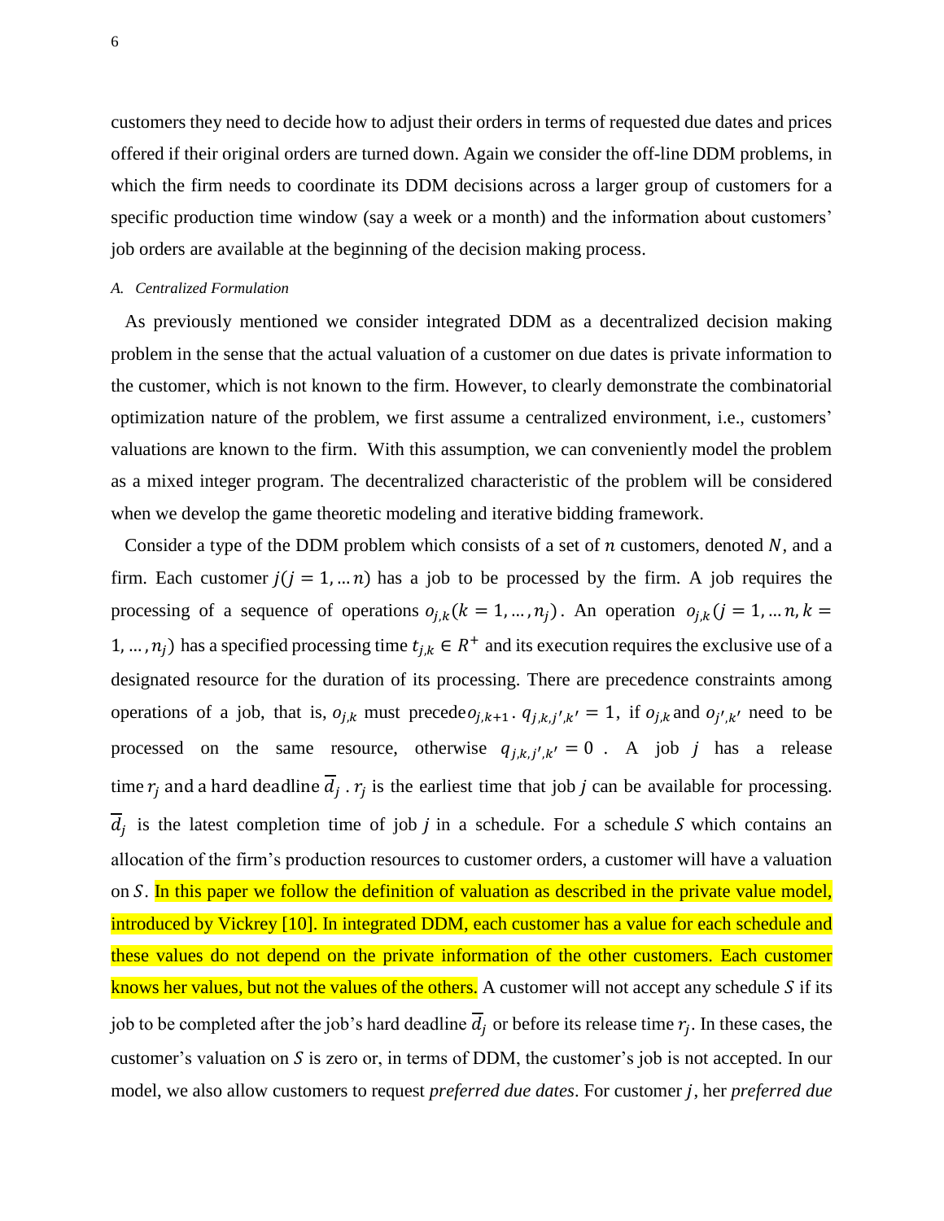customers they need to decide how to adjust their orders in terms of requested due dates and prices offered if their original orders are turned down. Again we consider the off-line DDM problems, in which the firm needs to coordinate its DDM decisions across a larger group of customers for a specific production time window (say a week or a month) and the information about customers' job orders are available at the beginning of the decision making process.

### *A. Centralized Formulation*

As previously mentioned we consider integrated DDM as a decentralized decision making problem in the sense that the actual valuation of a customer on due dates is private information to the customer, which is not known to the firm. However, to clearly demonstrate the combinatorial optimization nature of the problem, we first assume a centralized environment, i.e., customers' valuations are known to the firm. With this assumption, we can conveniently model the problem as a mixed integer program. The decentralized characteristic of the problem will be considered when we develop the game theoretic modeling and iterative bidding framework.

Consider a type of the DDM problem which consists of a set of $n$ customers, denoted $N$, and a firm. Each customer $j (j = 1, \ldots n)$ has a job to be processed by the firm. A job requires the processing of a sequence of operations $o_{j,k} (k = 1, \ldots, n_j)$. An operation $o_{j,k} (j = 1, \ldots n, k = 1, \ldots, n_j)$ has a specified processing time $t_{j,k} \in R^+$ and its execution requires the exclusive use of a designated resource for the duration of its processing. There are precedence constraints among operations of a job, that is, $o_{j,k}$ must precede $o_{j,k+1}$. $q_{j,k,j',k'} = 1$, if $o_{j,k}$ and $o_{j',k'}$ need to be processed on the same resource, otherwise $q_{j,k,j',k'} = 0$. A job $j$ has a release time $r_j$ and a hard deadline $\overline{d_j}$. $r_j$ is the earliest time that job *j* can be available for processing. $\overline{d_j}$ is the latest completion time of job *j* in a schedule. For a schedule $S$ which contains an allocation of the firm's production resources to customer orders, a customer will have a valuation on $S$. In this paper we follow the definition of valuation as described in the private value model, introduced by Vickrey [10]. In integrated DDM, each customer has a value for each schedule and these values do not depend on the private information of the other customers. Each customer knows her values, but not the values of the others. A customer will not accept any schedule $S$ if its job to be completed after the job's hard deadline $\overline{d_j}$ or before its release time $r_j$. In these cases, the customer's valuation on $S$ is zero or, in terms of DDM, the customer's job is not accepted. In our model, we also allow customers to request *preferred due dates*. For customer $j$, her *preferred due*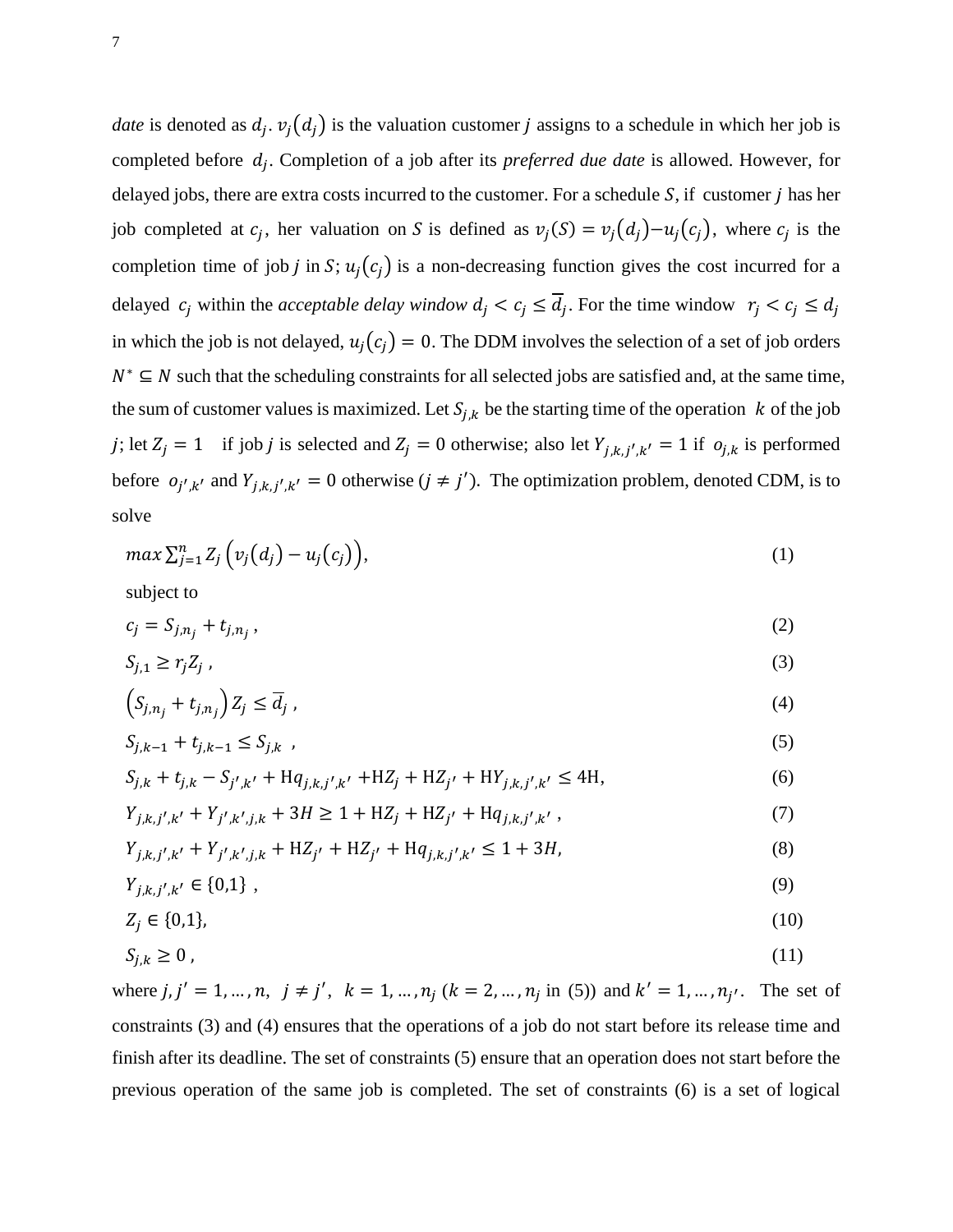*date* is denoted as $d_j$. $v_j(d_j)$ is the valuation customer $j$ assigns to a schedule in which her job is completed before $d_j$. Completion of a job after its *preferred due date* is allowed. However, for delayed jobs, there are extra costs incurred to the customer. For a schedule $S$, if customer $j$ has her job completed at $c_j$, her valuation on $S$ is defined as $v_j(S) = v_j(d_j) - u_j(c_j)$, where $c_j$ is the completion time of job $j$ in $S$; $u_j(c_j)$ is a non-decreasing function gives the cost incurred for a delayed $c_j$ within the *acceptable delay window* $d_j < c_j \leq \overline{d}_j$. For the time window $r_j < c_j \leq d_j$ in which the job is not delayed, $u_j(c_j) = 0$. The DDM involves the selection of a set of job orders $N^* \subseteq N$ such that the scheduling constraints for all selected jobs are satisfied and, at the same time, the sum of customer values is maximized. Let $S_{j,k}$ be the starting time of the operation $k$ of the job $j$; let $Z_j = 1$ if job $j$ is selected and $Z_j = 0$ otherwise; also let $Y_{j,k,j',k'} = 1$ if $o_{j,k}$ is performed before $o_{j',k'}$ and $Y_{j,k,j',k'} = 0$ otherwise ($j \neq j'$). The optimization problem, denoted CDM, is to solve

$$max \sum_{j=1}^{n} Z_j \left(v_j(d_j) - u_j(c_j)\right), \tag{1}$$

subject to

$$c_j = S_{j,n_j} + t_{j,n_j}, \tag{2}$$

$$S_{j,1} \geq r_j Z_j, \tag{3}$$

$$\left(S_{j,n_j} + t_{j,n_j}\right) Z_j \leq \overline{d}_j, \tag{4}$$

$$S_{j,k-1} + t_{j,k-1} \leq S_{j,k}, \tag{5}$$

$$S_{j,k} + t_{j,k} - S_{j',k'} + \mathrm{H}q_{j,k,j',k'} + \mathrm{H}Z_j + \mathrm{H}Z_{j'} + \mathrm{H}Y_{j,k,j',k'} \leq 4\mathrm{H}, \tag{6}$$

$$Y_{j,k,j',k'} + Y_{j',k',j,k} + 3H \geq 1 + \mathrm{H}Z_j + \mathrm{H}Z_{j'} + \mathrm{H}q_{j,k,j',k'}, \tag{7}$$

$$Y_{j,k,j',k'} + Y_{j',k',j,k} + \mathrm{H}Z_{j'} + \mathrm{H}Z_{j'} + \mathrm{H}q_{j,k,j',k'} \leq 1 + 3H, \tag{8}$$

$$Y_{j,k,j',k'} \in \{0,1\}, \tag{9}$$

$$Z_j \in \{0,1\}, \tag{10}$$

$$S_{j,k} \geq 0, \tag{11}$$

where $j, j' = 1, \ldots, n$, $j \neq j'$, $k = 1, \ldots, n_j$ ($k = 2, \ldots, n_j$ in (5)) and $k' = 1, \ldots, n_{j'}$. The set of constraints (3) and (4) ensures that the operations of a job do not start before its release time and finish after its deadline. The set of constraints (5) ensure that an operation does not start before the previous operation of the same job is completed. The set of constraints (6) is a set of logical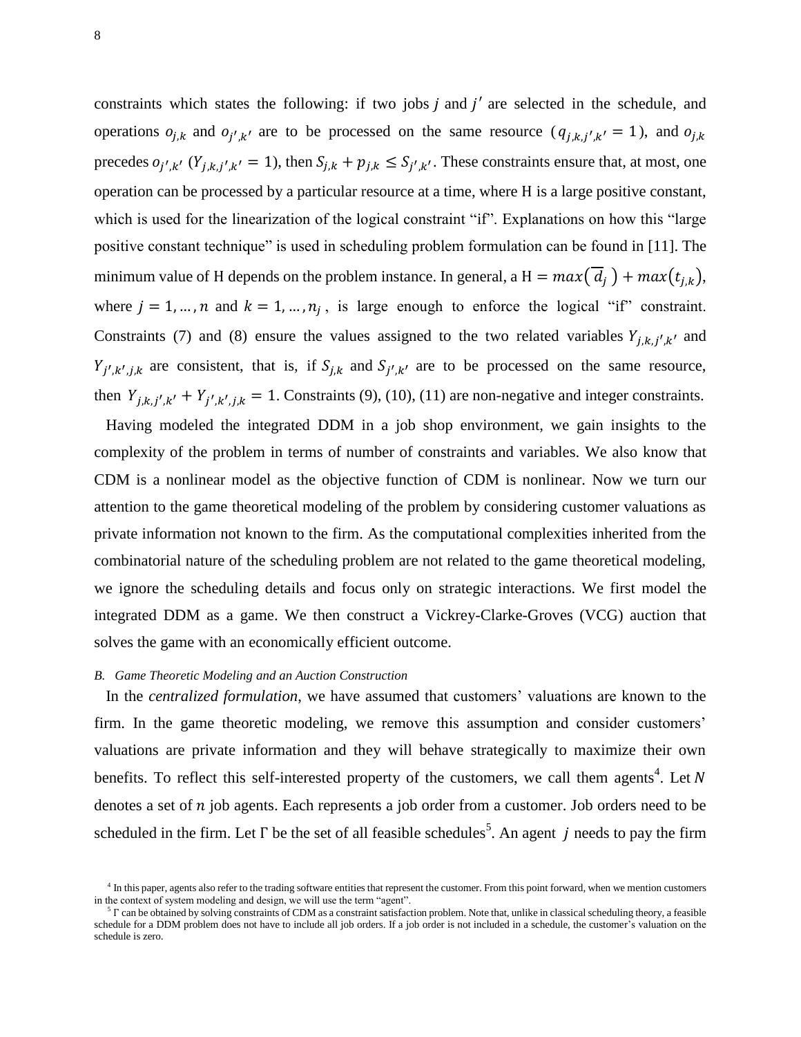constraints which states the following: if two jobs $j$ and $j'$ are selected in the schedule, and operations $o_{j,k}$ and $o_{j',k'}$ are to be processed on the same resource ($q_{j,k,j',k'} = 1$), and $o_{j,k}$ precedes $o_{j',k'}$ ($Y_{j,k,j',k'} = 1$), then $S_{j,k} + p_{j,k} \leq S_{j',k'}$. These constraints ensure that, at most, one operation can be processed by a particular resource at a time, where H is a large positive constant, which is used for the linearization of the logical constraint "if". Explanations on how this "large positive constant technique" is used in scheduling problem formulation can be found in [11]. The minimum value of H depends on the problem instance. In general, a $\mathrm{H} = max(\overline{d_j}) + max(t_{j,k})$, where $j = 1, \dots, n$ and $k = 1, \dots, n_j$, is large enough to enforce the logical "if" constraint. Constraints (7) and (8) ensure the values assigned to the two related variables $Y_{j,k,j',k'}$ and $Y_{j',k',j,k}$ are consistent, that is, if $S_{j,k}$ and $S_{j',k'}$ are to be processed on the same resource, then $Y_{j,k,j',k'} + Y_{j',k',j,k} = 1$. Constraints (9), (10), (11) are non-negative and integer constraints.

Having modeled the integrated DDM in a job shop environment, we gain insights to the complexity of the problem in terms of number of constraints and variables. We also know that CDM is a nonlinear model as the objective function of CDM is nonlinear. Now we turn our attention to the game theoretical modeling of the problem by considering customer valuations as private information not known to the firm. As the computational complexities inherited from the combinatorial nature of the scheduling problem are not related to the game theoretical modeling, we ignore the scheduling details and focus only on strategic interactions. We first model the integrated DDM as a game. We then construct a Vickrey-Clarke-Groves (VCG) auction that solves the game with an economically efficient outcome.

### B. *Game Theoretic Modeling and an Auction Construction*

In the *centralized formulation*, we have assumed that customers' valuations are known to the firm. In the game theoretic modeling, we remove this assumption and consider customers' valuations are private information and they will behave strategically to maximize their own benefits. To reflect this self-interested property of the customers, we call them agents[4]. Let $N$ denotes a set of $n$ job agents. Each represents a job order from a customer. Job orders need to be scheduled in the firm. Let $\Gamma$ be the set of all feasible schedules[5]. An agent $j$ needs to pay the firm

[4] In this paper, agents also refer to the trading software entities that represent the customer. From this point forward, when we mention customers in the context of system modeling and design, we will use the term "agent".

[5] $\Gamma$ can be obtained by solving constraints of CDM as a constraint satisfaction problem. Note that, unlike in classical scheduling theory, a feasible schedule for a DDM problem does not have to include all job orders. If a job order is not included in a schedule, the customer's valuation on the schedule is zero.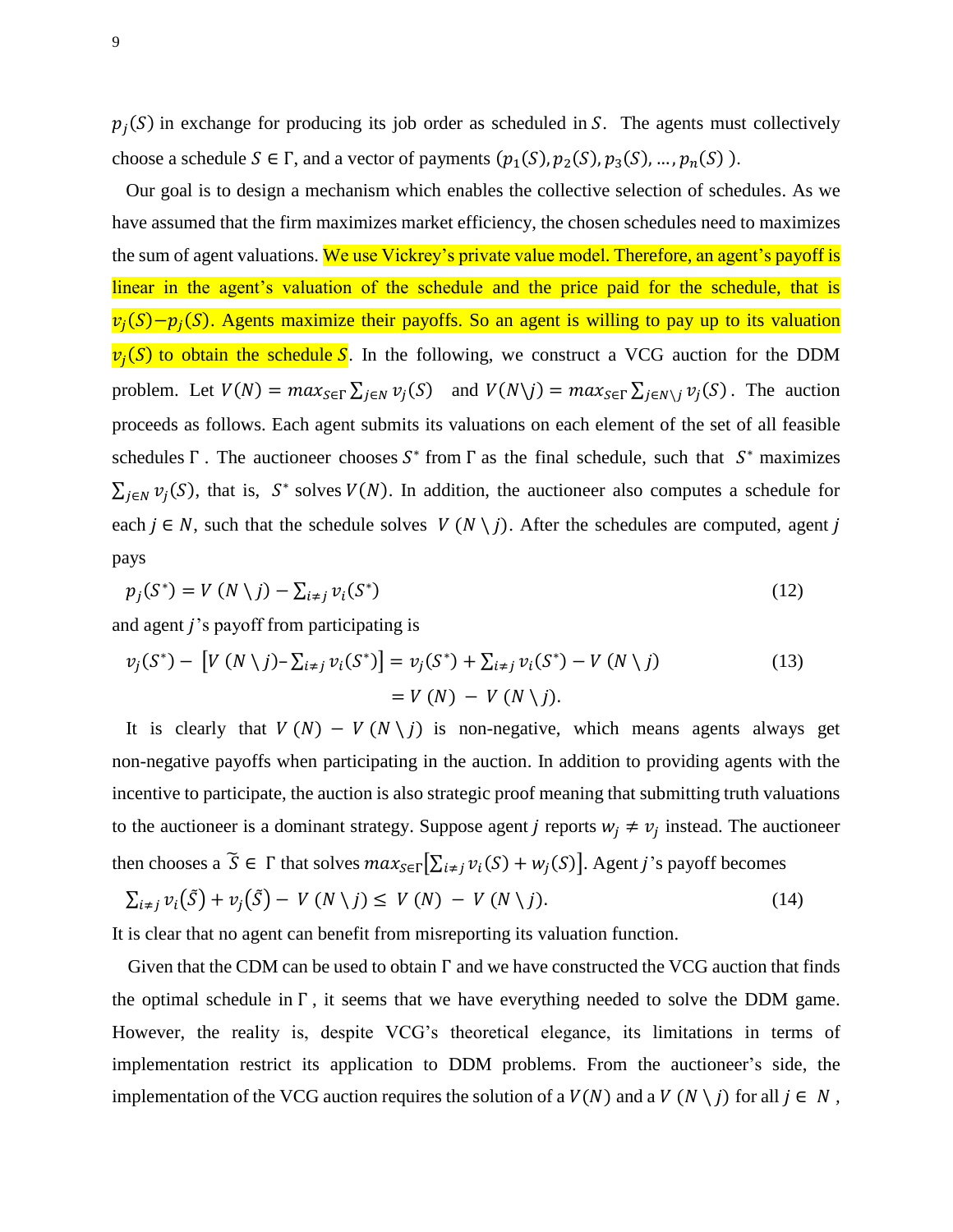$p_j(S)$ in exchange for producing its job order as scheduled in $S$. The agents must collectively choose a schedule $S \in \Gamma$, and a vector of payments $(p_1(S), p_2(S), p_3(S), \ldots, p_n(S))$.

Our goal is to design a mechanism which enables the collective selection of schedules. As we have assumed that the firm maximizes market efficiency, the chosen schedules need to maximizes the sum of agent valuations. We use Vickrey's private value model. Therefore, an agent's payoff is linear in the agent's valuation of the schedule and the price paid for the schedule, that is $v_j(S) - p_j(S)$. Agents maximize their payoffs. So an agent is willing to pay up to its valuation $v_j(S)$ to obtain the schedule $S$. In the following, we construct a VCG auction for the DDM problem. Let $V(N) = max_{S \in \Gamma} \sum_{j \in N} v_j(S)$ and $V(N \backslash j) = max_{S \in \Gamma} \sum_{j \in N \backslash j} v_j(S)$. The auction proceeds as follows. Each agent submits its valuations on each element of the set of all feasible schedules $\Gamma$. The auctioneer chooses $S^*$ from $\Gamma$ as the final schedule, such that $S^*$ maximizes $\sum_{j \in N} v_j(S)$, that is, $S^*$ solves $V(N)$. In addition, the auctioneer also computes a schedule for each $j \in N$, such that the schedule solves $V(N \setminus j)$. After the schedules are computed, agent $j$ pays

$$p_j(S^*) = V(N \setminus j) - \sum_{i \neq j} v_i(S^*) \tag{12}$$

and agent $j$'s payoff from participating is

$$\begin{aligned} v_j(S^*) - \left[V(N \setminus j) - \sum_{i \neq j} v_i(S^*)\right] &= v_j(S^*) + \sum_{i \neq j} v_i(S^*) - V(N \setminus j) \\ &= V(N) - V(N \setminus j). \end{aligned} \tag{13}$$

It is clearly that $V(N) - V(N \setminus j)$ is non-negative, which means agents always get non-negative payoffs when participating in the auction. In addition to providing agents with the incentive to participate, the auction is also strategic proof meaning that submitting truth valuations to the auctioneer is a dominant strategy. Suppose agent $j$ reports $w_j \neq v_j$ instead. The auctioneer then chooses a $\tilde{S} \in \Gamma$ that solves $max_{S \in \Gamma}\left[\sum_{i \neq j} v_i(S) + w_j(S)\right]$. Agent $j$'s payoff becomes

$$\sum_{i \neq j} v_i(\tilde{S}) + v_j(\tilde{S}) - V(N \setminus j) \leq V(N) - V(N \setminus j). \tag{14}$$

It is clear that no agent can benefit from misreporting its valuation function.

Given that the CDM can be used to obtain $\Gamma$ and we have constructed the VCG auction that finds the optimal schedule in $\Gamma$, it seems that we have everything needed to solve the DDM game. However, the reality is, despite VCG's theoretical elegance, its limitations in terms of implementation restrict its application to DDM problems. From the auctioneer's side, the implementation of the VCG auction requires the solution of a $V(N)$ and a $V(N \setminus j)$ for all $j \in N$,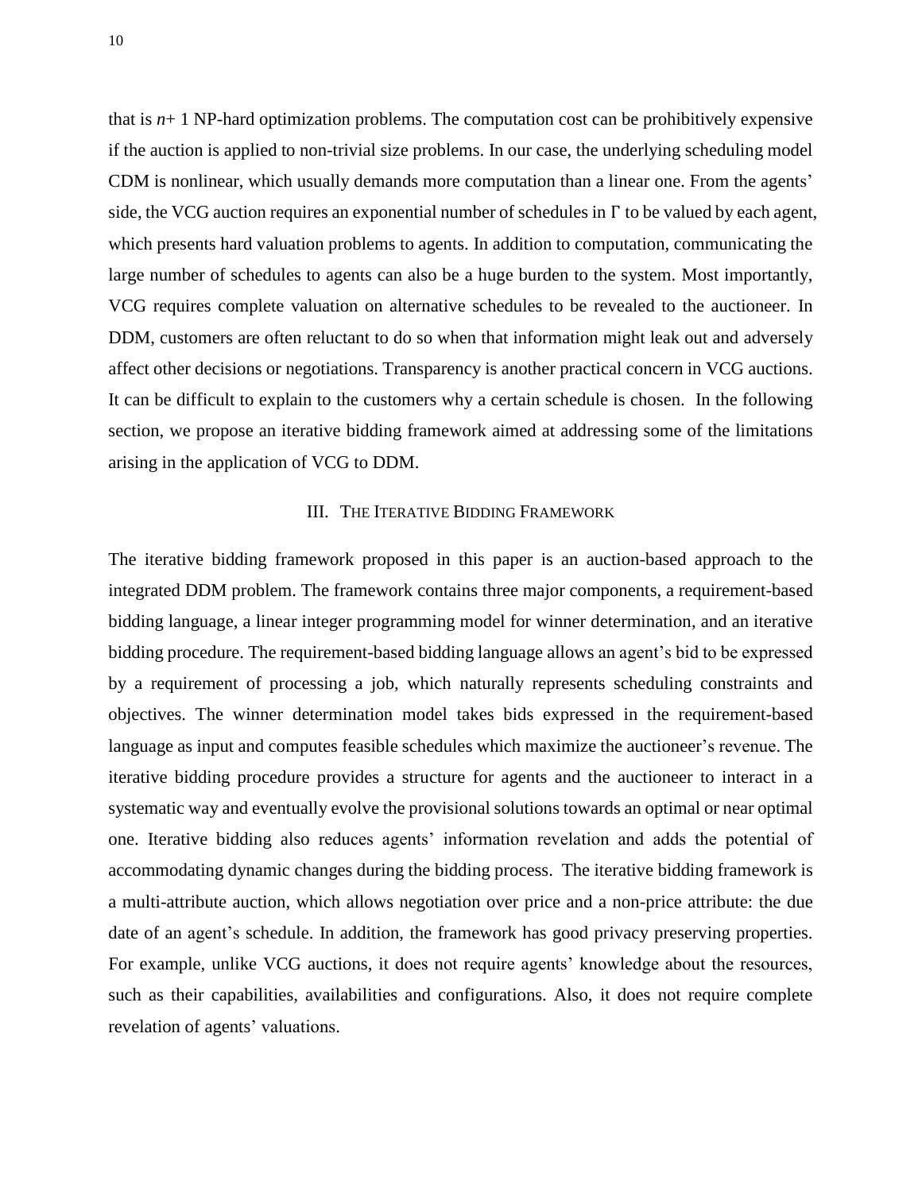that is $n+1$ NP-hard optimization problems. The computation cost can be prohibitively expensive if the auction is applied to non-trivial size problems. In our case, the underlying scheduling model CDM is nonlinear, which usually demands more computation than a linear one. From the agents' side, the VCG auction requires an exponential number of schedules in $\Gamma$ to be valued by each agent, which presents hard valuation problems to agents. In addition to computation, communicating the large number of schedules to agents can also be a huge burden to the system. Most importantly, VCG requires complete valuation on alternative schedules to be revealed to the auctioneer. In DDM, customers are often reluctant to do so when that information might leak out and adversely affect other decisions or negotiations. Transparency is another practical concern in VCG auctions. It can be difficult to explain to the customers why a certain schedule is chosen. In the following section, we propose an iterative bidding framework aimed at addressing some of the limitations arising in the application of VCG to DDM.

## III. The Iterative Bidding Framework

The iterative bidding framework proposed in this paper is an auction-based approach to the integrated DDM problem. The framework contains three major components, a requirement-based bidding language, a linear integer programming model for winner determination, and an iterative bidding procedure. The requirement-based bidding language allows an agent's bid to be expressed by a requirement of processing a job, which naturally represents scheduling constraints and objectives. The winner determination model takes bids expressed in the requirement-based language as input and computes feasible schedules which maximize the auctioneer's revenue. The iterative bidding procedure provides a structure for agents and the auctioneer to interact in a systematic way and eventually evolve the provisional solutions towards an optimal or near optimal one. Iterative bidding also reduces agents' information revelation and adds the potential of accommodating dynamic changes during the bidding process. The iterative bidding framework is a multi-attribute auction, which allows negotiation over price and a non-price attribute: the due date of an agent's schedule. In addition, the framework has good privacy preserving properties. For example, unlike VCG auctions, it does not require agents' knowledge about the resources, such as their capabilities, availabilities and configurations. Also, it does not require complete revelation of agents' valuations.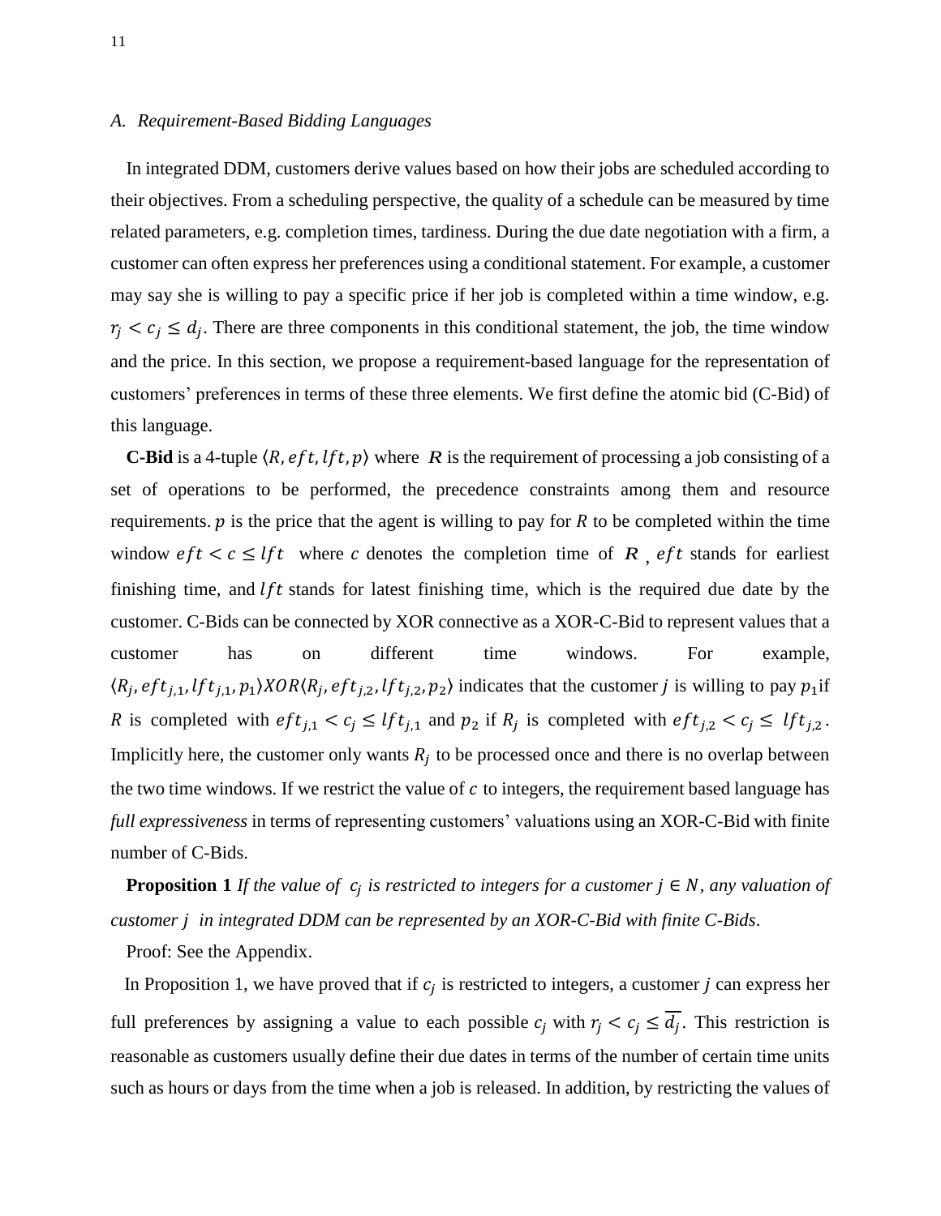### A. Requirement-Based Bidding Languages

In integrated DDM, customers derive values based on how their jobs are scheduled according to their objectives. From a scheduling perspective, the quality of a schedule can be measured by time related parameters, e.g. completion times, tardiness. During the due date negotiation with a firm, a customer can often express her preferences using a conditional statement. For example, a customer may say she is willing to pay a specific price if her job is completed within a time window, e.g. $r_j < c_j \leq d_j$. There are three components in this conditional statement, the job, the time window and the price. In this section, we propose a requirement-based language for the representation of customers' preferences in terms of these three elements. We first define the atomic bid (C-Bid) of this language.

**C-Bid** is a 4-tuple $\langle R, eft, lft, p\rangle$ where $\boldsymbol{R}$ is the requirement of processing a job consisting of a set of operations to be performed, the precedence constraints among them and resource requirements. $p$ is the price that the agent is willing to pay for $R$ to be completed within the time window $eft < c \leq lft$ where $c$ denotes the completion time of $\boldsymbol{R}$, $eft$ stands for earliest finishing time, and $lft$ stands for latest finishing time, which is the required due date by the customer. C-Bids can be connected by XOR connective as a XOR-C-Bid to represent values that a customer has on different time windows. For example, $\langle R_j, eft_{j,1}, lft_{j,1}, p_1\rangle XOR\langle R_j, eft_{j,2}, lft_{j,2}, p_2\rangle$ indicates that the customer $j$ is willing to pay $p_1$ if $R$ is completed with $eft_{j,1} < c_j \leq lft_{j,1}$ and $p_2$ if $R_j$ is completed with $eft_{j,2} < c_j \leq lft_{j,2}$. Implicitly here, the customer only wants $R_j$ to be processed once and there is no overlap between the two time windows. If we restrict the value of $c$ to integers, the requirement based language has *full expressiveness* in terms of representing customers' valuations using an XOR-C-Bid with finite number of C-Bids.

**Proposition 1** *If the value of* $c_j$ *is restricted to integers for a customer* $j \in N$, *any valuation of customer* $j$ *in integrated DDM can be represented by an XOR-C-Bid with finite C-Bids*.

Proof: See the Appendix.

In Proposition 1, we have proved that if $c_j$ is restricted to integers, a customer $j$ can express her full preferences by assigning a value to each possible $c_j$ with $r_j < c_j \leq \overline{d_j}$. This restriction is reasonable as customers usually define their due dates in terms of the number of certain time units such as hours or days from the time when a job is released. In addition, by restricting the values of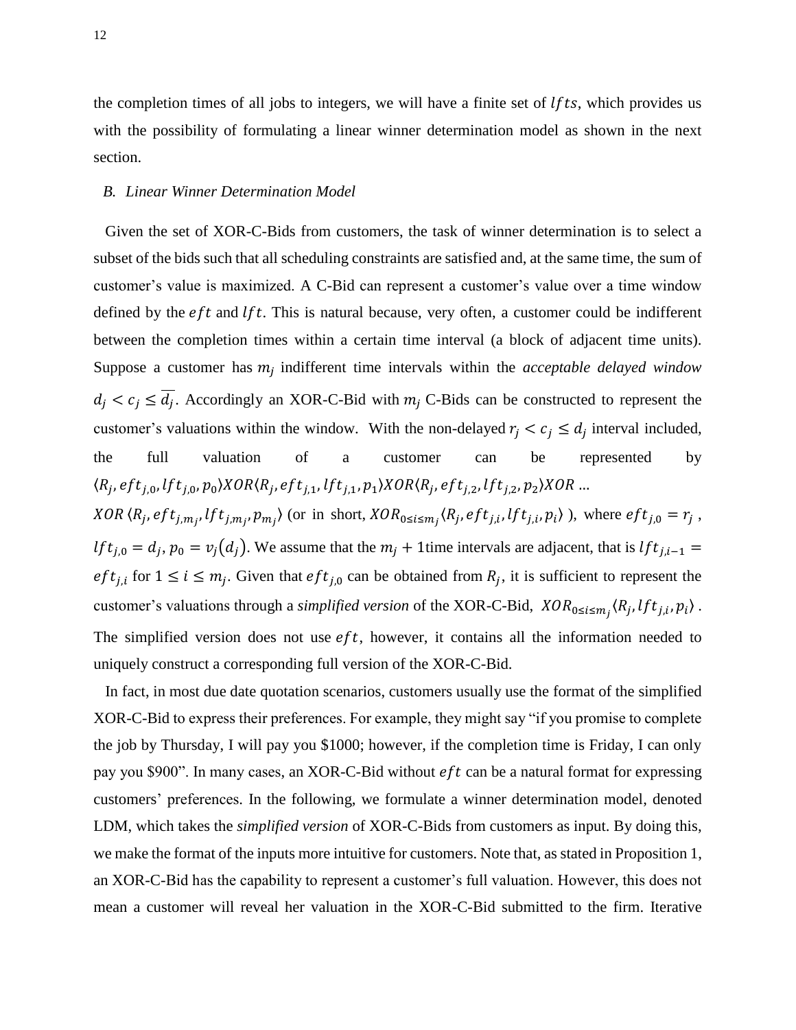the completion times of all jobs to integers, we will have a finite set of $lfts$, which provides us with the possibility of formulating a linear winner determination model as shown in the next section.

### *B. Linear Winner Determination Model*

Given the set of XOR-C-Bids from customers, the task of winner determination is to select a subset of the bids such that all scheduling constraints are satisfied and, at the same time, the sum of customer's value is maximized. A C-Bid can represent a customer's value over a time window defined by the $eft$ and $lft$. This is natural because, very often, a customer could be indifferent between the completion times within a certain time interval (a block of adjacent time units). Suppose a customer has $m_j$ indifferent time intervals within the *acceptable delayed window* $d_j < c_j \leq \overline{d_j}$. Accordingly an XOR-C-Bid with $m_j$ C-Bids can be constructed to represent the customer's valuations within the window. With the non-delayed $r_j < c_j \leq d_j$ interval included, the full valuation of a customer can be represented by $\langle R_j, eft_{j,0}, lft_{j,0}, p_0 \rangle XOR \langle R_j, eft_{j,1}, lft_{j,1}, p_1 \rangle XOR \langle R_j, eft_{j,2}, lft_{j,2}, p_2 \rangle XOR$ ... $XOR \langle R_j, eft_{j,m_j}, lft_{j,m_j}, p_{m_j} \rangle$ (or in short, $XOR_{0 \leq i \leq m_j} \langle R_j, eft_{j,i}, lft_{j,i}, p_i \rangle$ ), where $eft_{j,0} = r_j$ , $lft_{j,0} = d_j$, $p_0 = v_j(d_j)$. We assume that the $m_j + 1$time intervals are adjacent, that is $lft_{j,i-1} = eft_{j,i}$ for $1 \leq i \leq m_j$. Given that $eft_{j,0}$ can be obtained from $R_j$, it is sufficient to represent the customer's valuations through a *simplified version* of the XOR-C-Bid, $XOR_{0 \leq i \leq m_j} \langle R_j, lft_{j,i}, p_i \rangle$ . The simplified version does not use $eft$, however, it contains all the information needed to uniquely construct a corresponding full version of the XOR-C-Bid.

In fact, in most due date quotation scenarios, customers usually use the format of the simplified XOR-C-Bid to express their preferences. For example, they might say "if you promise to complete the job by Thursday, I will pay you $1000; however, if the completion time is Friday, I can only pay you $900". In many cases, an XOR-C-Bid without $eft$ can be a natural format for expressing customers' preferences. In the following, we formulate a winner determination model, denoted LDM, which takes the *simplified version* of XOR-C-Bids from customers as input. By doing this, we make the format of the inputs more intuitive for customers. Note that, as stated in Proposition 1, an XOR-C-Bid has the capability to represent a customer's full valuation. However, this does not mean a customer will reveal her valuation in the XOR-C-Bid submitted to the firm. Iterative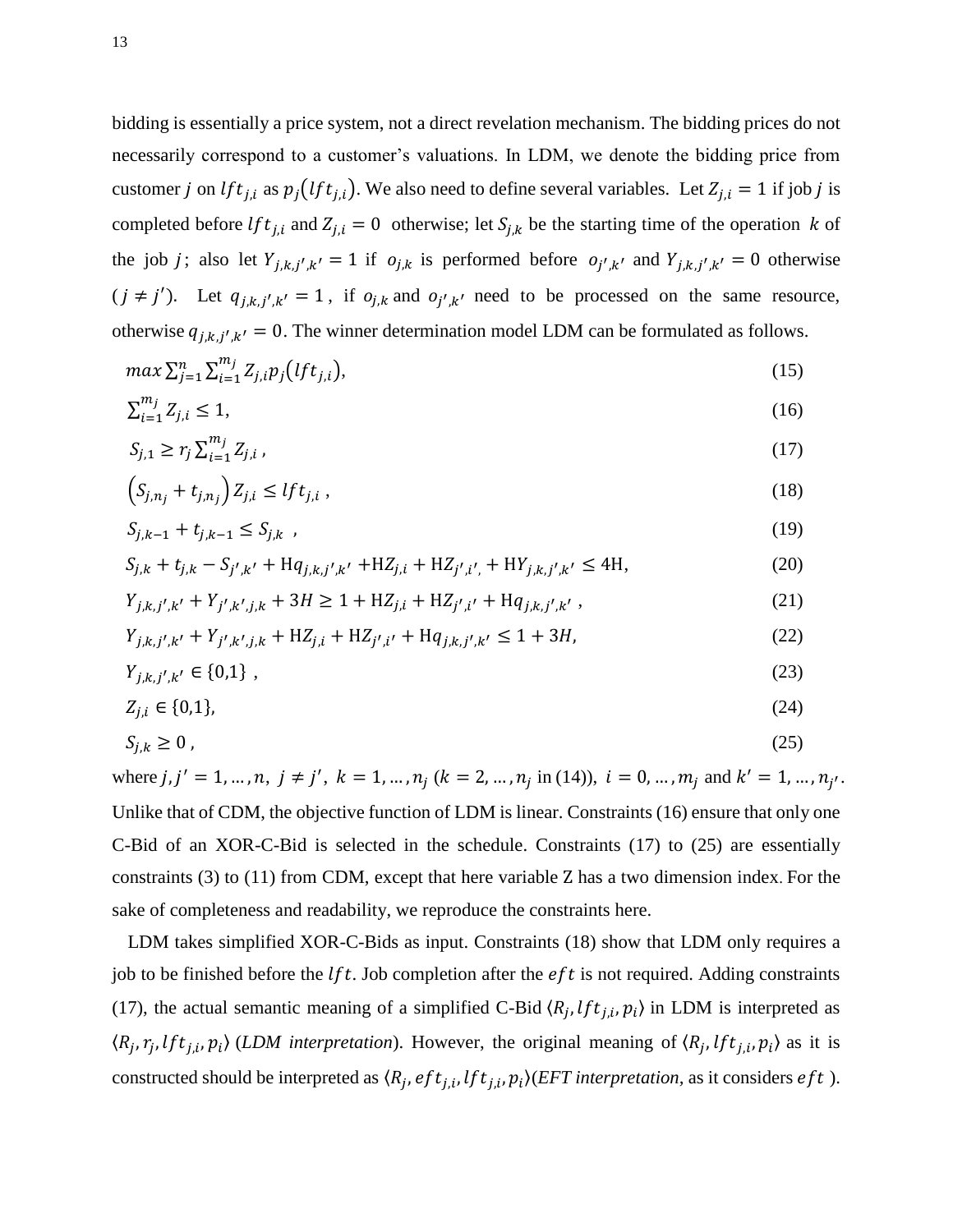bidding is essentially a price system, not a direct revelation mechanism. The bidding prices do not necessarily correspond to a customer's valuations. In LDM, we denote the bidding price from customer $j$ on $lft_{j,i}$ as $p_j(lft_{j,i})$. We also need to define several variables. Let $Z_{j,i} = 1$ if job $j$ is completed before $lft_{j,i}$ and $Z_{j,i} = 0$ otherwise; let $S_{j,k}$ be the starting time of the operation $k$ of the job $j$; also let $Y_{j,k,j',k'} = 1$ if $o_{j,k}$ is performed before $o_{j',k'}$ and $Y_{j,k,j',k'} = 0$ otherwise ($j \neq j'$). Let $q_{j,k,j',k'} = 1$, if $o_{j,k}$ and $o_{j',k'}$ need to be processed on the same resource, otherwise $q_{j,k,j',k'} = 0$. The winner determination model LDM can be formulated as follows.

$$max \sum_{j=1}^{n} \sum_{i=1}^{m_j} Z_{j,i} p_j(lft_{j,i}), \tag{15}$$

$$\sum_{i=1}^{m_j} Z_{j,i} \leq 1, \tag{16}$$

$$S_{j,1} \geq r_j \sum_{i=1}^{m_j} Z_{j,i}, \tag{17}$$

$$\left(S_{j,n_j} + t_{j,n_j}\right) Z_{j,i} \leq lft_{j,i}, \tag{18}$$

$$S_{j,k-1} + t_{j,k-1} \leq S_{j,k}, \tag{19}$$

$$S_{j,k} + t_{j,k} - S_{j',k'} + \mathrm{H}q_{j,k,j',k'} + \mathrm{H}Z_{j,i} + \mathrm{H}Z_{j',i'} + \mathrm{H}Y_{j,k,j',k'} \leq 4\mathrm{H}, \tag{20}$$

$$Y_{j,k,j',k'} + Y_{j',k',j,k} + 3H \geq 1 + \mathrm{H}Z_{j,i} + \mathrm{H}Z_{j',i'} + \mathrm{H}q_{j,k,j',k'}, \tag{21}$$

$$Y_{j,k,j',k'} + Y_{j',k',j,k} + \mathrm{H}Z_{j,i} + \mathrm{H}Z_{j',i'} + \mathrm{H}q_{j,k,j',k'} \leq 1 + 3H, \tag{22}$$

$$Y_{j,k,j',k'} \in \{0,1\}, \tag{23}$$

$$Z_{j,i} \in \{0,1\}, \tag{24}$$

$$S_{j,k} \geq 0, \tag{25}$$

where $j, j' = 1, \dots, n,\ j \neq j',\ k = 1, \dots, n_j$ ($k = 2, \dots, n_j$ in (14)), $i = 0, \dots, m_j$ and $k' = 1, \dots, n_{j'}$. Unlike that of CDM, the objective function of LDM is linear. Constraints (16) ensure that only one C-Bid of an XOR-C-Bid is selected in the schedule. Constraints (17) to (25) are essentially constraints (3) to (11) from CDM, except that here variable Z has a two dimension index. For the sake of completeness and readability, we reproduce the constraints here.

LDM takes simplified XOR-C-Bids as input. Constraints (18) show that LDM only requires a job to be finished before the $lft$. Job completion after the $eft$ is not required. Adding constraints (17), the actual semantic meaning of a simplified C-Bid $\langle R_j, lft_{j,i}, p_i \rangle$ in LDM is interpreted as $\langle R_j, r_j, lft_{j,i}, p_i \rangle$ (*LDM interpretation*). However, the original meaning of $\langle R_j, lft_{j,i}, p_i \rangle$ as it is constructed should be interpreted as $\langle R_j, eft_{j,i}, lft_{j,i}, p_i \rangle$(*EFT interpretation*, as it considers $eft$ ).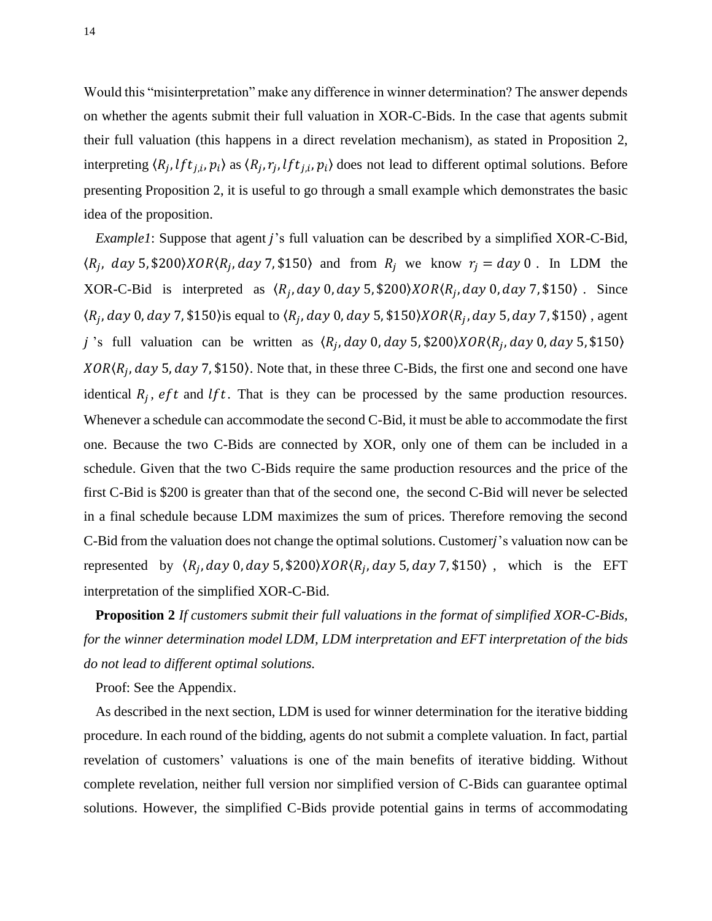Would this “misinterpretation” make any difference in winner determination? The answer depends on whether the agents submit their full valuation in XOR-C-Bids. In the case that agents submit their full valuation (this happens in a direct revelation mechanism), as stated in Proposition 2, interpreting $\langle R_j, lft_{j,i}, p_i \rangle$ as $\langle R_j, r_j, lft_{j,i}, p_i \rangle$ does not lead to different optimal solutions. Before presenting Proposition 2, it is useful to go through a small example which demonstrates the basic idea of the proposition.

*Example1*: Suppose that agent $j$'s full valuation can be described by a simplified XOR-C-Bid, $\langle R_j, \; day\ 5, \$200 \rangle XOR \langle R_j, day\ 7, \$150 \rangle$ and from $R_j$ we know $r_j = day\ 0$. In LDM the XOR-C-Bid is interpreted as $\langle R_j, day\ 0, day\ 5, \$200 \rangle XOR \langle R_j, day\ 0, day\ 7, \$150 \rangle$. Since $\langle R_j, day\ 0, day\ 7, \$150 \rangle$is equal to $\langle R_j, day\ 0, day\ 5, \$150 \rangle XOR \langle R_j, day\ 5, day\ 7, \$150 \rangle$, agent $j$'s full valuation can be written as $\langle R_j, day\ 0, day\ 5, \$200 \rangle XOR \langle R_j, day\ 0, day\ 5, \$150 \rangle$ $XOR \langle R_j, day\ 5, day\ 7, \$150 \rangle$. Note that, in these three C-Bids, the first one and second one have identical $R_j$, $eft$ and $lft$. That is they can be processed by the same production resources. Whenever a schedule can accommodate the second C-Bid, it must be able to accommodate the first one. Because the two C-Bids are connected by XOR, only one of them can be included in a schedule. Given that the two C-Bids require the same production resources and the price of the first C-Bid is \$200 is greater than that of the second one, the second C-Bid will never be selected in a final schedule because LDM maximizes the sum of prices. Therefore removing the second C-Bid from the valuation does not change the optimal solutions. Customer$j$'s valuation now can be represented by $\langle R_j, day\ 0, day\ 5, \$200 \rangle XOR \langle R_j, day\ 5, day\ 7, \$150 \rangle$, which is the EFT interpretation of the simplified XOR-C-Bid.

**Proposition 2** *If customers submit their full valuations in the format of simplified XOR-C-Bids, for the winner determination model LDM, LDM interpretation and EFT interpretation of the bids do not lead to different optimal solutions.*

Proof: See the Appendix.

As described in the next section, LDM is used for winner determination for the iterative bidding procedure. In each round of the bidding, agents do not submit a complete valuation. In fact, partial revelation of customers' valuations is one of the main benefits of iterative bidding. Without complete revelation, neither full version nor simplified version of C-Bids can guarantee optimal solutions. However, the simplified C-Bids provide potential gains in terms of accommodating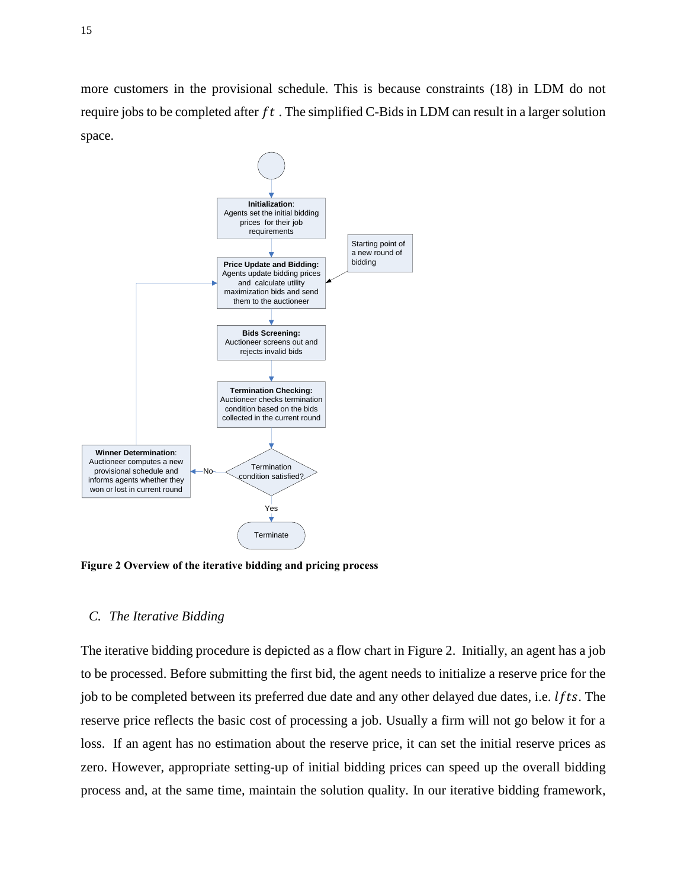more customers in the provisional schedule. This is because constraints (18) in LDM do not require jobs to be completed after $ft$ . The simplified C-Bids in LDM can result in a larger solution space.

**Figure 2 Overview of the iterative bidding and pricing process**

## *C. The Iterative Bidding*

The iterative bidding procedure is depicted as a flow chart in Figure 2. Initially, an agent has a job to be processed. Before submitting the first bid, the agent needs to initialize a reserve price for the job to be completed between its preferred due date and any other delayed due dates, i.e. $lfts$. The reserve price reflects the basic cost of processing a job. Usually a firm will not go below it for a loss. If an agent has no estimation about the reserve price, it can set the initial reserve prices as zero. However, appropriate setting-up of initial bidding prices can speed up the overall bidding process and, at the same time, maintain the solution quality. In our iterative bidding framework,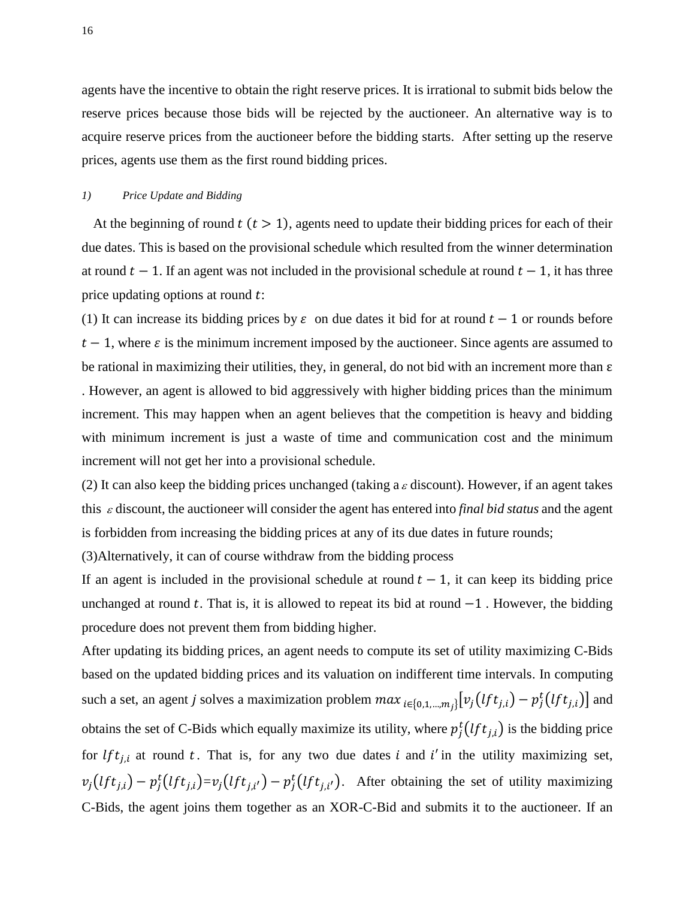agents have the incentive to obtain the right reserve prices. It is irrational to submit bids below the reserve prices because those bids will be rejected by the auctioneer. An alternative way is to acquire reserve prices from the auctioneer before the bidding starts. After setting up the reserve prices, agents use them as the first round bidding prices.

#### *1) Price Update and Bidding*

At the beginning of round $t$ $(t > 1)$, agents need to update their bidding prices for each of their due dates. This is based on the provisional schedule which resulted from the winner determination at round $t-1$. If an agent was not included in the provisional schedule at round $t-1$, it has three price updating options at round $t$:

(1) It can increase its bidding prices by $\varepsilon$ on due dates it bid for at round $t-1$ or rounds before $t-1$, where $\varepsilon$ is the minimum increment imposed by the auctioneer. Since agents are assumed to be rational in maximizing their utilities, they, in general, do not bid with an increment more than $\varepsilon$ . However, an agent is allowed to bid aggressively with higher bidding prices than the minimum increment. This may happen when an agent believes that the competition is heavy and bidding with minimum increment is just a waste of time and communication cost and the minimum increment will not get her into a provisional schedule.

(2) It can also keep the bidding prices unchanged (taking a $\varepsilon$ discount). However, if an agent takes this $\varepsilon$ discount, the auctioneer will consider the agent has entered into *final bid status* and the agent is forbidden from increasing the bidding prices at any of its due dates in future rounds;

(3)Alternatively, it can of course withdraw from the bidding process

If an agent is included in the provisional schedule at round $t-1$, it can keep its bidding price unchanged at round $t$. That is, it is allowed to repeat its bid at round $-1$ . However, the bidding procedure does not prevent them from bidding higher.

After updating its bidding prices, an agent needs to compute its set of utility maximizing C-Bids based on the updated bidding prices and its valuation on indifferent time intervals. In computing such a set, an agent *j* solves a maximization problem $max_{i\in\{0,1,\dots,m_j\}}[v_j(lft_{j,i}) - p_j^t(lft_{j,i})]$ and obtains the set of C-Bids which equally maximize its utility, where $p_j^t(lft_{j,i})$ is the bidding price for $lft_{j,i}$ at round $t$. That is, for any two due dates $i$ and $i'$ in the utility maximizing set, $v_j(lft_{j,i}) - p_j^t(lft_{j,i}) = v_j(lft_{j,i'}) - p_j^t(lft_{j,i'})$. After obtaining the set of utility maximizing C-Bids, the agent joins them together as an XOR-C-Bid and submits it to the auctioneer. If an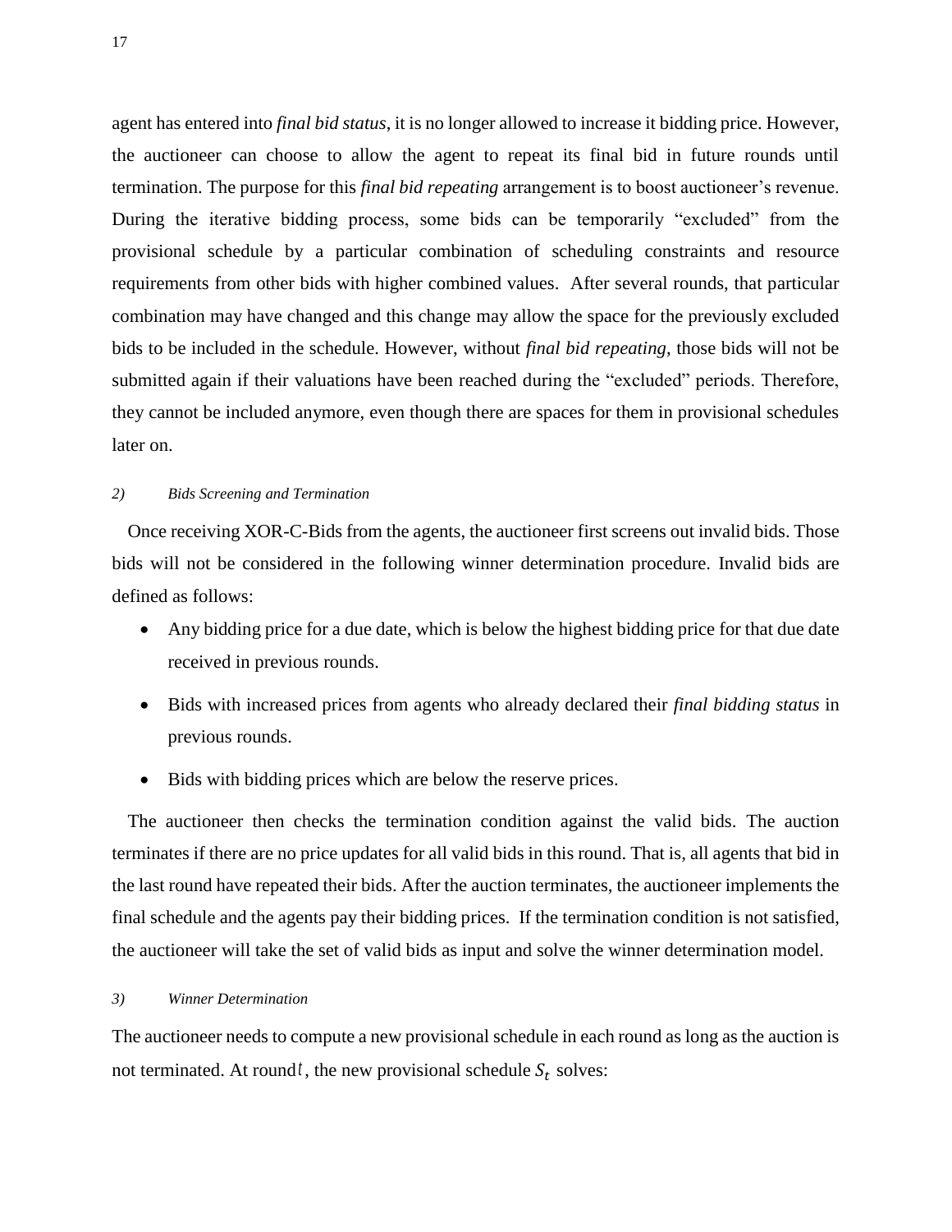agent has entered into *final bid status*, it is no longer allowed to increase it bidding price. However, the auctioneer can choose to allow the agent to repeat its final bid in future rounds until termination. The purpose for this *final bid repeating* arrangement is to boost auctioneer's revenue. During the iterative bidding process, some bids can be temporarily "excluded" from the provisional schedule by a particular combination of scheduling constraints and resource requirements from other bids with higher combined values. After several rounds, that particular combination may have changed and this change may allow the space for the previously excluded bids to be included in the schedule. However, without *final bid repeating*, those bids will not be submitted again if their valuations have been reached during the "excluded" periods. Therefore, they cannot be included anymore, even though there are spaces for them in provisional schedules later on.

### *2) Bids Screening and Termination*

Once receiving XOR-C-Bids from the agents, the auctioneer first screens out invalid bids. Those bids will not be considered in the following winner determination procedure. Invalid bids are defined as follows:

- Any bidding price for a due date, which is below the highest bidding price for that due date received in previous rounds.
- Bids with increased prices from agents who already declared their *final bidding status* in previous rounds.
- Bids with bidding prices which are below the reserve prices.

The auctioneer then checks the termination condition against the valid bids. The auction terminates if there are no price updates for all valid bids in this round. That is, all agents that bid in the last round have repeated their bids. After the auction terminates, the auctioneer implements the final schedule and the agents pay their bidding prices. If the termination condition is not satisfied, the auctioneer will take the set of valid bids as input and solve the winner determination model.

### *3) Winner Determination*

The auctioneer needs to compute a new provisional schedule in each round as long as the auction is not terminated. At round $t$, the new provisional schedule $S_t$ solves: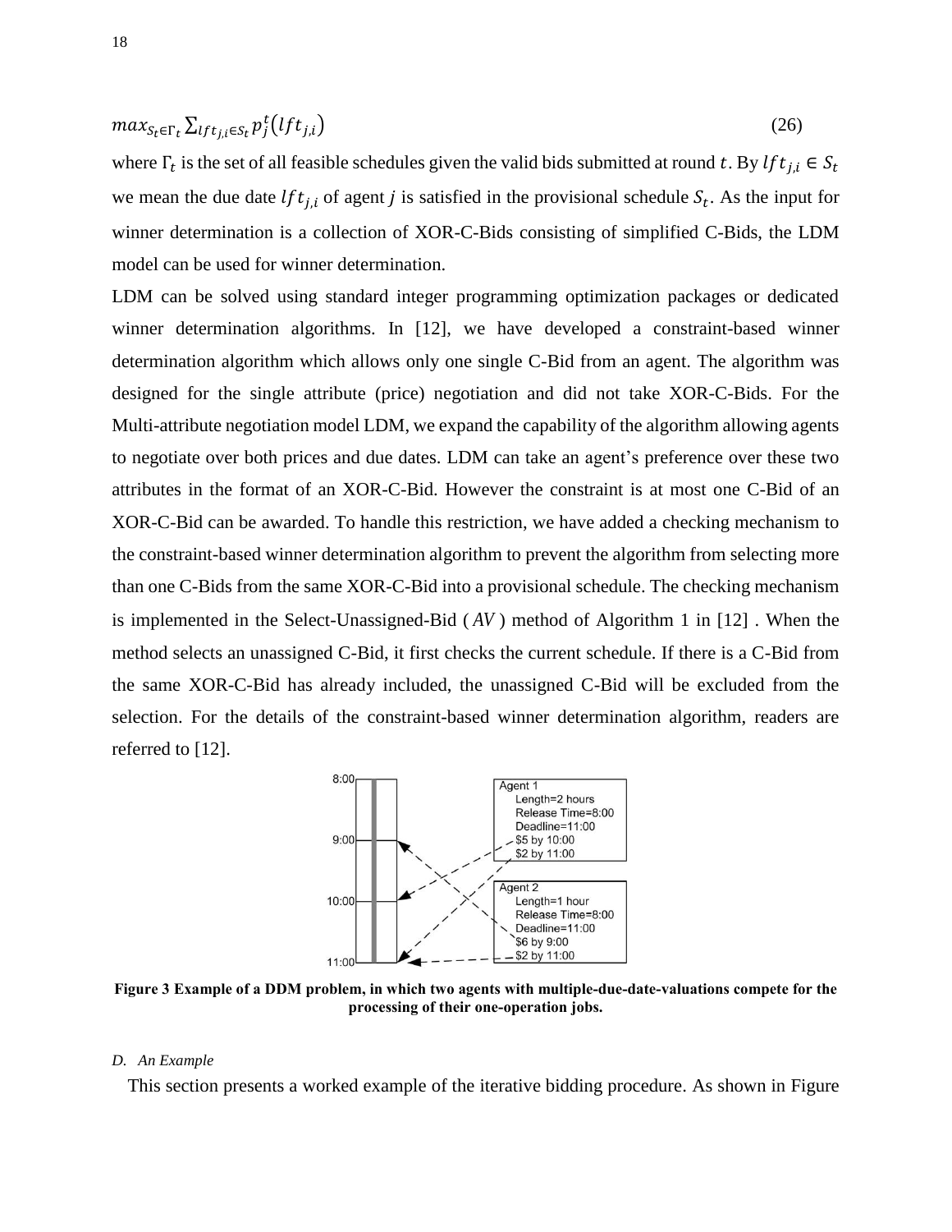$$max_{S_t \in \Gamma_t} \sum_{lft_{j,i} \in S_t} p_j^t(lft_{j,i}) \tag{26}$$

where $\Gamma_t$ is the set of all feasible schedules given the valid bids submitted at round $t$. By $lft_{j,i} \in S_t$ we mean the due date $lft_{j,i}$ of agent $j$ is satisfied in the provisional schedule $S_t$. As the input for winner determination is a collection of XOR-C-Bids consisting of simplified C-Bids, the LDM model can be used for winner determination.

LDM can be solved using standard integer programming optimization packages or dedicated winner determination algorithms. In [12], we have developed a constraint-based winner determination algorithm which allows only one single C-Bid from an agent. The algorithm was designed for the single attribute (price) negotiation and did not take XOR-C-Bids. For the Multi-attribute negotiation model LDM, we expand the capability of the algorithm allowing agents to negotiate over both prices and due dates. LDM can take an agent's preference over these two attributes in the format of an XOR-C-Bid. However the constraint is at most one C-Bid of an XOR-C-Bid can be awarded. To handle this restriction, we have added a checking mechanism to the constraint-based winner determination algorithm to prevent the algorithm from selecting more than one C-Bids from the same XOR-C-Bid into a provisional schedule. The checking mechanism is implemented in the Select-Unassigned-Bid ( *AV* ) method of Algorithm 1 in [12] . When the method selects an unassigned C-Bid, it first checks the current schedule. If there is a C-Bid from the same XOR-C-Bid has already included, the unassigned C-Bid will be excluded from the selection. For the details of the constraint-based winner determination algorithm, readers are referred to [12].

**Figure 3 Example of a DDM problem, in which two agents with multiple-due-date-valuations compete for the processing of their one-operation jobs.**

*D. An Example*

This section presents a worked example of the iterative bidding procedure. As shown in Figure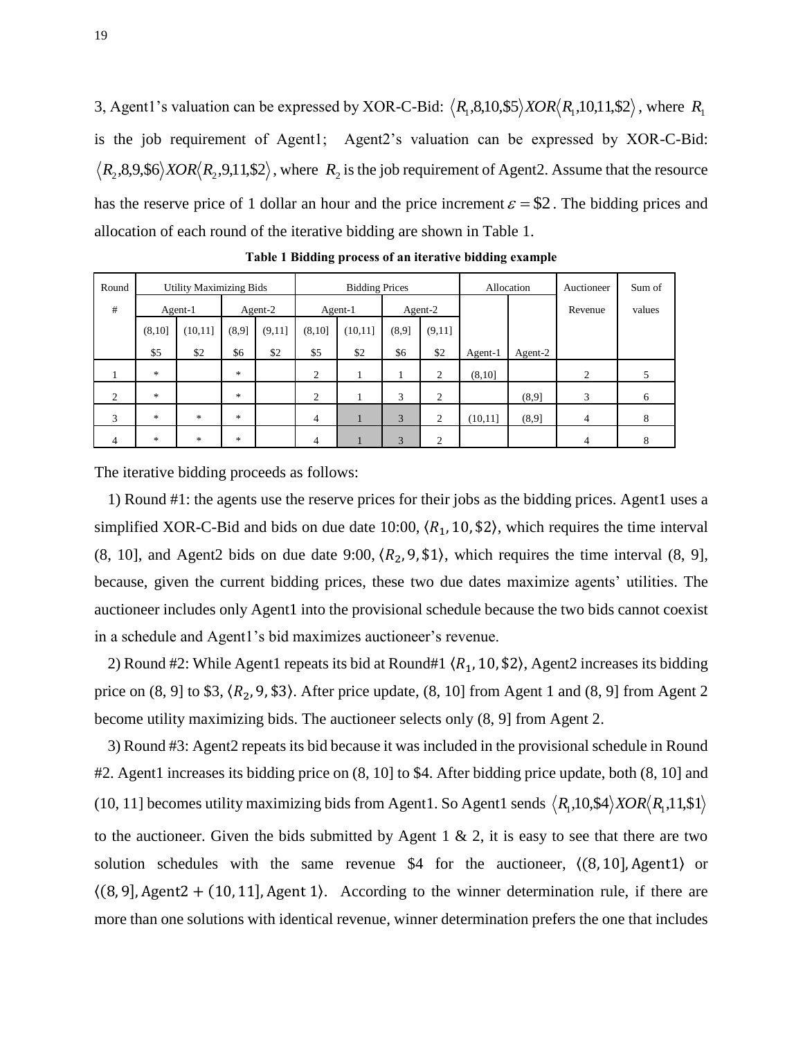3, Agent1's valuation can be expressed by XOR-C-Bid: $\langle R_1, 8, 10, \$5\rangle XOR \langle R_1, 10, 11, \$2\rangle$, where $R_1$ is the job requirement of Agent1; Agent2's valuation can be expressed by XOR-C-Bid: $\langle R_2, 8, 9, \$6\rangle XOR \langle R_2, 9, 11, \$2\rangle$, where $R_2$ is the job requirement of Agent2. Assume that the resource has the reserve price of 1 dollar an hour and the price increment $\varepsilon = \$2$. The bidding prices and allocation of each round of the iterative bidding are shown in Table 1.

**Table 1 Bidding process of an iterative bidding example**

| Round # | Utility Maximizing Bids | | | | Bidding Prices | | | | Allocation | | Auctioneer Revenue | Sum of values |
|---|---|---|---|---|---|---|---|---|---|---|---|---|
| | Agent-1 | | Agent-2 | | Agent-1 | | Agent-2 | | | | | |
| | (8,10] $5 | (10,11] $2 | (8,9] $6 | (9,11] $2 | (8,10] $5 | (10,11] $2 | (8,9] $6 | (9,11] $2 | Agent-1 | Agent-2 | | |
| 1 | * | | * | | 2 | 1 | 1 | 2 | (8,10] | | 2 | 5 |
| 2 | * | | * | | 2 | 1 | 3 | 2 | | (8,9] | 3 | 6 |
| 3 | * | * | * | | 4 | 1 | 3 | 2 | (10,11] | (8,9] | 4 | 8 |
| 4 | * | * | * | | 4 | 1 | 3 | 2 | | | 4 | 8 |

The iterative bidding proceeds as follows:

1) Round #1: the agents use the reserve prices for their jobs as the bidding prices. Agent1 uses a simplified XOR-C-Bid and bids on due date 10:00, $\langle R_1, 10, \$2\rangle$, which requires the time interval (8, 10], and Agent2 bids on due date 9:00, $\langle R_2, 9, \$1\rangle$, which requires the time interval (8, 9], because, given the current bidding prices, these two due dates maximize agents' utilities. The auctioneer includes only Agent1 into the provisional schedule because the two bids cannot coexist in a schedule and Agent1's bid maximizes auctioneer's revenue.

2) Round #2: While Agent1 repeats its bid at Round#1 $\langle R_1, 10, \$2\rangle$, Agent2 increases its bidding price on (8, 9] to \$3, $\langle R_2, 9, \$3\rangle$. After price update, (8, 10] from Agent 1 and (8, 9] from Agent 2 become utility maximizing bids. The auctioneer selects only (8, 9] from Agent 2.

3) Round #3: Agent2 repeats its bid because it was included in the provisional schedule in Round #2. Agent1 increases its bidding price on (8, 10] to \$4. After bidding price update, both (8, 10] and (10, 11] becomes utility maximizing bids from Agent1. So Agent1 sends $\langle R_1, 10, \$4\rangle XOR \langle R_1, 11, \$1\rangle$ to the auctioneer. Given the bids submitted by Agent 1 & 2, it is easy to see that there are two solution schedules with the same revenue \$4 for the auctioneer, $\langle (8, 10], \text{Agent1}\rangle$ or $\langle (8, 9], \text{Agent2} + (10, 11], \text{Agent 1}\rangle$. According to the winner determination rule, if there are more than one solutions with identical revenue, winner determination prefers the one that includes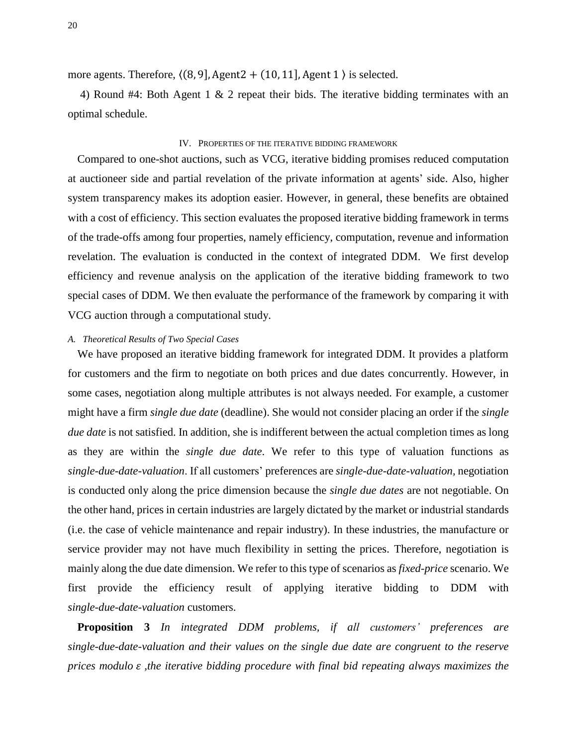more agents. Therefore, $\langle (8,9], \text{Agent2} + (10,11], \text{Agent 1} \rangle$ is selected.

4) Round #4: Both Agent 1 & 2 repeat their bids. The iterative bidding terminates with an optimal schedule.

## IV. Properties of the iterative bidding framework

Compared to one-shot auctions, such as VCG, iterative bidding promises reduced computation at auctioneer side and partial revelation of the private information at agents' side. Also, higher system transparency makes its adoption easier. However, in general, these benefits are obtained with a cost of efficiency. This section evaluates the proposed iterative bidding framework in terms of the trade-offs among four properties, namely efficiency, computation, revenue and information revelation. The evaluation is conducted in the context of integrated DDM. We first develop efficiency and revenue analysis on the application of the iterative bidding framework to two special cases of DDM. We then evaluate the performance of the framework by comparing it with VCG auction through a computational study.

### A. Theoretical Results of Two Special Cases

We have proposed an iterative bidding framework for integrated DDM. It provides a platform for customers and the firm to negotiate on both prices and due dates concurrently. However, in some cases, negotiation along multiple attributes is not always needed. For example, a customer might have a firm *single due date* (deadline). She would not consider placing an order if the *single due date* is not satisfied. In addition, she is indifferent between the actual completion times as long as they are within the *single due date*. We refer to this type of valuation functions as *single-due-date-valuation*. If all customers' preferences are *single-due-date-valuation*, negotiation is conducted only along the price dimension because the *single due dates* are not negotiable. On the other hand, prices in certain industries are largely dictated by the market or industrial standards (i.e. the case of vehicle maintenance and repair industry). In these industries, the manufacture or service provider may not have much flexibility in setting the prices. Therefore, negotiation is mainly along the due date dimension. We refer to this type of scenarios as *fixed-price* scenario. We first provide the efficiency result of applying iterative bidding to DDM with *single-due-date-valuation* customers.

**Proposition 3** *In integrated DDM problems, if all customers' preferences are single-due-date-valuation and their values on the single due date are congruent to the reserve prices modulo* $\varepsilon$ *,the iterative bidding procedure with final bid repeating always maximizes the*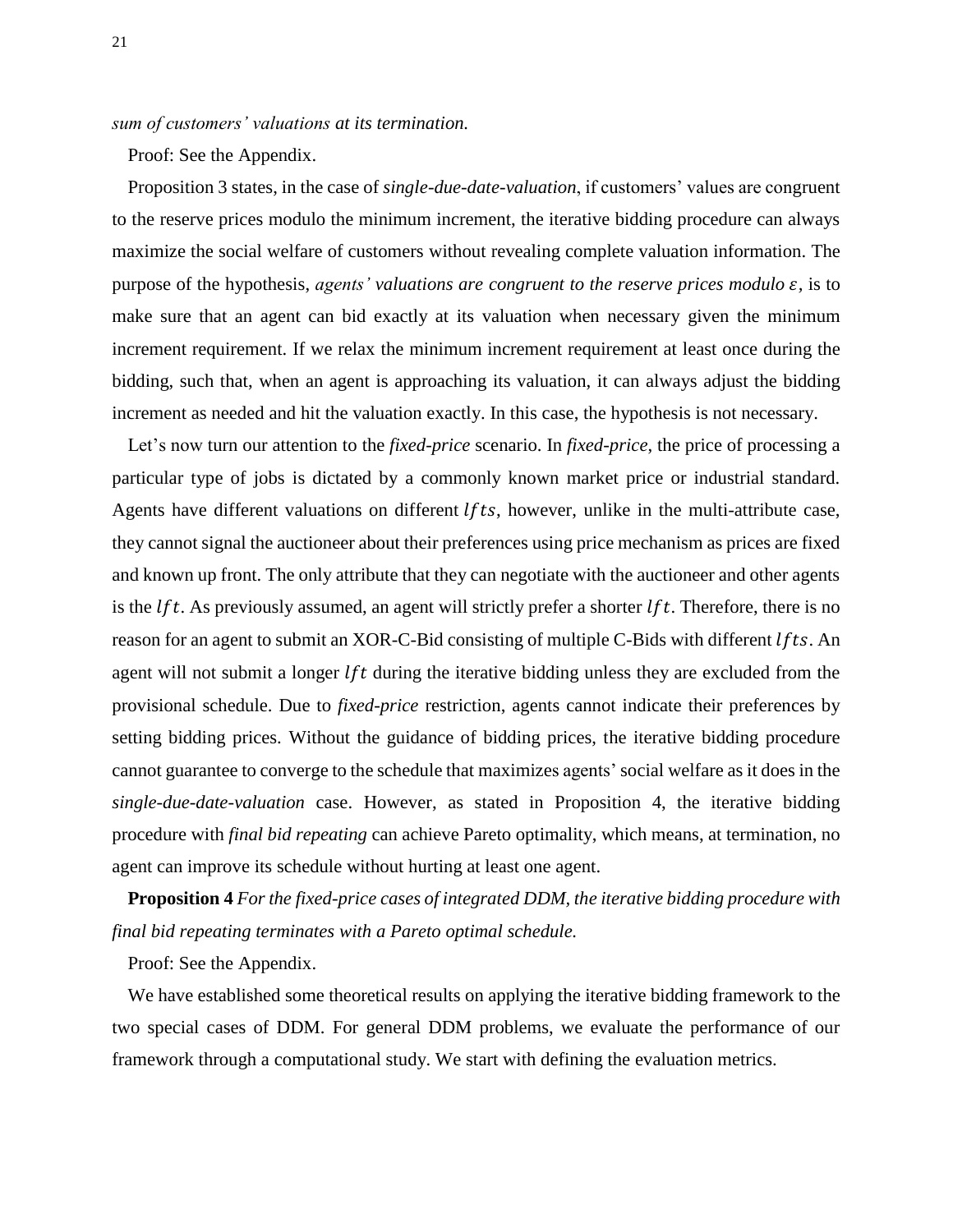*sum of customers' valuations at its termination.*

Proof: See the Appendix.

Proposition 3 states, in the case of *single-due-date-valuation*, if customers' values are congruent to the reserve prices modulo the minimum increment, the iterative bidding procedure can always maximize the social welfare of customers without revealing complete valuation information. The purpose of the hypothesis, *agents' valuations are congruent to the reserve prices modulo* $\varepsilon$*,* is to make sure that an agent can bid exactly at its valuation when necessary given the minimum increment requirement. If we relax the minimum increment requirement at least once during the bidding, such that, when an agent is approaching its valuation, it can always adjust the bidding increment as needed and hit the valuation exactly. In this case, the hypothesis is not necessary.

Let's now turn our attention to the *fixed-price* scenario. In *fixed-price*, the price of processing a particular type of jobs is dictated by a commonly known market price or industrial standard. Agents have different valuations on different $lfts$, however, unlike in the multi-attribute case, they cannot signal the auctioneer about their preferences using price mechanism as prices are fixed and known up front. The only attribute that they can negotiate with the auctioneer and other agents is the $lft$. As previously assumed, an agent will strictly prefer a shorter $lft$. Therefore, there is no reason for an agent to submit an XOR-C-Bid consisting of multiple C-Bids with different $lfts$. An agent will not submit a longer $lft$ during the iterative bidding unless they are excluded from the provisional schedule. Due to *fixed-price* restriction, agents cannot indicate their preferences by setting bidding prices. Without the guidance of bidding prices, the iterative bidding procedure cannot guarantee to converge to the schedule that maximizes agents' social welfare as it does in the *single-due-date-valuation* case. However, as stated in Proposition 4, the iterative bidding procedure with *final bid repeating* can achieve Pareto optimality, which means, at termination, no agent can improve its schedule without hurting at least one agent.

**Proposition 4** *For the fixed-price cases of integrated DDM, the iterative bidding procedure with final bid repeating terminates with a Pareto optimal schedule.*

Proof: See the Appendix.

We have established some theoretical results on applying the iterative bidding framework to the two special cases of DDM. For general DDM problems, we evaluate the performance of our framework through a computational study. We start with defining the evaluation metrics.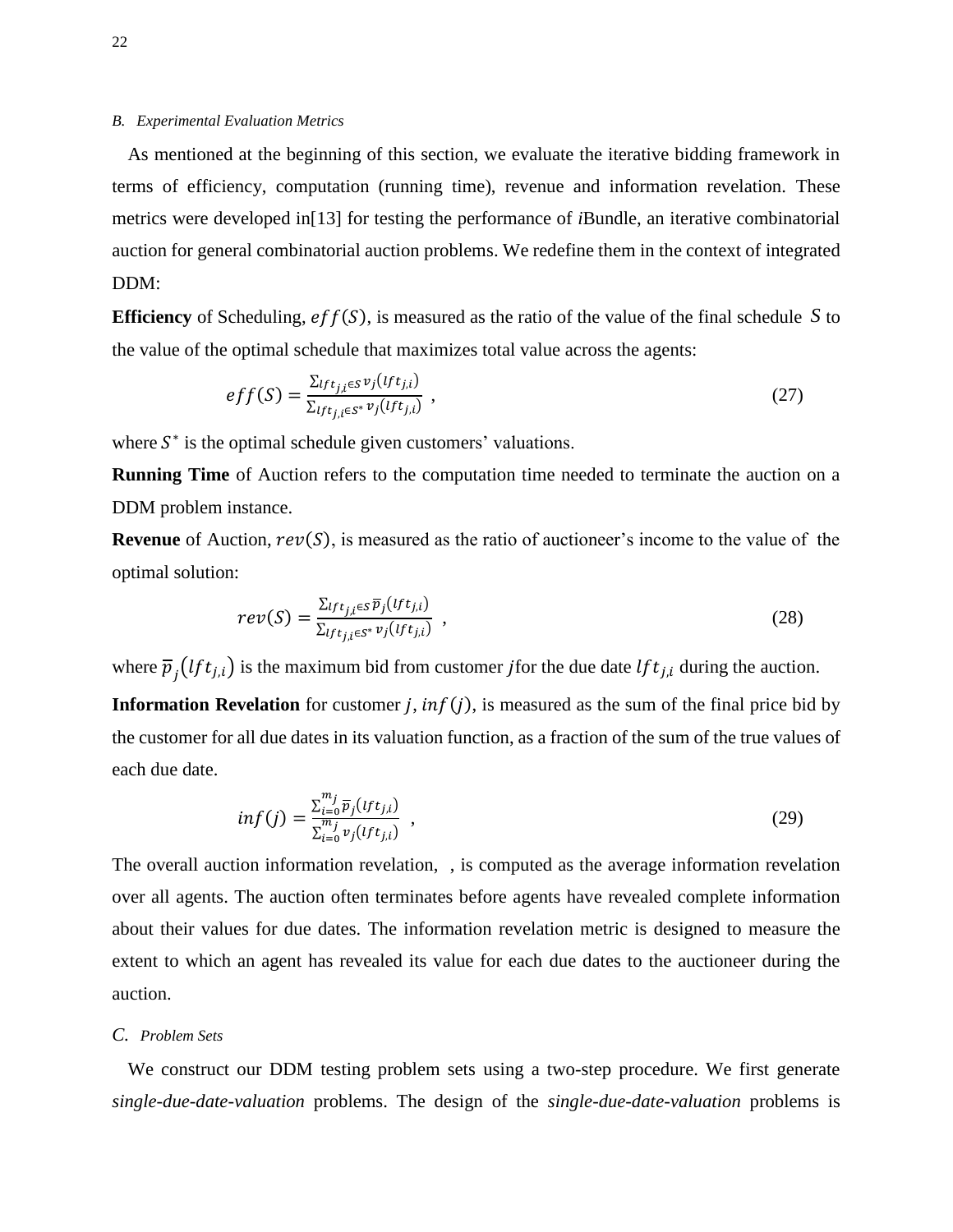### B. Experimental Evaluation Metrics

As mentioned at the beginning of this section, we evaluate the iterative bidding framework in terms of efficiency, computation (running time), revenue and information revelation. These metrics were developed in[13] for testing the performance of *i*Bundle, an iterative combinatorial auction for general combinatorial auction problems. We redefine them in the context of integrated DDM:

**Efficiency** of Scheduling, $eff(S)$, is measured as the ratio of the value of the final schedule $S$ to the value of the optimal schedule that maximizes total value across the agents:

$$eff(S) = \frac{\sum_{lft_{j,i} \in S} v_j(lft_{j,i})}{\sum_{lft_{j,i} \in S^*} v_j(lft_{j,i})} \;, \tag{27}$$

where $S^*$ is the optimal schedule given customers' valuations.

**Running Time** of Auction refers to the computation time needed to terminate the auction on a DDM problem instance.

**Revenue** of Auction, $rev(S)$, is measured as the ratio of auctioneer's income to the value of the optimal solution:

$$rev(S) = \frac{\sum_{lft_{j,i} \in S} \overline{p}_j(lft_{j,i})}{\sum_{lft_{j,i} \in S^*} v_j(lft_{j,i})} \;, \tag{28}$$

where $\overline{p}_j(lft_{j,i})$ is the maximum bid from customer $j$for the due date $lft_{j,i}$ during the auction.

**Information Revelation** for customer $j$, $inf(j)$, is measured as the sum of the final price bid by the customer for all due dates in its valuation function, as a fraction of the sum of the true values of each due date.

$$inf(j) = \frac{\sum_{i=0}^{m_j} \overline{p}_j(lft_{j,i})}{\sum_{i=0}^{m_j} v_j(lft_{j,i})} \;, \tag{29}$$

The overall auction information revelation, , is computed as the average information revelation over all agents. The auction often terminates before agents have revealed complete information about their values for due dates. The information revelation metric is designed to measure the extent to which an agent has revealed its value for each due dates to the auctioneer during the auction.

### C. Problem Sets

We construct our DDM testing problem sets using a two-step procedure. We first generate *single-due-date-valuation* problems. The design of the *single-due-date-valuation* problems is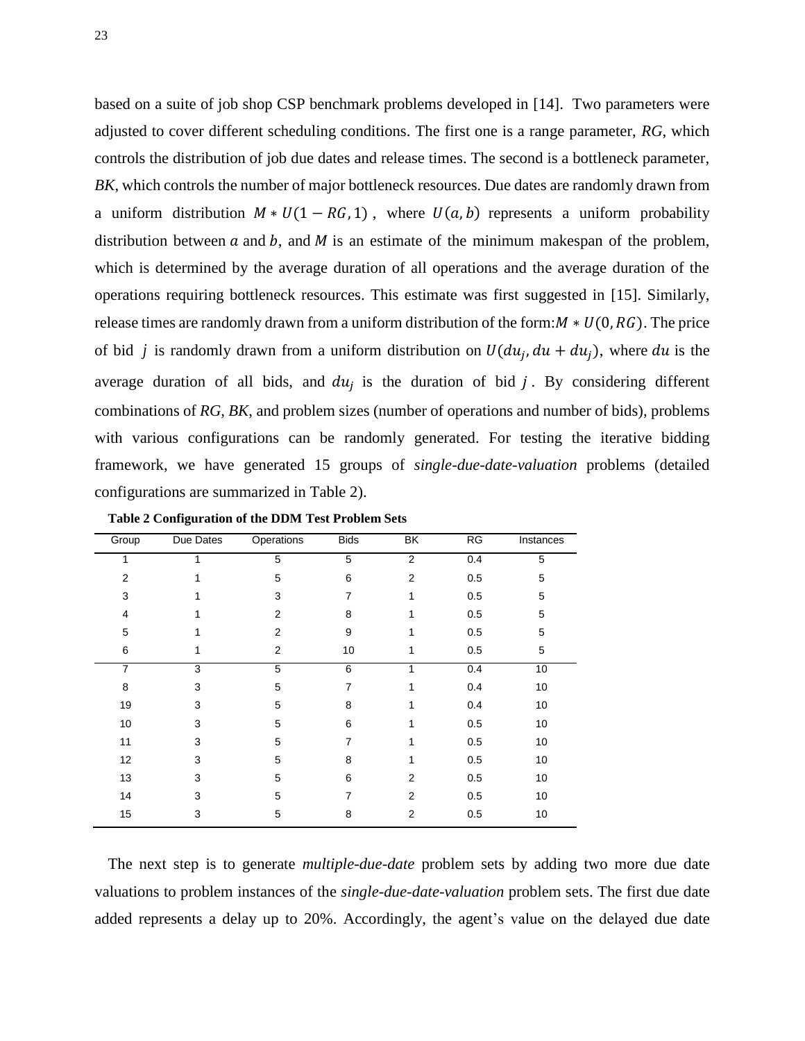based on a suite of job shop CSP benchmark problems developed in [14]. Two parameters were adjusted to cover different scheduling conditions. The first one is a range parameter, *RG*, which controls the distribution of job due dates and release times. The second is a bottleneck parameter, *BK*, which controls the number of major bottleneck resources. Due dates are randomly drawn from a uniform distribution $M * U(1 - RG, 1)$, where $U(a, b)$ represents a uniform probability distribution between $a$ and $b$, and $M$ is an estimate of the minimum makespan of the problem, which is determined by the average duration of all operations and the average duration of the operations requiring bottleneck resources. This estimate was first suggested in [15]. Similarly, release times are randomly drawn from a uniform distribution of the form: $M * U(0, RG)$. The price of bid $j$ is randomly drawn from a uniform distribution on $U(du_j, du + du_j)$, where $du$ is the average duration of all bids, and $du_j$ is the duration of bid $j$. By considering different combinations of *RG*, *BK*, and problem sizes (number of operations and number of bids), problems with various configurations can be randomly generated. For testing the iterative bidding framework, we have generated 15 groups of *single-due-date-valuation* problems (detailed configurations are summarized in Table 2).

**Table 2 Configuration of the DDM Test Problem Sets**

| Group | Due Dates | Operations | Bids | BK | RG | Instances |
|---|---|---|---|---|---|---|
| 1 | 1 | 5 | 5 | 2 | 0.4 | 5 |
| 2 | 1 | 5 | 6 | 2 | 0.5 | 5 |
| 3 | 1 | 3 | 7 | 1 | 0.5 | 5 |
| 4 | 1 | 2 | 8 | 1 | 0.5 | 5 |
| 5 | 1 | 2 | 9 | 1 | 0.5 | 5 |
| 6 | 1 | 2 | 10 | 1 | 0.5 | 5 |
| 7 | 3 | 5 | 6 | 1 | 0.4 | 10 |
| 8 | 3 | 5 | 7 | 1 | 0.4 | 10 |
| 19 | 3 | 5 | 8 | 1 | 0.4 | 10 |
| 10 | 3 | 5 | 6 | 1 | 0.5 | 10 |
| 11 | 3 | 5 | 7 | 1 | 0.5 | 10 |
| 12 | 3 | 5 | 8 | 1 | 0.5 | 10 |
| 13 | 3 | 5 | 6 | 2 | 0.5 | 10 |
| 14 | 3 | 5 | 7 | 2 | 0.5 | 10 |
| 15 | 3 | 5 | 8 | 2 | 0.5 | 10 |

The next step is to generate *multiple-due-date* problem sets by adding two more due date valuations to problem instances of the *single-due-date-valuation* problem sets. The first due date added represents a delay up to 20%. Accordingly, the agent's value on the delayed due date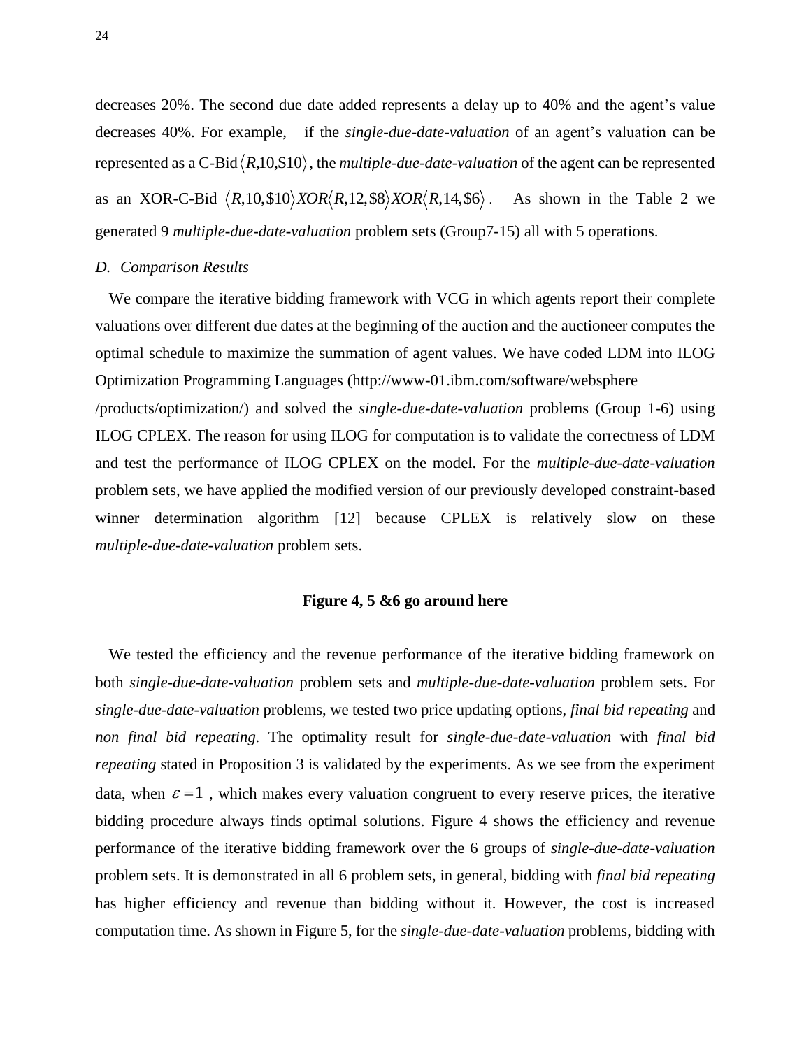decreases 20%. The second due date added represents a delay up to 40% and the agent's value decreases 40%. For example, if the *single-due-date-valuation* of an agent's valuation can be represented as a C-Bid $\langle R, 10, \$10 \rangle$, the *multiple-due-date-valuation* of the agent can be represented as an XOR-C-Bid $\langle R, 10, \$10 \rangle XOR \langle R, 12, \$8 \rangle XOR \langle R, 14, \$6 \rangle$. As shown in the Table 2 we generated 9 *multiple-due-date-valuation* problem sets (Group7-15) all with 5 operations.

### *D. Comparison Results*

We compare the iterative bidding framework with VCG in which agents report their complete valuations over different due dates at the beginning of the auction and the auctioneer computes the optimal schedule to maximize the summation of agent values. We have coded LDM into ILOG Optimization Programming Languages (http://www-01.ibm.com/software/websphere /products/optimization/) and solved the *single-due-date-valuation* problems (Group 1-6) using ILOG CPLEX. The reason for using ILOG for computation is to validate the correctness of LDM and test the performance of ILOG CPLEX on the model. For the *multiple-due-date-valuation* problem sets, we have applied the modified version of our previously developed constraint-based winner determination algorithm [12] because CPLEX is relatively slow on these *multiple-due-date-valuation* problem sets.

**Figure 4, 5 &6 go around here**

We tested the efficiency and the revenue performance of the iterative bidding framework on both *single-due-date-valuation* problem sets and *multiple-due-date-valuation* problem sets. For *single-due-date-valuation* problems, we tested two price updating options, *final bid repeating* and *non final bid repeating.* The optimality result for *single-due-date-valuation* with *final bid repeating* stated in Proposition 3 is validated by the experiments. As we see from the experiment data, when $\varepsilon = 1$, which makes every valuation congruent to every reserve prices, the iterative bidding procedure always finds optimal solutions. Figure 4 shows the efficiency and revenue performance of the iterative bidding framework over the 6 groups of *single-due-date-valuation* problem sets. It is demonstrated in all 6 problem sets, in general, bidding with *final bid repeating* has higher efficiency and revenue than bidding without it. However, the cost is increased computation time. As shown in Figure 5, for the *single-due-date-valuation* problems, bidding with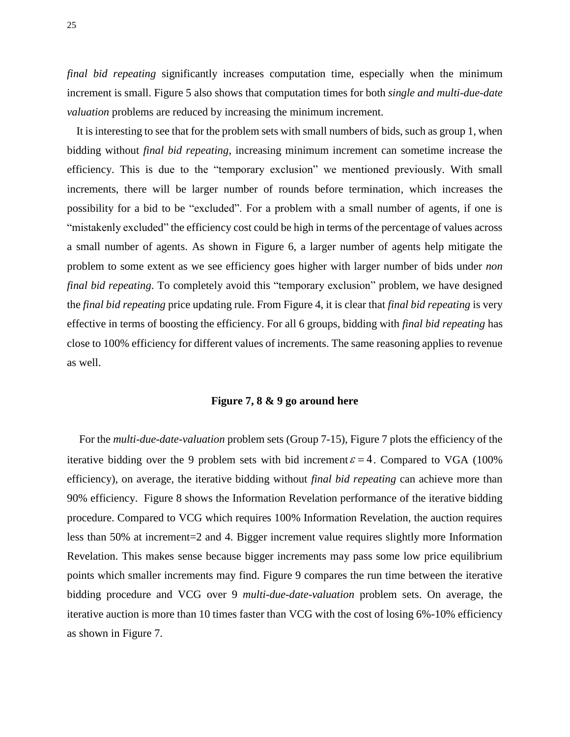*final bid repeating* significantly increases computation time, especially when the minimum increment is small. Figure 5 also shows that computation times for both *single and multi-due-date valuation* problems are reduced by increasing the minimum increment.

It is interesting to see that for the problem sets with small numbers of bids, such as group 1, when bidding without *final bid repeating*, increasing minimum increment can sometime increase the efficiency. This is due to the "temporary exclusion" we mentioned previously. With small increments, there will be larger number of rounds before termination, which increases the possibility for a bid to be "excluded". For a problem with a small number of agents, if one is "mistakenly excluded" the efficiency cost could be high in terms of the percentage of values across a small number of agents. As shown in Figure 6, a larger number of agents help mitigate the problem to some extent as we see efficiency goes higher with larger number of bids under *non final bid repeating*. To completely avoid this "temporary exclusion" problem, we have designed the *final bid repeating* price updating rule. From Figure 4, it is clear that *final bid repeating* is very effective in terms of boosting the efficiency. For all 6 groups, bidding with *final bid repeating* has close to 100% efficiency for different values of increments. The same reasoning applies to revenue as well.

**Figure 7, 8 & 9 go around here**

For the *multi-due-date-valuation* problem sets (Group 7-15), Figure 7 plots the efficiency of the iterative bidding over the 9 problem sets with bid increment $\varepsilon = 4$. Compared to VGA (100% efficiency), on average, the iterative bidding without *final bid repeating* can achieve more than 90% efficiency. Figure 8 shows the Information Revelation performance of the iterative bidding procedure. Compared to VCG which requires 100% Information Revelation, the auction requires less than 50% at increment=2 and 4. Bigger increment value requires slightly more Information Revelation. This makes sense because bigger increments may pass some low price equilibrium points which smaller increments may find. Figure 9 compares the run time between the iterative bidding procedure and VCG over 9 *multi-due-date-valuation* problem sets. On average, the iterative auction is more than 10 times faster than VCG with the cost of losing 6%-10% efficiency as shown in Figure 7.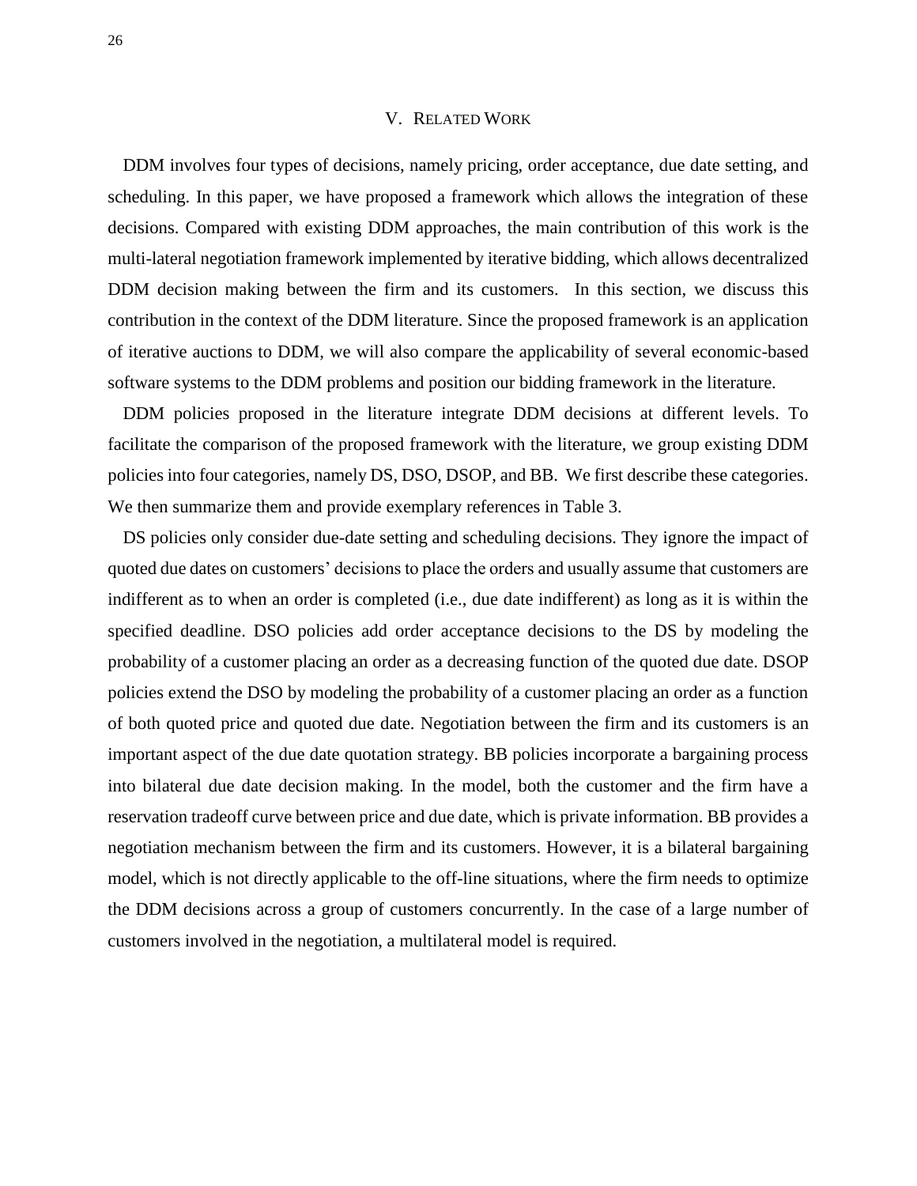## V. Related Work

DDM involves four types of decisions, namely pricing, order acceptance, due date setting, and scheduling. In this paper, we have proposed a framework which allows the integration of these decisions. Compared with existing DDM approaches, the main contribution of this work is the multi-lateral negotiation framework implemented by iterative bidding, which allows decentralized DDM decision making between the firm and its customers. In this section, we discuss this contribution in the context of the DDM literature. Since the proposed framework is an application of iterative auctions to DDM, we will also compare the applicability of several economic-based software systems to the DDM problems and position our bidding framework in the literature.

DDM policies proposed in the literature integrate DDM decisions at different levels. To facilitate the comparison of the proposed framework with the literature, we group existing DDM policies into four categories, namely DS, DSO, DSOP, and BB. We first describe these categories. We then summarize them and provide exemplary references in Table 3.

DS policies only consider due-date setting and scheduling decisions. They ignore the impact of quoted due dates on customers' decisions to place the orders and usually assume that customers are indifferent as to when an order is completed (i.e., due date indifferent) as long as it is within the specified deadline. DSO policies add order acceptance decisions to the DS by modeling the probability of a customer placing an order as a decreasing function of the quoted due date. DSOP policies extend the DSO by modeling the probability of a customer placing an order as a function of both quoted price and quoted due date. Negotiation between the firm and its customers is an important aspect of the due date quotation strategy. BB policies incorporate a bargaining process into bilateral due date decision making. In the model, both the customer and the firm have a reservation tradeoff curve between price and due date, which is private information. BB provides a negotiation mechanism between the firm and its customers. However, it is a bilateral bargaining model, which is not directly applicable to the off-line situations, where the firm needs to optimize the DDM decisions across a group of customers concurrently. In the case of a large number of customers involved in the negotiation, a multilateral model is required.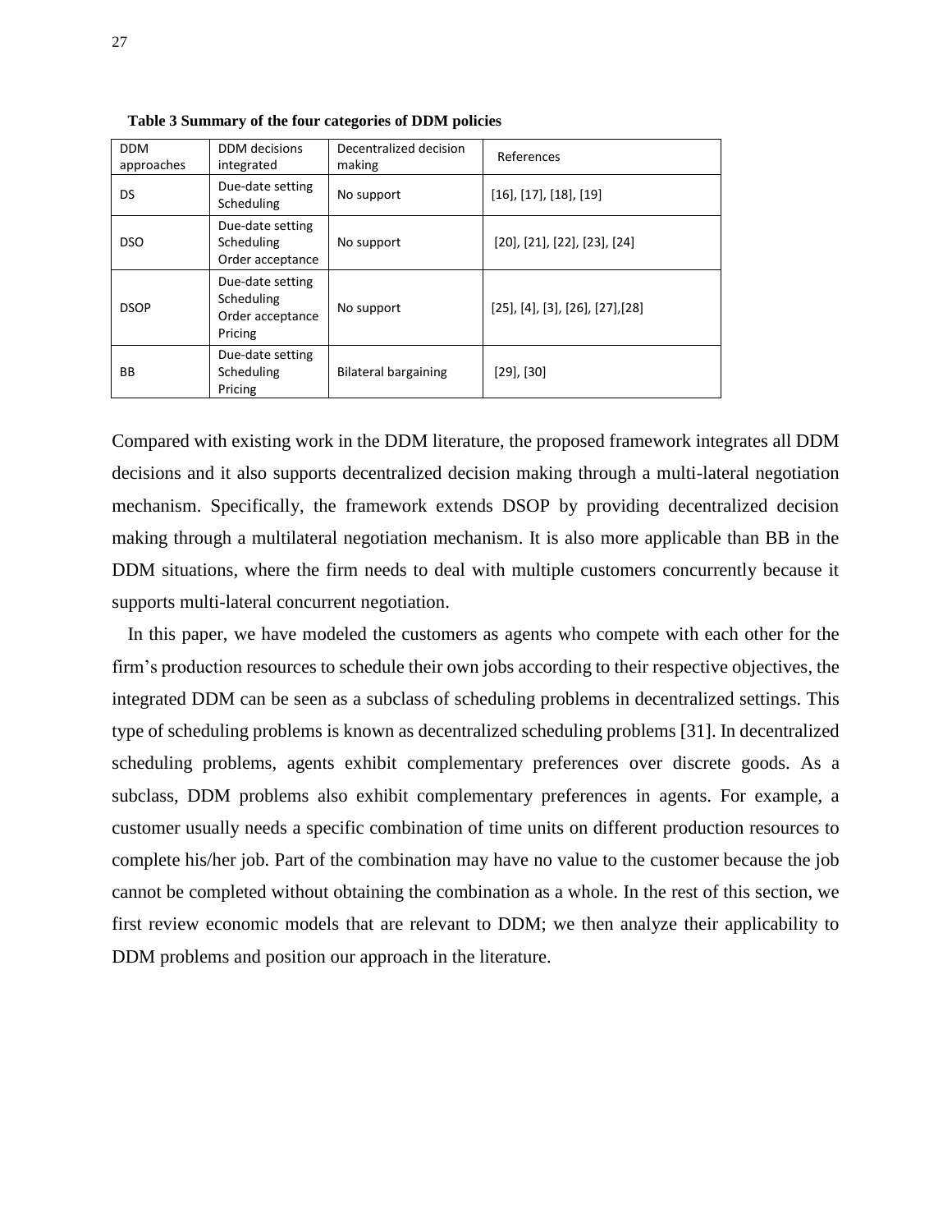**Table 3 Summary of the four categories of DDM policies**

| DDM approaches | DDM decisions integrated | Decentralized decision making | References |
|---|---|---|---|
| DS | Due-date setting<br>Scheduling | No support | [16], [17], [18], [19] |
| DSO | Due-date setting<br>Scheduling<br>Order acceptance | No support | [20], [21], [22], [23], [24] |
| DSOP | Due-date setting<br>Scheduling<br>Order acceptance<br>Pricing | No support | [25], [4], [3], [26], [27],[28] |
| BB | Due-date setting<br>Scheduling<br>Pricing | Bilateral bargaining | [29], [30] |

Compared with existing work in the DDM literature, the proposed framework integrates all DDM decisions and it also supports decentralized decision making through a multi-lateral negotiation mechanism. Specifically, the framework extends DSOP by providing decentralized decision making through a multilateral negotiation mechanism. It is also more applicable than BB in the DDM situations, where the firm needs to deal with multiple customers concurrently because it supports multi-lateral concurrent negotiation.

In this paper, we have modeled the customers as agents who compete with each other for the firm's production resources to schedule their own jobs according to their respective objectives, the integrated DDM can be seen as a subclass of scheduling problems in decentralized settings. This type of scheduling problems is known as decentralized scheduling problems [31]. In decentralized scheduling problems, agents exhibit complementary preferences over discrete goods. As a subclass, DDM problems also exhibit complementary preferences in agents. For example, a customer usually needs a specific combination of time units on different production resources to complete his/her job. Part of the combination may have no value to the customer because the job cannot be completed without obtaining the combination as a whole. In the rest of this section, we first review economic models that are relevant to DDM; we then analyze their applicability to DDM problems and position our approach in the literature.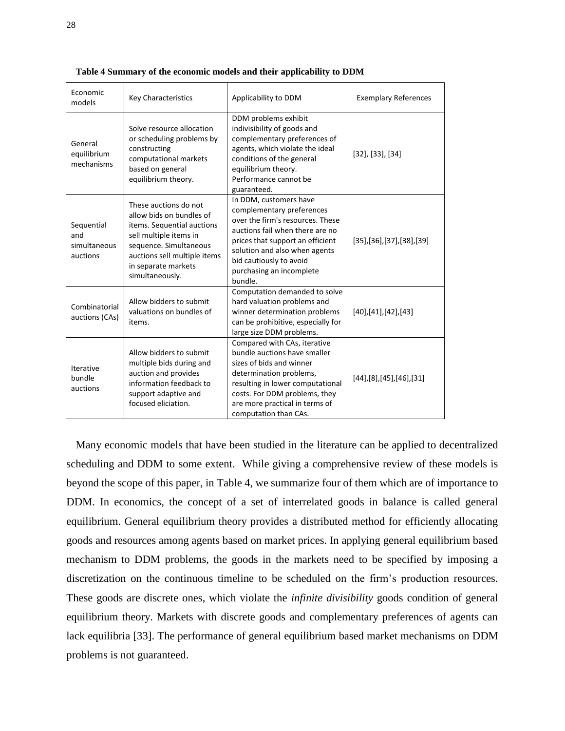**Table 4 Summary of the economic models and their applicability to DDM**

| Economic models | Key Characteristics | Applicability to DDM | Exemplary References |
|---|---|---|---|
| General equilibrium mechanisms | Solve resource allocation or scheduling problems by constructing computational markets based on general equilibrium theory. | DDM problems exhibit indivisibility of goods and complementary preferences of agents, which violate the ideal conditions of the general equilibrium theory. Performance cannot be guaranteed. | [32], [33], [34] |
| Sequential and simultaneous auctions | These auctions do not allow bids on bundles of items. Sequential auctions sell multiple items in sequence. Simultaneous auctions sell multiple items in separate markets simultaneously. | In DDM, customers have complementary preferences over the firm's resources. These auctions fail when there are no prices that support an efficient solution and also when agents bid cautiously to avoid purchasing an incomplete bundle. | [35],[36],[37],[38],[39] |
| Combinatorial auctions (CAs) | Allow bidders to submit valuations on bundles of items. | Computation demanded to solve hard valuation problems and winner determination problems can be prohibitive, especially for large size DDM problems. | [40],[41],[42],[43] |
| Iterative bundle auctions | Allow bidders to submit multiple bids during and auction and provides information feedback to support adaptive and focused eliciation. | Compared with CAs, iterative bundle auctions have smaller sizes of bids and winner determination problems, resulting in lower computational costs. For DDM problems, they are more practical in terms of computation than CAs. | [44],[8],[45],[46],[31] |

Many economic models that have been studied in the literature can be applied to decentralized scheduling and DDM to some extent. While giving a comprehensive review of these models is beyond the scope of this paper, in Table 4, we summarize four of them which are of importance to DDM. In economics, the concept of a set of interrelated goods in balance is called general equilibrium. General equilibrium theory provides a distributed method for efficiently allocating goods and resources among agents based on market prices. In applying general equilibrium based mechanism to DDM problems, the goods in the markets need to be specified by imposing a discretization on the continuous timeline to be scheduled on the firm's production resources. These goods are discrete ones, which violate the *infinite divisibility* goods condition of general equilibrium theory. Markets with discrete goods and complementary preferences of agents can lack equilibria [33]. The performance of general equilibrium based market mechanisms on DDM problems is not guaranteed.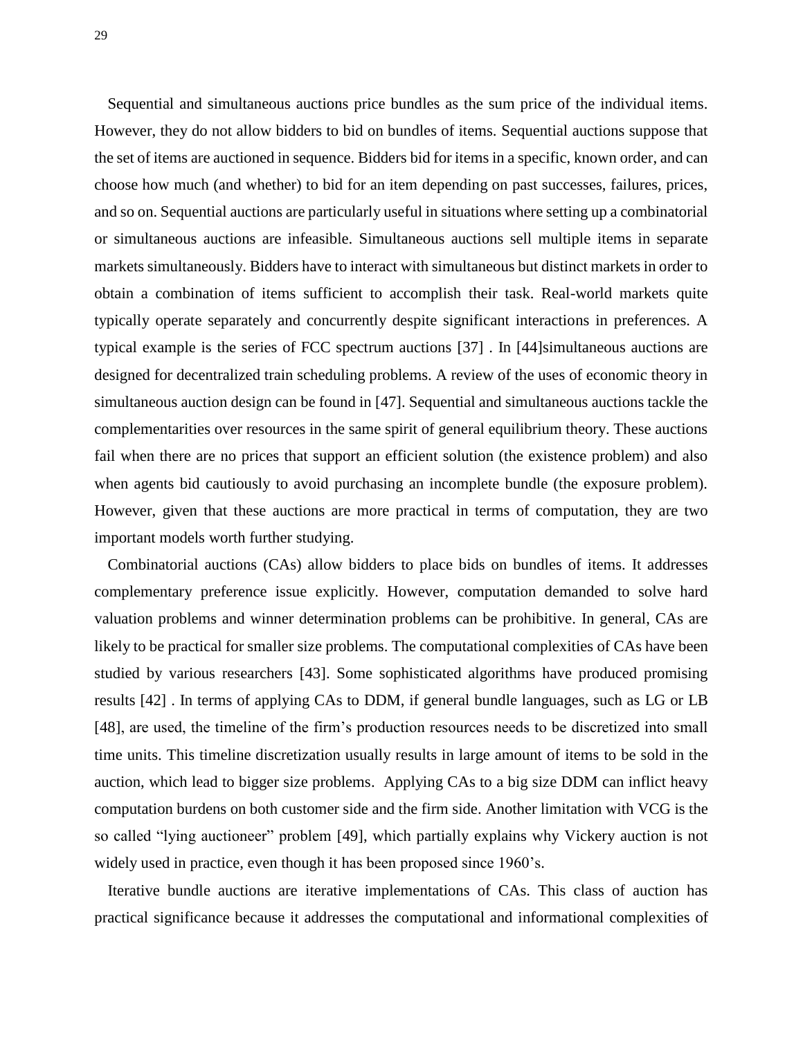Sequential and simultaneous auctions price bundles as the sum price of the individual items. However, they do not allow bidders to bid on bundles of items. Sequential auctions suppose that the set of items are auctioned in sequence. Bidders bid for items in a specific, known order, and can choose how much (and whether) to bid for an item depending on past successes, failures, prices, and so on. Sequential auctions are particularly useful in situations where setting up a combinatorial or simultaneous auctions are infeasible. Simultaneous auctions sell multiple items in separate markets simultaneously. Bidders have to interact with simultaneous but distinct markets in order to obtain a combination of items sufficient to accomplish their task. Real-world markets quite typically operate separately and concurrently despite significant interactions in preferences. A typical example is the series of FCC spectrum auctions [37] . In [44]simultaneous auctions are designed for decentralized train scheduling problems. A review of the uses of economic theory in simultaneous auction design can be found in [47]. Sequential and simultaneous auctions tackle the complementarities over resources in the same spirit of general equilibrium theory. These auctions fail when there are no prices that support an efficient solution (the existence problem) and also when agents bid cautiously to avoid purchasing an incomplete bundle (the exposure problem). However, given that these auctions are more practical in terms of computation, they are two important models worth further studying.

Combinatorial auctions (CAs) allow bidders to place bids on bundles of items. It addresses complementary preference issue explicitly. However, computation demanded to solve hard valuation problems and winner determination problems can be prohibitive. In general, CAs are likely to be practical for smaller size problems. The computational complexities of CAs have been studied by various researchers [43]. Some sophisticated algorithms have produced promising results [42] . In terms of applying CAs to DDM, if general bundle languages, such as LG or LB [48], are used, the timeline of the firm's production resources needs to be discretized into small time units. This timeline discretization usually results in large amount of items to be sold in the auction, which lead to bigger size problems. Applying CAs to a big size DDM can inflict heavy computation burdens on both customer side and the firm side. Another limitation with VCG is the so called "lying auctioneer" problem [49], which partially explains why Vickery auction is not widely used in practice, even though it has been proposed since 1960's.

Iterative bundle auctions are iterative implementations of CAs. This class of auction has practical significance because it addresses the computational and informational complexities of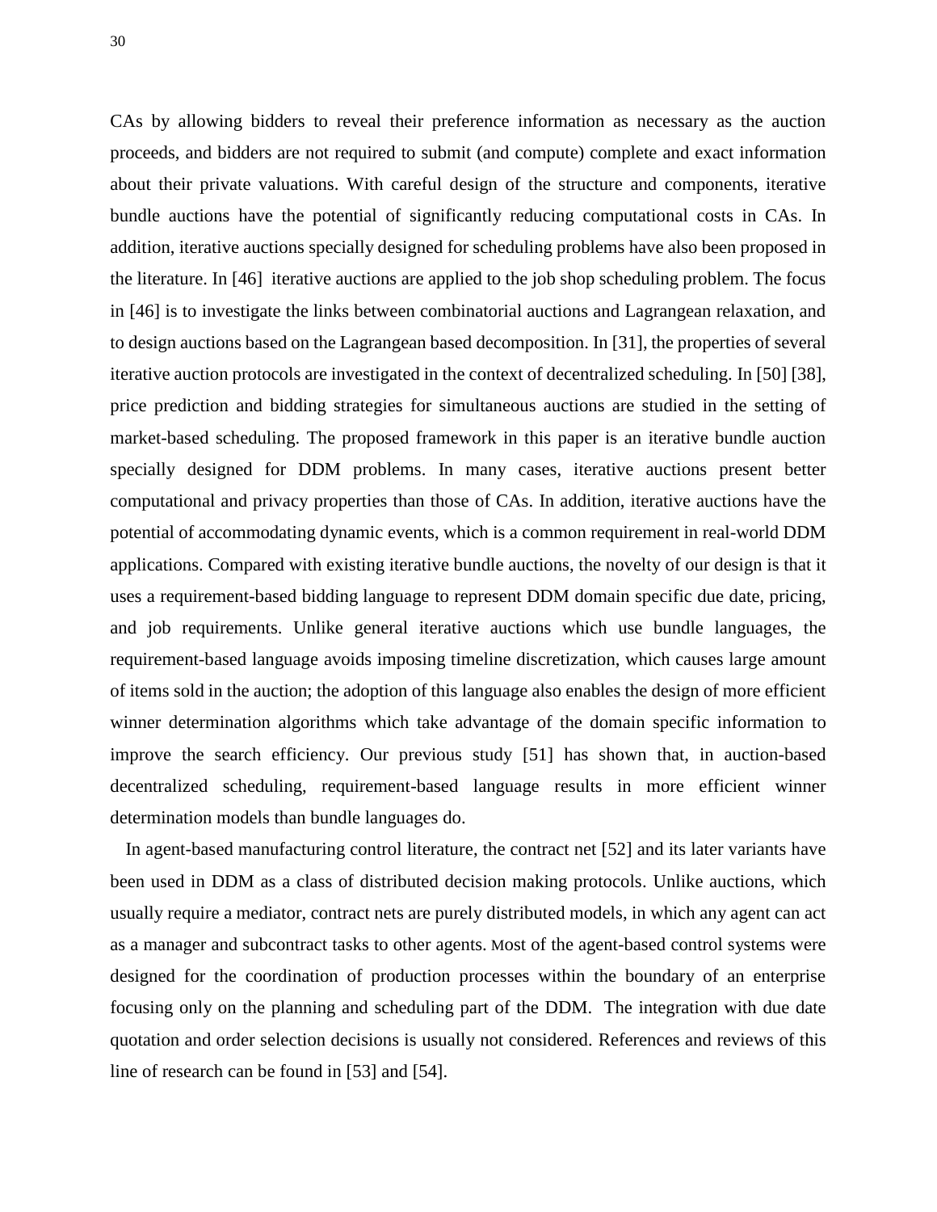CAs by allowing bidders to reveal their preference information as necessary as the auction proceeds, and bidders are not required to submit (and compute) complete and exact information about their private valuations. With careful design of the structure and components, iterative bundle auctions have the potential of significantly reducing computational costs in CAs. In addition, iterative auctions specially designed for scheduling problems have also been proposed in the literature. In [46] iterative auctions are applied to the job shop scheduling problem. The focus in [46] is to investigate the links between combinatorial auctions and Lagrangean relaxation, and to design auctions based on the Lagrangean based decomposition. In [31], the properties of several iterative auction protocols are investigated in the context of decentralized scheduling. In [50] [38], price prediction and bidding strategies for simultaneous auctions are studied in the setting of market-based scheduling. The proposed framework in this paper is an iterative bundle auction specially designed for DDM problems. In many cases, iterative auctions present better computational and privacy properties than those of CAs. In addition, iterative auctions have the potential of accommodating dynamic events, which is a common requirement in real-world DDM applications. Compared with existing iterative bundle auctions, the novelty of our design is that it uses a requirement-based bidding language to represent DDM domain specific due date, pricing, and job requirements. Unlike general iterative auctions which use bundle languages, the requirement-based language avoids imposing timeline discretization, which causes large amount of items sold in the auction; the adoption of this language also enables the design of more efficient winner determination algorithms which take advantage of the domain specific information to improve the search efficiency. Our previous study [51] has shown that, in auction-based decentralized scheduling, requirement-based language results in more efficient winner determination models than bundle languages do.

In agent-based manufacturing control literature, the contract net [52] and its later variants have been used in DDM as a class of distributed decision making protocols. Unlike auctions, which usually require a mediator, contract nets are purely distributed models, in which any agent can act as a manager and subcontract tasks to other agents. Most of the agent-based control systems were designed for the coordination of production processes within the boundary of an enterprise focusing only on the planning and scheduling part of the DDM. The integration with due date quotation and order selection decisions is usually not considered. References and reviews of this line of research can be found in [53] and [54].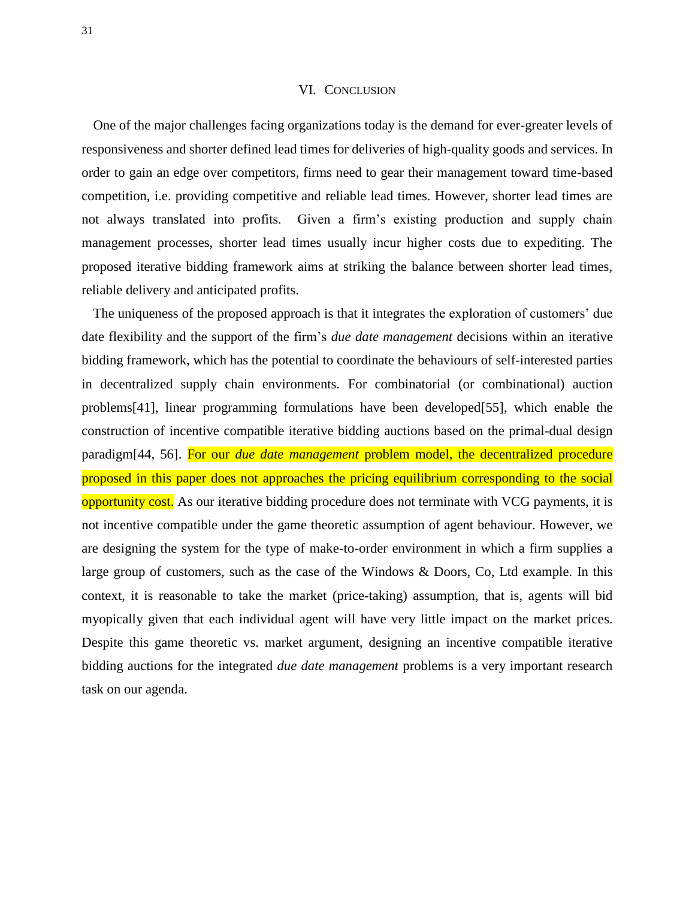## VI. CONCLUSION

One of the major challenges facing organizations today is the demand for ever-greater levels of responsiveness and shorter defined lead times for deliveries of high-quality goods and services. In order to gain an edge over competitors, firms need to gear their management toward time-based competition, i.e. providing competitive and reliable lead times. However, shorter lead times are not always translated into profits. Given a firm's existing production and supply chain management processes, shorter lead times usually incur higher costs due to expediting. The proposed iterative bidding framework aims at striking the balance between shorter lead times, reliable delivery and anticipated profits.

The uniqueness of the proposed approach is that it integrates the exploration of customers' due date flexibility and the support of the firm's *due date management* decisions within an iterative bidding framework, which has the potential to coordinate the behaviours of self-interested parties in decentralized supply chain environments. For combinatorial (or combinational) auction problems[41], linear programming formulations have been developed[55], which enable the construction of incentive compatible iterative bidding auctions based on the primal-dual design paradigm[44, 56]. For our *due date management* problem model, the decentralized procedure proposed in this paper does not approaches the pricing equilibrium corresponding to the social opportunity cost. As our iterative bidding procedure does not terminate with VCG payments, it is not incentive compatible under the game theoretic assumption of agent behaviour. However, we are designing the system for the type of make-to-order environment in which a firm supplies a large group of customers, such as the case of the Windows & Doors, Co, Ltd example. In this context, it is reasonable to take the market (price-taking) assumption, that is, agents will bid myopically given that each individual agent will have very little impact on the market prices. Despite this game theoretic vs. market argument, designing an incentive compatible iterative bidding auctions for the integrated *due date management* problems is a very important research task on our agenda.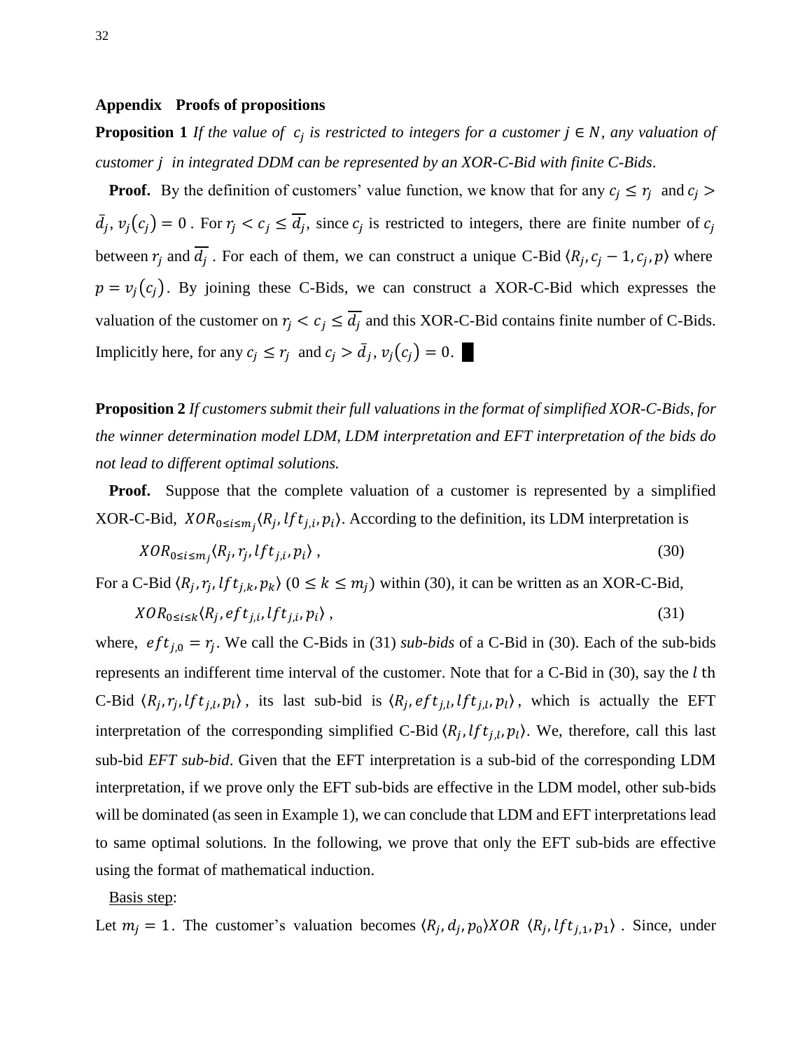## Appendix Proofs of propositions

**Proposition 1** *If the value of $c_j$ is restricted to integers for a customer $j \in N$, any valuation of customer $j$ in integrated DDM can be represented by an XOR-C-Bid with finite C-Bids.*

**Proof.** By the definition of customers' value function, we know that for any $c_j \le r_j$ and $c_j > \bar{d}_j$, $v_j(c_j) = 0$. For $r_j < c_j \le \overline{d_j}$, since $c_j$ is restricted to integers, there are finite number of $c_j$ between $r_j$ and $\overline{d_j}$. For each of them, we can construct a unique C-Bid $\langle R_j, c_j - 1, c_j, p \rangle$ where $p = v_j(c_j)$. By joining these C-Bids, we can construct a XOR-C-Bid which expresses the valuation of the customer on $r_j < c_j \le \overline{d_j}$ and this XOR-C-Bid contains finite number of C-Bids. Implicitly here, for any $c_j \le r_j$ and $c_j > \bar{d}_j$, $v_j(c_j) = 0$. ■

**Proposition 2** *If customers submit their full valuations in the format of simplified XOR-C-Bids, for the winner determination model LDM, LDM interpretation and EFT interpretation of the bids do not lead to different optimal solutions.*

**Proof.** Suppose that the complete valuation of a customer is represented by a simplified XOR-C-Bid, $XOR_{0 \le i \le m_j} \langle R_j, lft_{j,i}, p_i \rangle$. According to the definition, its LDM interpretation is

$$XOR_{0 \le i \le m_j} \langle R_j, r_j, lft_{j,i}, p_i \rangle \,, \tag{30}$$

For a C-Bid $\langle R_j, r_j, lft_{j,k}, p_k \rangle$ $(0 \le k \le m_j)$ within (30), it can be written as an XOR-C-Bid,

$$XOR_{0 \le i \le k} \langle R_j, eft_{j,i}, lft_{j,i}, p_i \rangle \,, \tag{31}$$

where, $eft_{j,0} = r_j$. We call the C-Bids in (31) *sub-bids* of a C-Bid in (30). Each of the sub-bids represents an indifferent time interval of the customer. Note that for a C-Bid in (30), say the $l$ th C-Bid $\langle R_j, r_j, lft_{j,l}, p_l \rangle$, its last sub-bid is $\langle R_j, eft_{j,l}, lft_{j,l}, p_l \rangle$, which is actually the EFT interpretation of the corresponding simplified C-Bid $\langle R_j, lft_{j,l}, p_l \rangle$. We, therefore, call this last sub-bid *EFT sub-bid*. Given that the EFT interpretation is a sub-bid of the corresponding LDM interpretation, if we prove only the EFT sub-bids are effective in the LDM model, other sub-bids will be dominated (as seen in Example 1), we can conclude that LDM and EFT interpretations lead to same optimal solutions. In the following, we prove that only the EFT sub-bids are effective using the format of mathematical induction.

<u>Basis step</u>:

Let $m_j = 1$. The customer's valuation becomes $\langle R_j, d_j, p_0 \rangle XOR \langle R_j, lft_{j,1}, p_1 \rangle$. Since, under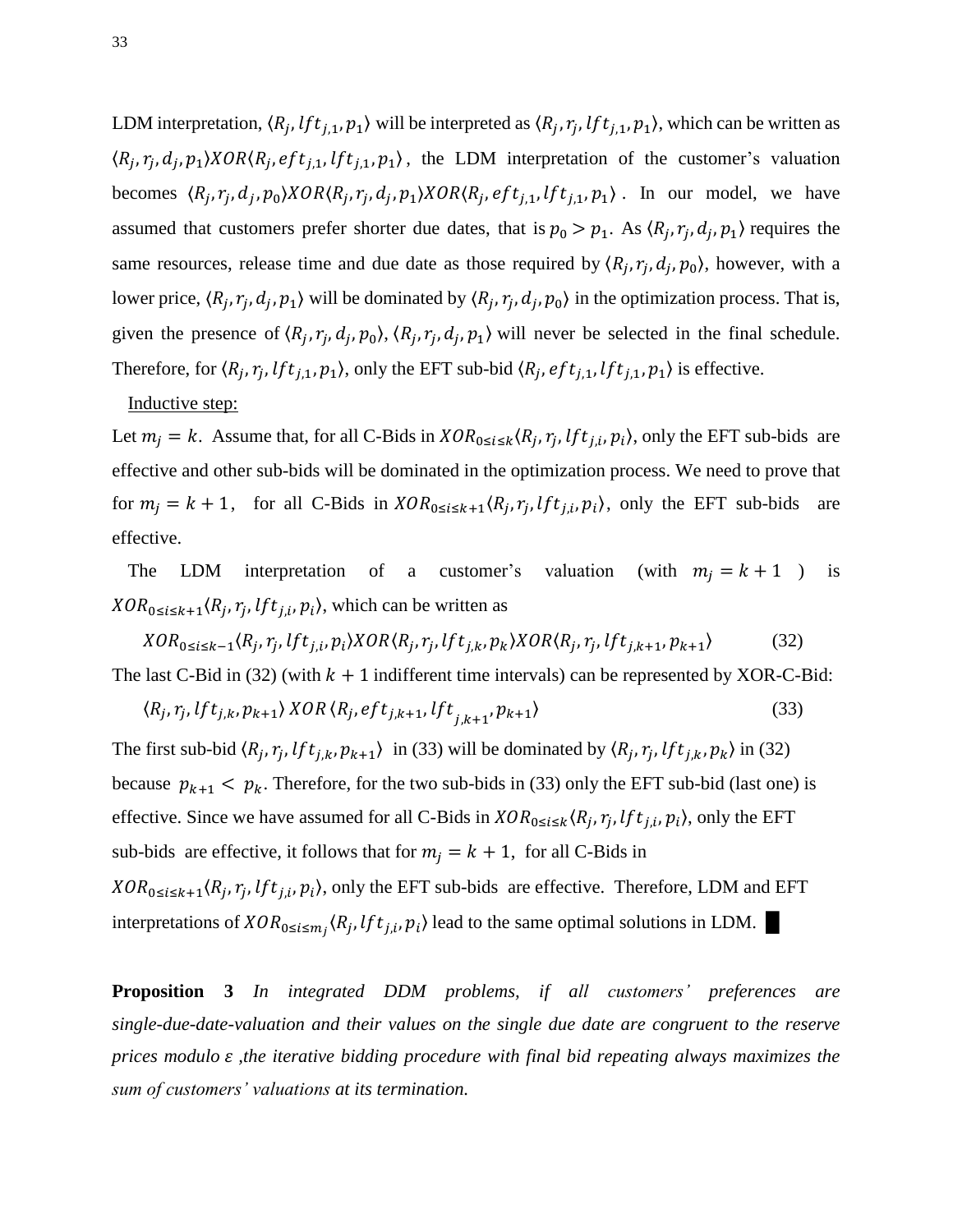LDM interpretation, $\langle R_j, lft_{j,1}, p_1\rangle$ will be interpreted as $\langle R_j, r_j, lft_{j,1}, p_1\rangle$, which can be written as $\langle R_j, r_j, d_j, p_1\rangle XOR\langle R_j, eft_{j,1}, lft_{j,1}, p_1\rangle$, the LDM interpretation of the customer's valuation becomes $\langle R_j, r_j, d_j, p_0\rangle XOR\langle R_j, r_j, d_j, p_1\rangle XOR\langle R_j, eft_{j,1}, lft_{j,1}, p_1\rangle$. In our model, we have assumed that customers prefer shorter due dates, that is $p_0 > p_1$. As $\langle R_j, r_j, d_j, p_1\rangle$ requires the same resources, release time and due date as those required by $\langle R_j, r_j, d_j, p_0\rangle$, however, with a lower price, $\langle R_j, r_j, d_j, p_1\rangle$ will be dominated by $\langle R_j, r_j, d_j, p_0\rangle$ in the optimization process. That is, given the presence of $\langle R_j, r_j, d_j, p_0\rangle$, $\langle R_j, r_j, d_j, p_1\rangle$ will never be selected in the final schedule. Therefore, for $\langle R_j, r_j, lft_{j,1}, p_1\rangle$, only the EFT sub-bid $\langle R_j, eft_{j,1}, lft_{j,1}, p_1\rangle$ is effective.

Inductive step:

Let $m_j = k$. Assume that, for all C-Bids in $XOR_{0\le i\le k}\langle R_j, r_j, lft_{j,i}, p_i\rangle$, only the EFT sub-bids are effective and other sub-bids will be dominated in the optimization process. We need to prove that for $m_j = k+1$, for all C-Bids in $XOR_{0\le i\le k+1}\langle R_j, r_j, lft_{j,i}, p_i\rangle$, only the EFT sub-bids are effective.

The LDM interpretation of a customer's valuation (with $m_j = k+1$) is $XOR_{0\le i\le k+1}\langle R_j, r_j, lft_{j,i}, p_i\rangle$, which can be written as

$$XOR_{0\le i\le k-1}\langle R_j, r_j, lft_{j,i}, p_i\rangle XOR\langle R_j, r_j, lft_{j,k}, p_k\rangle XOR\langle R_j, r_j, lft_{j,k+1}, p_{k+1}\rangle \tag{32}$$

The last C-Bid in (32) (with $k+1$ indifferent time intervals) can be represented by XOR-C-Bid:

$$\langle R_j, r_j, lft_{j,k}, p_{k+1}\rangle\ XOR\ \langle R_j, eft_{j,k+1}, lft_{j,k+1}, p_{k+1}\rangle \tag{33}$$

The first sub-bid $\langle R_j, r_j, lft_{j,k}, p_{k+1}\rangle$ in (33) will be dominated by $\langle R_j, r_j, lft_{j,k}, p_k\rangle$ in (32) because $p_{k+1} < p_k$. Therefore, for the two sub-bids in (33) only the EFT sub-bid (last one) is effective. Since we have assumed for all C-Bids in $XOR_{0\le i\le k}\langle R_j, r_j, lft_{j,i}, p_i\rangle$, only the EFT sub-bids are effective, it follows that for $m_j = k+1$, for all C-Bids in $XOR_{0\le i\le k+1}\langle R_j, r_j, lft_{j,i}, p_i\rangle$, only the EFT sub-bids are effective. Therefore, LDM and EFT interpretations of $XOR_{0\le i\le m_j}\langle R_j, lft_{j,i}, p_i\rangle$ lead to the same optimal solutions in LDM. █

**Proposition 3** *In integrated DDM problems, if all customers' preferences are single-due-date-valuation and their values on the single due date are congruent to the reserve prices modulo ε ,the iterative bidding procedure with final bid repeating always maximizes the sum of customers' valuations at its termination.*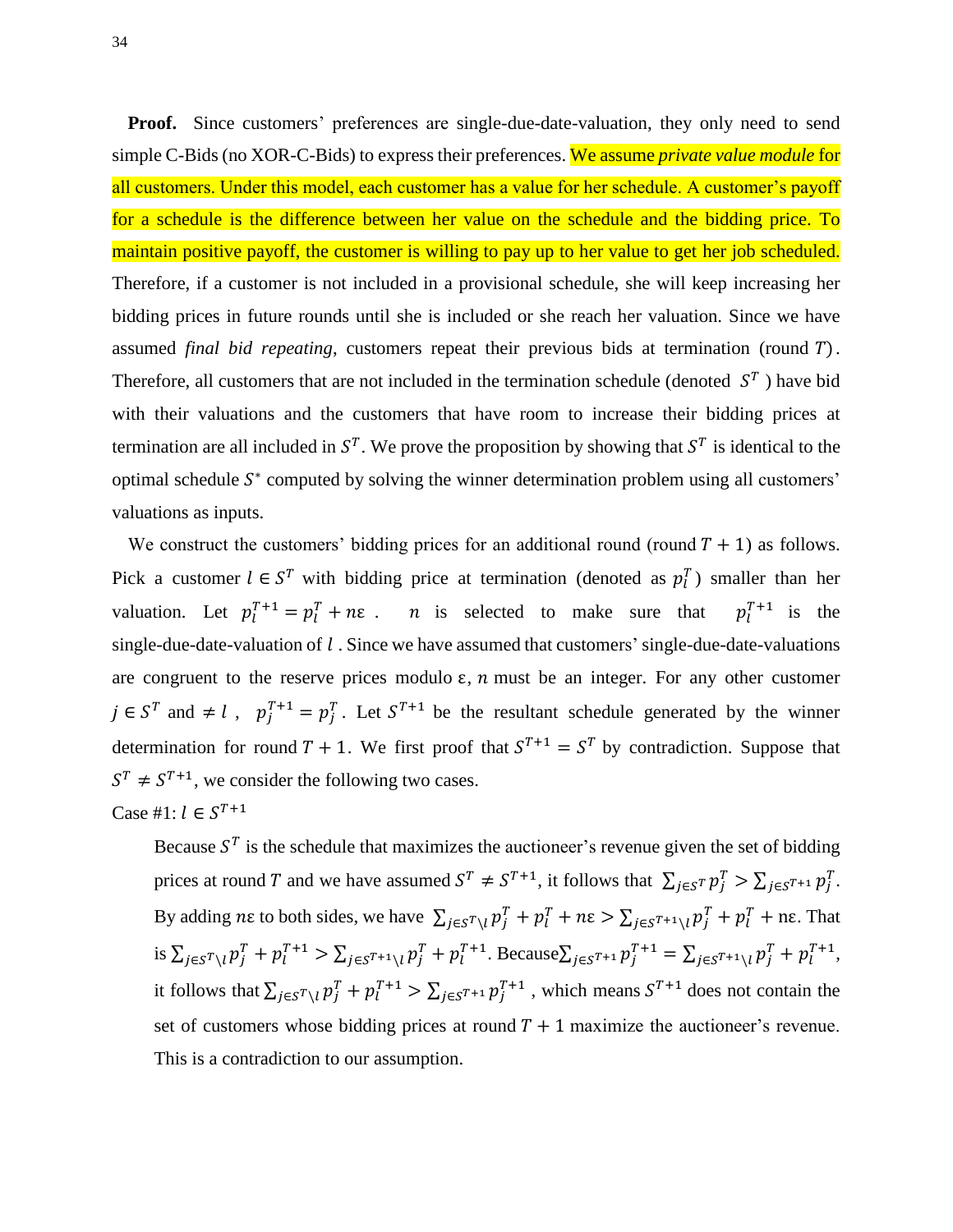**Proof.** Since customers' preferences are single-due-date-valuation, they only need to send simple C-Bids (no XOR-C-Bids) to express their preferences. We assume *private value module* for all customers. Under this model, each customer has a value for her schedule. A customer's payoff for a schedule is the difference between her value on the schedule and the bidding price. To maintain positive payoff, the customer is willing to pay up to her value to get her job scheduled. Therefore, if a customer is not included in a provisional schedule, she will keep increasing her bidding prices in future rounds until she is included or she reach her valuation. Since we have assumed *final bid repeating*, customers repeat their previous bids at termination (round $T$). Therefore, all customers that are not included in the termination schedule (denoted $S^T$ ) have bid with their valuations and the customers that have room to increase their bidding prices at termination are all included in $S^T$. We prove the proposition by showing that $S^T$ is identical to the optimal schedule $S^*$ computed by solving the winner determination problem using all customers' valuations as inputs.

We construct the customers' bidding prices for an additional round (round $T+1$) as follows. Pick a customer $l \in S^T$ with bidding price at termination (denoted as $p_l^T$) smaller than her valuation. Let $p_l^{T+1} = p_l^T + n\varepsilon$ . $n$ is selected to make sure that $p_l^{T+1}$ is the single-due-date-valuation of $l$ . Since we have assumed that customers' single-due-date-valuations are congruent to the reserve prices modulo ε, $n$ must be an integer. For any other customer $j \in S^T$ and $\neq l$ , $p_j^{T+1} = p_j^T$. Let $S^{T+1}$ be the resultant schedule generated by the winner determination for round $T+1$. We first proof that $S^{T+1} = S^T$ by contradiction. Suppose that $S^T \neq S^{T+1}$, we consider the following two cases.

Case #1: $l \in S^{T+1}$

Because $S^T$ is the schedule that maximizes the auctioneer's revenue given the set of bidding prices at round $T$ and we have assumed $S^T \neq S^{T+1}$, it follows that $\sum_{j \in S^T} p_j^T > \sum_{j \in S^{T+1}} p_j^T$. By adding $n\varepsilon$ to both sides, we have $\sum_{j \in S^T \setminus l} p_j^T + p_l^T + n\varepsilon > \sum_{j \in S^{T+1} \setminus l} p_j^T + p_l^T + n\varepsilon$. That is $\sum_{j \in S^T \setminus l} p_j^T + p_l^{T+1} > \sum_{j \in S^{T+1} \setminus l} p_j^T + p_l^{T+1}$. Because $\sum_{j \in S^{T+1}} p_j^{T+1} = \sum_{j \in S^{T+1} \setminus l} p_j^T + p_l^{T+1}$, it follows that $\sum_{j \in S^T \setminus l} p_j^T + p_l^{T+1} > \sum_{j \in S^{T+1}} p_j^{T+1}$ , which means $S^{T+1}$ does not contain the set of customers whose bidding prices at round $T+1$ maximize the auctioneer's revenue. This is a contradiction to our assumption.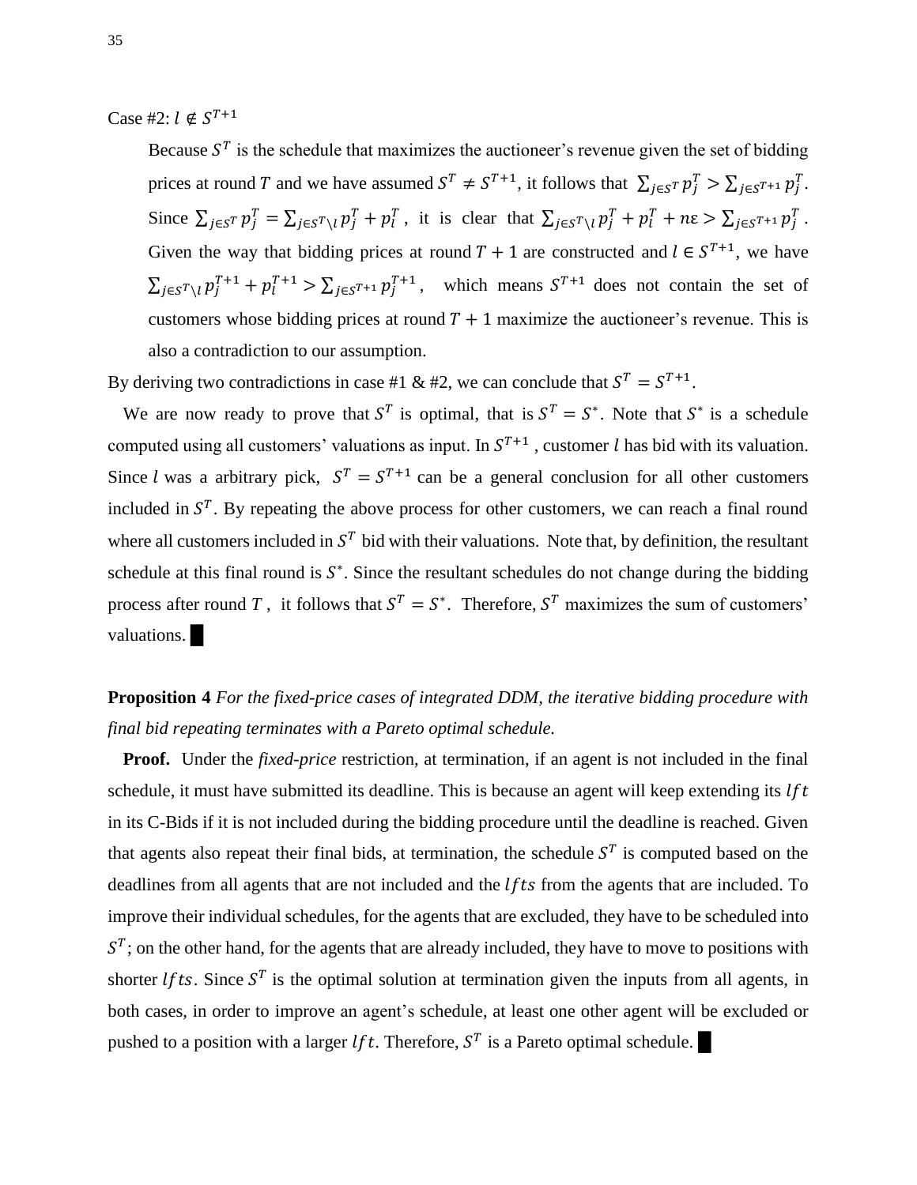Case #2: $l \notin S^{T+1}$

Because $S^T$ is the schedule that maximizes the auctioneer's revenue given the set of bidding prices at round $T$ and we have assumed $S^T \neq S^{T+1}$, it follows that $\sum_{j \in S^T} p_j^T > \sum_{j \in S^{T+1}} p_j^T$. Since $\sum_{j \in S^T} p_j^T = \sum_{j \in S^T \setminus l} p_j^T + p_l^T$, it is clear that $\sum_{j \in S^T \setminus l} p_j^T + p_l^T + n\varepsilon > \sum_{j \in S^{T+1}} p_j^T$. Given the way that bidding prices at round $T+1$ are constructed and $l \in S^{T+1}$, we have $\sum_{j \in S^T \setminus l} p_j^{T+1} + p_l^{T+1} > \sum_{j \in S^{T+1}} p_j^{T+1}$, which means $S^{T+1}$ does not contain the set of customers whose bidding prices at round $T+1$ maximize the auctioneer's revenue. This is also a contradiction to our assumption.

By deriving two contradictions in case #1 & #2, we can conclude that $S^T = S^{T+1}$.

We are now ready to prove that $S^T$ is optimal, that is $S^T = S^*$. Note that $S^*$ is a schedule computed using all customers' valuations as input. In $S^{T+1}$, customer $l$ has bid with its valuation. Since $l$ was a arbitrary pick, $S^T = S^{T+1}$ can be a general conclusion for all other customers included in $S^T$. By repeating the above process for other customers, we can reach a final round where all customers included in $S^T$ bid with their valuations. Note that, by definition, the resultant schedule at this final round is $S^*$. Since the resultant schedules do not change during the bidding process after round $T$, it follows that $S^T = S^*$. Therefore, $S^T$ maximizes the sum of customers' valuations. █

**Proposition 4** *For the fixed-price cases of integrated DDM, the iterative bidding procedure with final bid repeating terminates with a Pareto optimal schedule.*

**Proof.** Under the *fixed-price* restriction, at termination, if an agent is not included in the final schedule, it must have submitted its deadline. This is because an agent will keep extending its $lft$ in its C-Bids if it is not included during the bidding procedure until the deadline is reached. Given that agents also repeat their final bids, at termination, the schedule $S^T$ is computed based on the deadlines from all agents that are not included and the $lfts$ from the agents that are included. To improve their individual schedules, for the agents that are excluded, they have to be scheduled into $S^T$; on the other hand, for the agents that are already included, they have to move to positions with shorter $lfts$. Since $S^T$ is the optimal solution at termination given the inputs from all agents, in both cases, in order to improve an agent's schedule, at least one other agent will be excluded or pushed to a position with a larger $lft$. Therefore, $S^T$ is a Pareto optimal schedule. █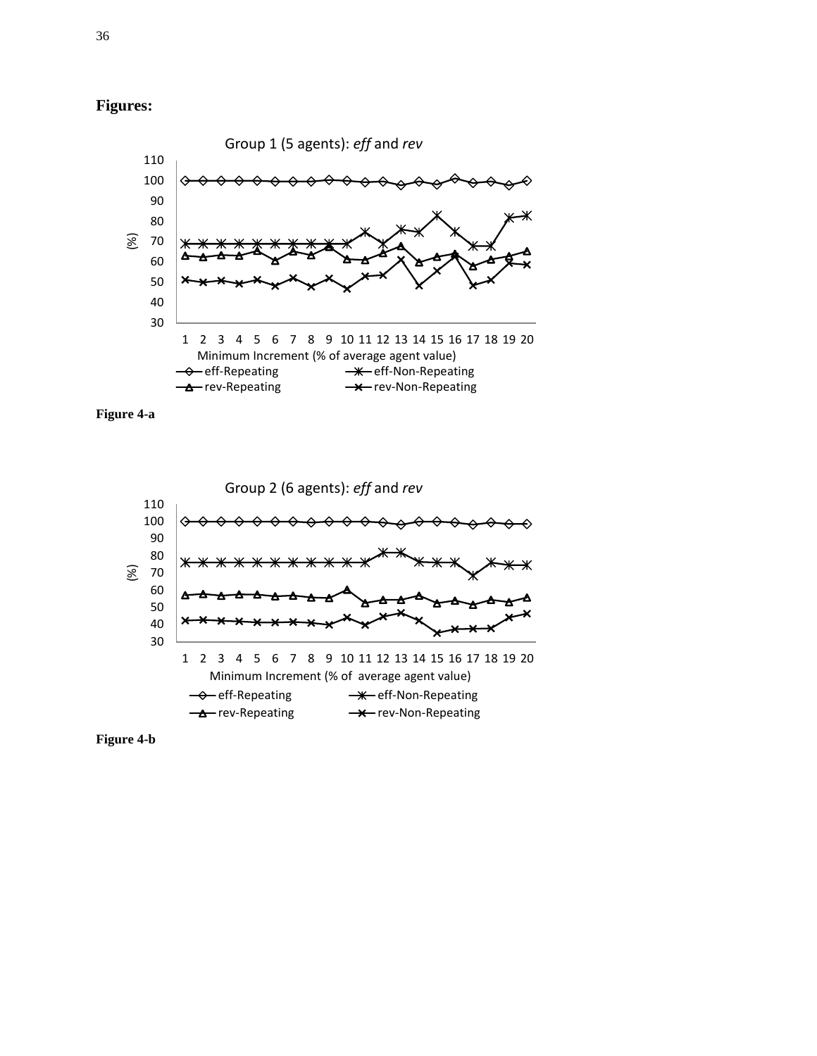**Figures:**

**Figure 4-a**

**Figure 4-b**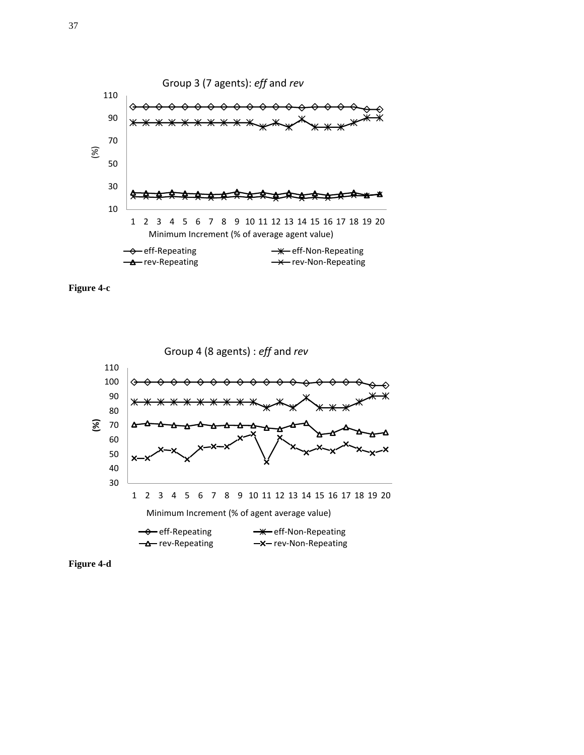Group 3 (7 agents): *eff* and *rev*

Figure 4-c

Group 4 (8 agents) : *eff* and *rev*

Figure 4-d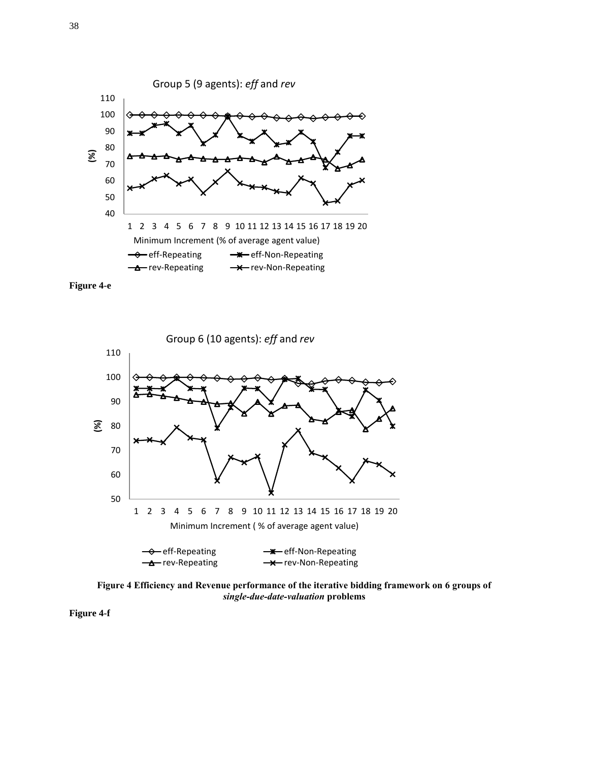Group 5 (9 agents): *eff* and *rev*

**Figure 4-e**

Group 6 (10 agents): *eff* and *rev*

**Figure 4 Efficiency and Revenue performance of the iterative bidding framework on 6 groups of *single-due-date-valuation* problems**

**Figure 4-f**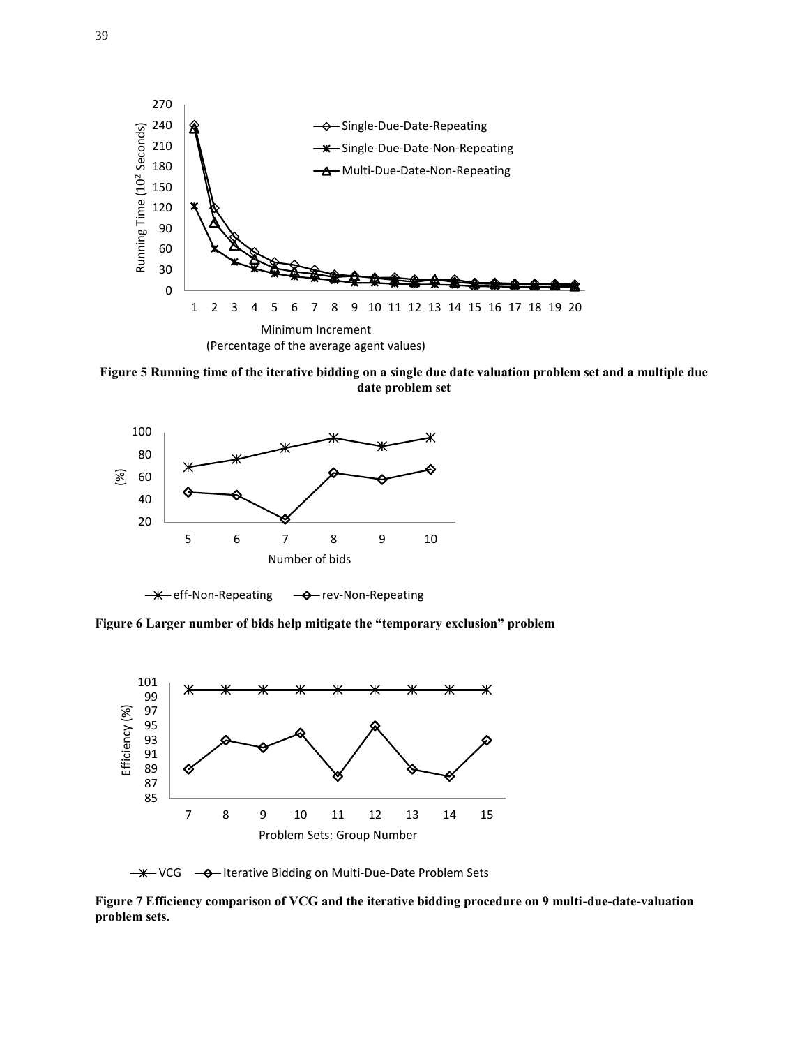**Figure 5 Running time of the iterative bidding on a single due date valuation problem set and a multiple due date problem set**

**Figure 6 Larger number of bids help mitigate the "temporary exclusion" problem**

**Figure 7 Efficiency comparison of VCG and the iterative bidding procedure on 9 multi-due-date-valuation problem sets.**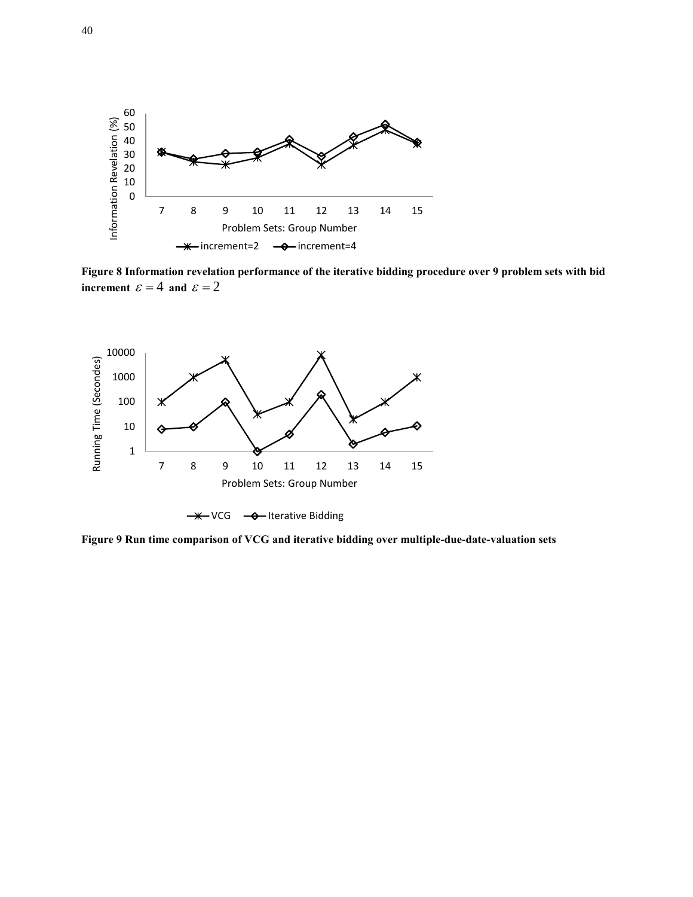**Figure 8 Information revelation performance of the iterative bidding procedure over 9 problem sets with bid increment $\varepsilon = 4$ and $\varepsilon = 2$**

**Figure 9 Run time comparison of VCG and iterative bidding over multiple-due-date-valuation sets**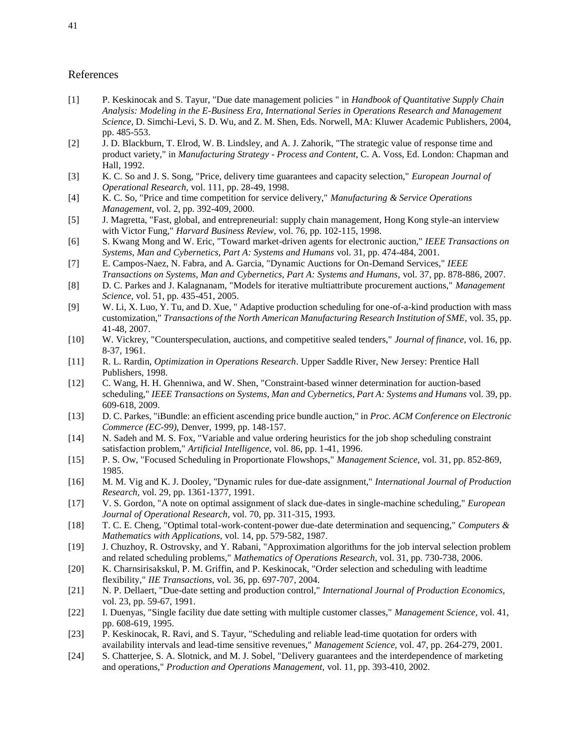## References

[1] P. Keskinocak and S. Tayur, "Due date management policies " in *Handbook of Quantitative Supply Chain Analysis: Modeling in the E-Business Era, International Series in Operations Research and Management Science*, D. Simchi-Levi, S. D. Wu, and Z. M. Shen, Eds. Norwell, MA: Kluwer Academic Publishers, 2004, pp. 485-553.

[2] J. D. Blackburn, T. Elrod, W. B. Lindsley, and A. J. Zahorik, "The strategic value of response time and product variety," in *Manufacturing Strategy - Process and Content*, C. A. Voss, Ed. London: Chapman and Hall, 1992.

[3] K. C. So and J. S. Song, "Price, delivery time guarantees and capacity selection," *European Journal of Operational Research,* vol. 111, pp. 28-49, 1998.

[4] K. C. So, "Price and time competition for service delivery," *Manufacturing & Service Operations Management,* vol. 2, pp. 392-409, 2000.

[5] J. Magretta, "Fast, global, and entrepreneurial: supply chain management, Hong Kong style-an interview with Victor Fung," *Harvard Business Review,* vol. 76, pp. 102-115, 1998.

[6] S. Kwang Mong and W. Eric, "Toward market-driven agents for electronic auction," *IEEE Transactions on Systems, Man and Cybernetics, Part A: Systems and Humans* vol. 31, pp. 474-484, 2001.

[7] E. Campos-Naez, N. Fabra, and A. Garcia, "Dynamic Auctions for On-Demand Services," *IEEE Transactions on Systems, Man and Cybernetics, Part A: Systems and Humans,* vol. 37, pp. 878-886, 2007.

[8] D. C. Parkes and J. Kalagnanam, "Models for iterative multiattribute procurement auctions," *Management Science,* vol. 51, pp. 435-451, 2005.

[9] W. Li, X. Luo, Y. Tu, and D. Xue, " Adaptive production scheduling for one-of-a-kind production with mass customization," *Transactions of the North American Manufacturing Research Institution of SME,* vol. 35, pp. 41-48, 2007.

[10] W. Vickrey, "Counterspeculation, auctions, and competitive sealed tenders," *Journal of finance,* vol. 16, pp. 8-37, 1961.

[11] R. L. Rardin, *Optimization in Operations Research*. Upper Saddle River, New Jersey: Prentice Hall Publishers, 1998.

[12] C. Wang, H. H. Ghenniwa, and W. Shen, "Constraint-based winner determination for auction-based scheduling," *IEEE Transactions on Systems, Man and Cybernetics, Part A: Systems and Humans* vol. 39, pp. 609-618, 2009.

[13] D. C. Parkes, "iBundle: an efficient ascending price bundle auction," in *Proc. ACM Conference on Electronic Commerce (EC-99)*, Denver, 1999, pp. 148-157.

[14] N. Sadeh and M. S. Fox, "Variable and value ordering heuristics for the job shop scheduling constraint satisfaction problem," *Artificial Intelligence,* vol. 86, pp. 1-41, 1996.

[15] P. S. Ow, "Focused Scheduling in Proportionate Flowshops," *Management Science,* vol. 31, pp. 852-869, 1985.

[16] M. M. Vig and K. J. Dooley, "Dynamic rules for due-date assignment," *International Journal of Production Research,* vol. 29, pp. 1361-1377, 1991.

[17] V. S. Gordon, "A note on optimal assignment of slack due-dates in single-machine scheduling," *European Journal of Operational Research,* vol. 70, pp. 311-315, 1993.

[18] T. C. E. Cheng, "Optimal total-work-content-power due-date determination and sequencing," *Computers & Mathematics with Applications,* vol. 14, pp. 579-582, 1987.

[19] J. Chuzhoy, R. Ostrovsky, and Y. Rabani, "Approximation algorithms for the job interval selection problem and related scheduling problems," *Mathematics of Operations Research,* vol. 31, pp. 730-738, 2006.

[20] K. Charnsirisakskul, P. M. Griffin, and P. Keskinocak, "Order selection and scheduling with leadtime flexibility," *IIE Transactions,* vol. 36, pp. 697-707, 2004.

[21] N. P. Dellaert, "Due-date setting and production control," *International Journal of Production Economics,* vol. 23, pp. 59-67, 1991.

[22] I. Duenyas, "Single facility due date setting with multiple customer classes," *Management Science,* vol. 41, pp. 608-619, 1995.

[23] P. Keskinocak, R. Ravi, and S. Tayur, "Scheduling and reliable lead-time quotation for orders with availability intervals and lead-time sensitive revenues," *Management Science,* vol. 47, pp. 264-279, 2001.

[24] S. Chatterjee, S. A. Slotnick, and M. J. Sobel, "Delivery guarantees and the interdependence of marketing and operations," *Production and Operations Management,* vol. 11, pp. 393-410, 2002.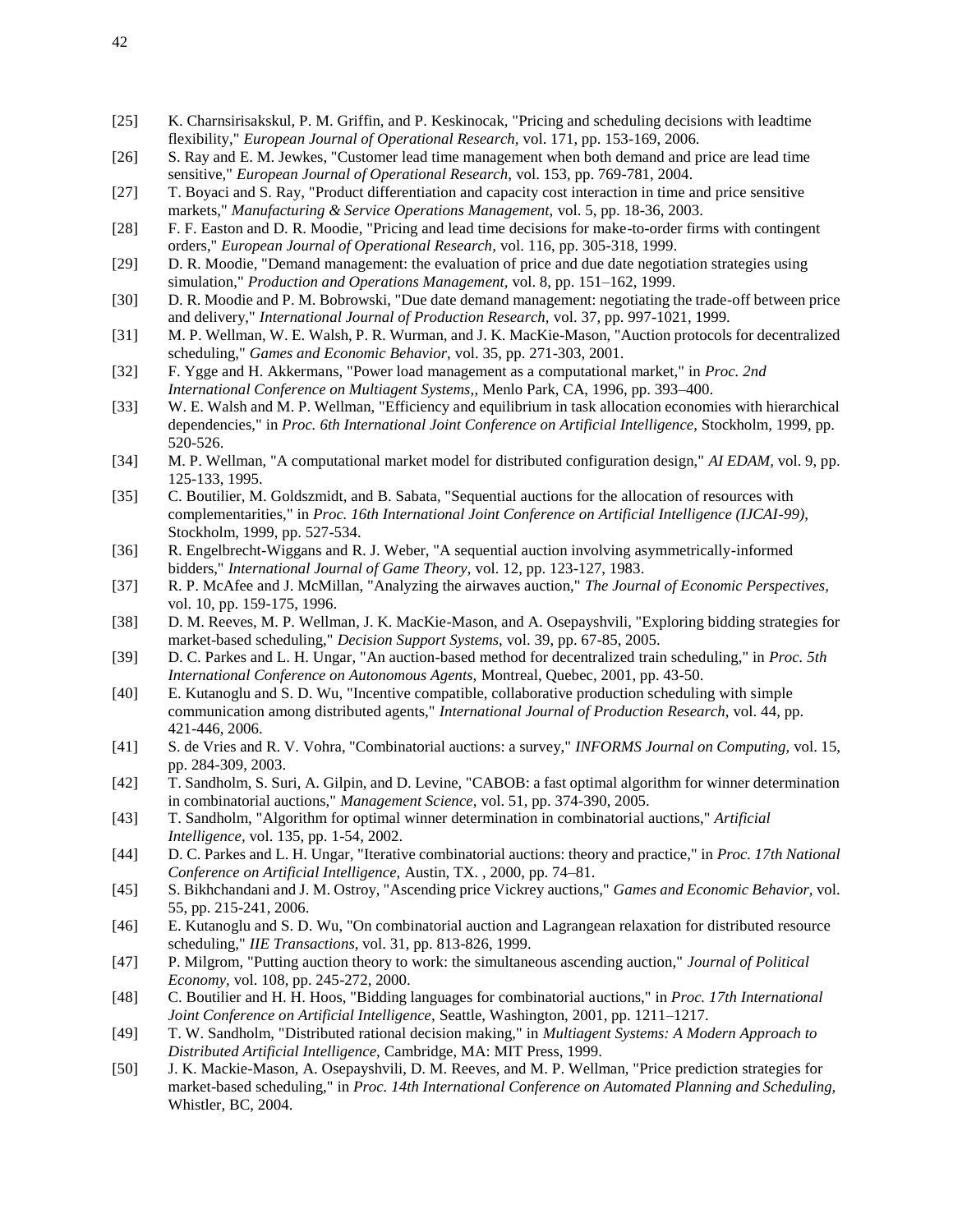[25] K. Charnsirisakskul, P. M. Griffin, and P. Keskinocak, "Pricing and scheduling decisions with leadtime flexibility," *European Journal of Operational Research,* vol. 171, pp. 153-169, 2006.

[26] S. Ray and E. M. Jewkes, "Customer lead time management when both demand and price are lead time sensitive," *European Journal of Operational Research,* vol. 153, pp. 769-781, 2004.

[27] T. Boyaci and S. Ray, "Product differentiation and capacity cost interaction in time and price sensitive markets," *Manufacturing & Service Operations Management,* vol. 5, pp. 18-36, 2003.

[28] F. F. Easton and D. R. Moodie, "Pricing and lead time decisions for make-to-order firms with contingent orders," *European Journal of Operational Research,* vol. 116, pp. 305-318, 1999.

[29] D. R. Moodie, "Demand management: the evaluation of price and due date negotiation strategies using simulation," *Production and Operations Management,* vol. 8, pp. 151–162, 1999.

[30] D. R. Moodie and P. M. Bobrowski, "Due date demand management: negotiating the trade-off between price and delivery," *International Journal of Production Research,* vol. 37, pp. 997-1021, 1999.

[31] M. P. Wellman, W. E. Walsh, P. R. Wurman, and J. K. MacKie-Mason, "Auction protocols for decentralized scheduling," *Games and Economic Behavior,* vol. 35, pp. 271-303, 2001.

[32] F. Ygge and H. Akkermans, "Power load management as a computational market," in *Proc. 2nd International Conference on Multiagent Systems,,* Menlo Park, CA, 1996, pp. 393–400.

[33] W. E. Walsh and M. P. Wellman, "Efficiency and equilibrium in task allocation economies with hierarchical dependencies," in *Proc. 6th International Joint Conference on Artificial Intelligence*, Stockholm, 1999, pp. 520-526.

[34] M. P. Wellman, "A computational market model for distributed configuration design," *AI EDAM,* vol. 9, pp. 125-133, 1995.

[35] C. Boutilier, M. Goldszmidt, and B. Sabata, "Sequential auctions for the allocation of resources with complementarities," in *Proc. 16th International Joint Conference on Artificial Intelligence (IJCAI-99)*, Stockholm, 1999, pp. 527-534.

[36] R. Engelbrecht-Wiggans and R. J. Weber, "A sequential auction involving asymmetrically-informed bidders," *International Journal of Game Theory,* vol. 12, pp. 123-127, 1983.

[37] R. P. McAfee and J. McMillan, "Analyzing the airwaves auction," *The Journal of Economic Perspectives,* vol. 10, pp. 159-175, 1996.

[38] D. M. Reeves, M. P. Wellman, J. K. MacKie-Mason, and A. Osepayshvili, "Exploring bidding strategies for market-based scheduling," *Decision Support Systems,* vol. 39, pp. 67-85, 2005.

[39] D. C. Parkes and L. H. Ungar, "An auction-based method for decentralized train scheduling," in *Proc. 5th International Conference on Autonomous Agents,* Montreal, Quebec, 2001, pp. 43-50.

[40] E. Kutanoglu and S. D. Wu, "Incentive compatible, collaborative production scheduling with simple communication among distributed agents," *International Journal of Production Research,* vol. 44, pp. 421-446, 2006.

[41] S. de Vries and R. V. Vohra, "Combinatorial auctions: a survey," *INFORMS Journal on Computing,* vol. 15, pp. 284-309, 2003.

[42] T. Sandholm, S. Suri, A. Gilpin, and D. Levine, "CABOB: a fast optimal algorithm for winner determination in combinatorial auctions," *Management Science,* vol. 51, pp. 374-390, 2005.

[43] T. Sandholm, "Algorithm for optimal winner determination in combinatorial auctions," *Artificial Intelligence,* vol. 135, pp. 1-54, 2002.

[44] D. C. Parkes and L. H. Ungar, "Iterative combinatorial auctions: theory and practice," in *Proc. 17th National Conference on Artificial Intelligence,* Austin, TX. , 2000, pp. 74–81.

[45] S. Bikhchandani and J. M. Ostroy, "Ascending price Vickrey auctions," *Games and Economic Behavior,* vol. 55, pp. 215-241, 2006.

[46] E. Kutanoglu and S. D. Wu, "On combinatorial auction and Lagrangean relaxation for distributed resource scheduling," *IIE Transactions,* vol. 31, pp. 813-826, 1999.

[47] P. Milgrom, "Putting auction theory to work: the simultaneous ascending auction," *Journal of Political Economy,* vol. 108, pp. 245-272, 2000.

[48] C. Boutilier and H. H. Hoos, "Bidding languages for combinatorial auctions," in *Proc. 17th International Joint Conference on Artificial Intelligence,* Seattle, Washington, 2001, pp. 1211–1217.

[49] T. W. Sandholm, "Distributed rational decision making," in *Multiagent Systems: A Modern Approach to Distributed Artificial Intelligence,* Cambridge, MA: MIT Press, 1999.

[50] J. K. Mackie-Mason, A. Osepayshvili, D. M. Reeves, and M. P. Wellman, "Price prediction strategies for market-based scheduling," in *Proc. 14th International Conference on Automated Planning and Scheduling,* Whistler, BC, 2004.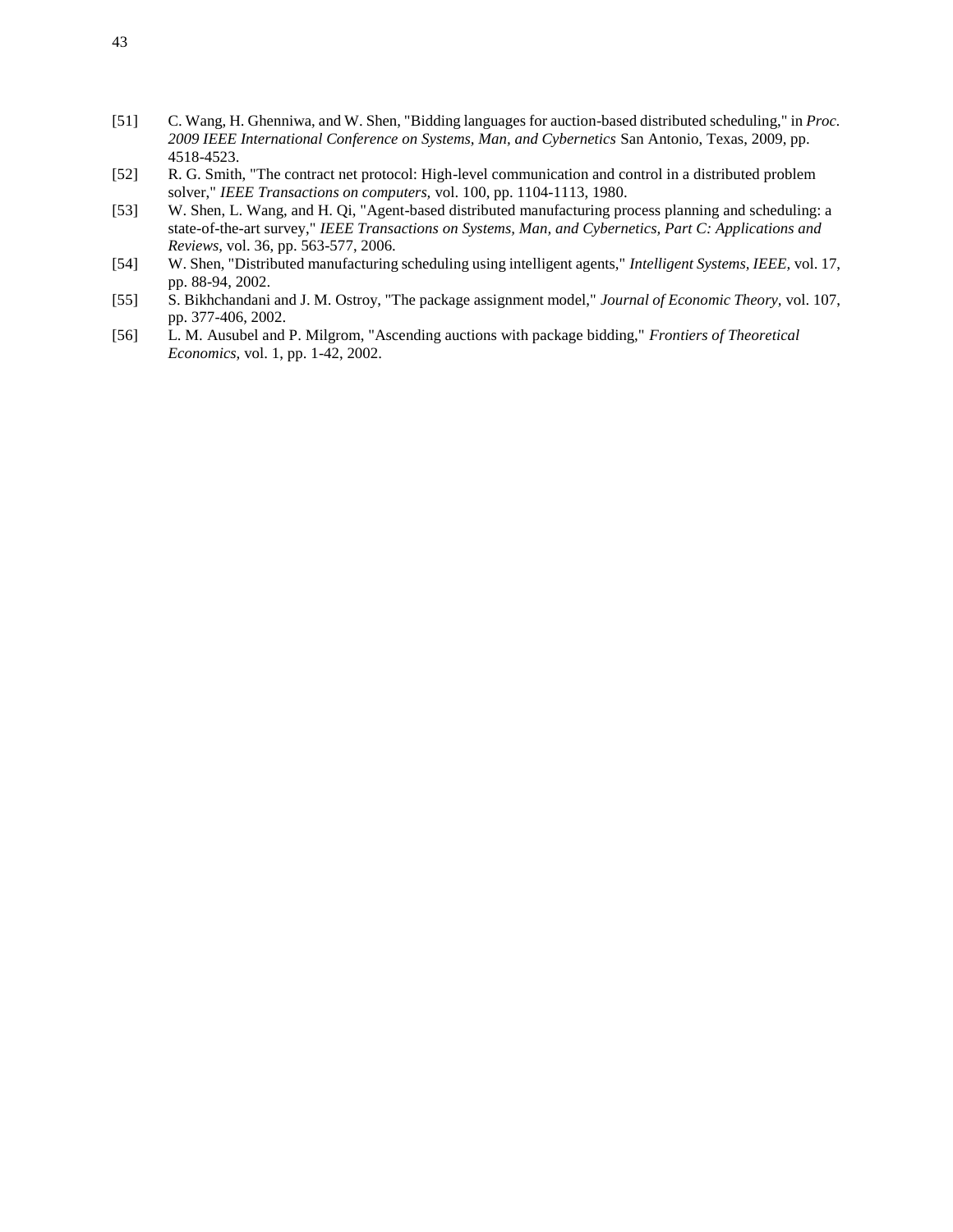[51] C. Wang, H. Ghenniwa, and W. Shen, "Bidding languages for auction-based distributed scheduling," in *Proc. 2009 IEEE International Conference on Systems, Man, and Cybernetics* San Antonio, Texas, 2009, pp. 4518-4523.

[52] R. G. Smith, "The contract net protocol: High-level communication and control in a distributed problem solver," *IEEE Transactions on computers,* vol. 100, pp. 1104-1113, 1980.

[53] W. Shen, L. Wang, and H. Qi, "Agent-based distributed manufacturing process planning and scheduling: a state-of-the-art survey," *IEEE Transactions on Systems, Man, and Cybernetics, Part C: Applications and Reviews,* vol. 36, pp. 563-577, 2006.

[54] W. Shen, "Distributed manufacturing scheduling using intelligent agents," *Intelligent Systems, IEEE,* vol. 17, pp. 88-94, 2002.

[55] S. Bikhchandani and J. M. Ostroy, "The package assignment model," *Journal of Economic Theory,* vol. 107, pp. 377-406, 2002.

[56] L. M. Ausubel and P. Milgrom, "Ascending auctions with package bidding," *Frontiers of Theoretical Economics,* vol. 1, pp. 1-42, 2002.